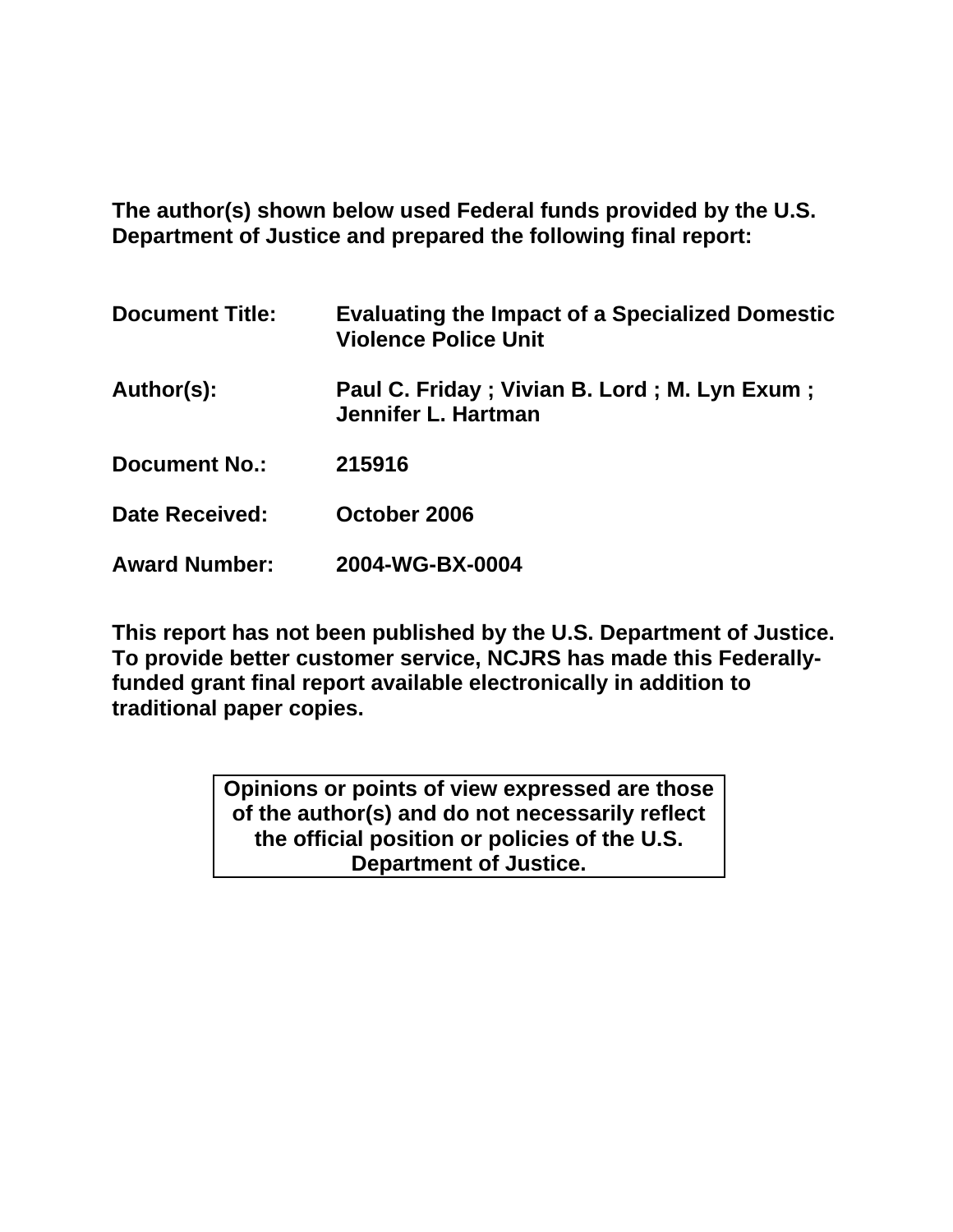**The author(s) shown below used Federal funds provided by the U.S. Department of Justice and prepared the following final report:**

| | |
|---|---|
| **Document Title:** | **Evaluating the Impact of a Specialized Domestic Violence Police Unit** |
| **Author(s):** | **Paul C. Friday ; Vivian B. Lord ; M. Lyn Exum ; Jennifer L. Hartman** |
| **Document No.:** | **215916** |
| **Date Received:** | **October 2006** |
| **Award Number:** | **2004-WG-BX-0004** |

**This report has not been published by the U.S. Department of Justice. To provide better customer service, NCJRS has made this Federally-funded grant final report available electronically in addition to traditional paper copies.**

**Opinions or points of view expressed are those of the author(s) and do not necessarily reflect the official position or policies of the U.S. Department of Justice.**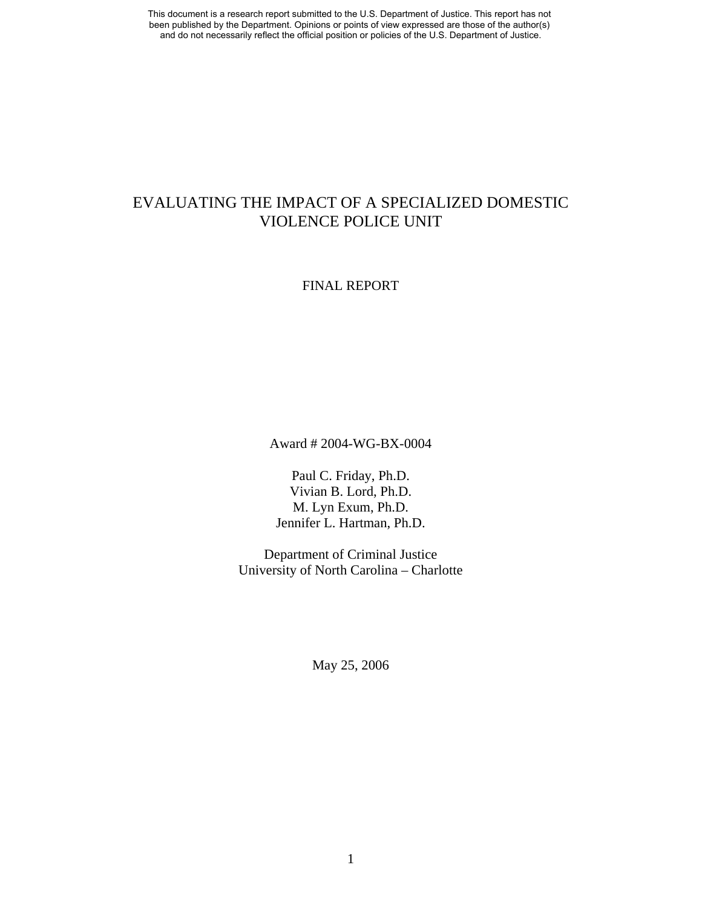This document is a research report submitted to the U.S. Department of Justice. This report has not been published by the Department. Opinions or points of view expressed are those of the author(s) and do not necessarily reflect the official position or policies of the U.S. Department of Justice.

# EVALUATING THE IMPACT OF A SPECIALIZED DOMESTIC VIOLENCE POLICE UNIT

FINAL REPORT

Award # 2004-WG-BX-0004

Paul C. Friday, Ph.D.
Vivian B. Lord, Ph.D.
M. Lyn Exum, Ph.D.
Jennifer L. Hartman, Ph.D.

Department of Criminal Justice
University of North Carolina – Charlotte

May 25, 2006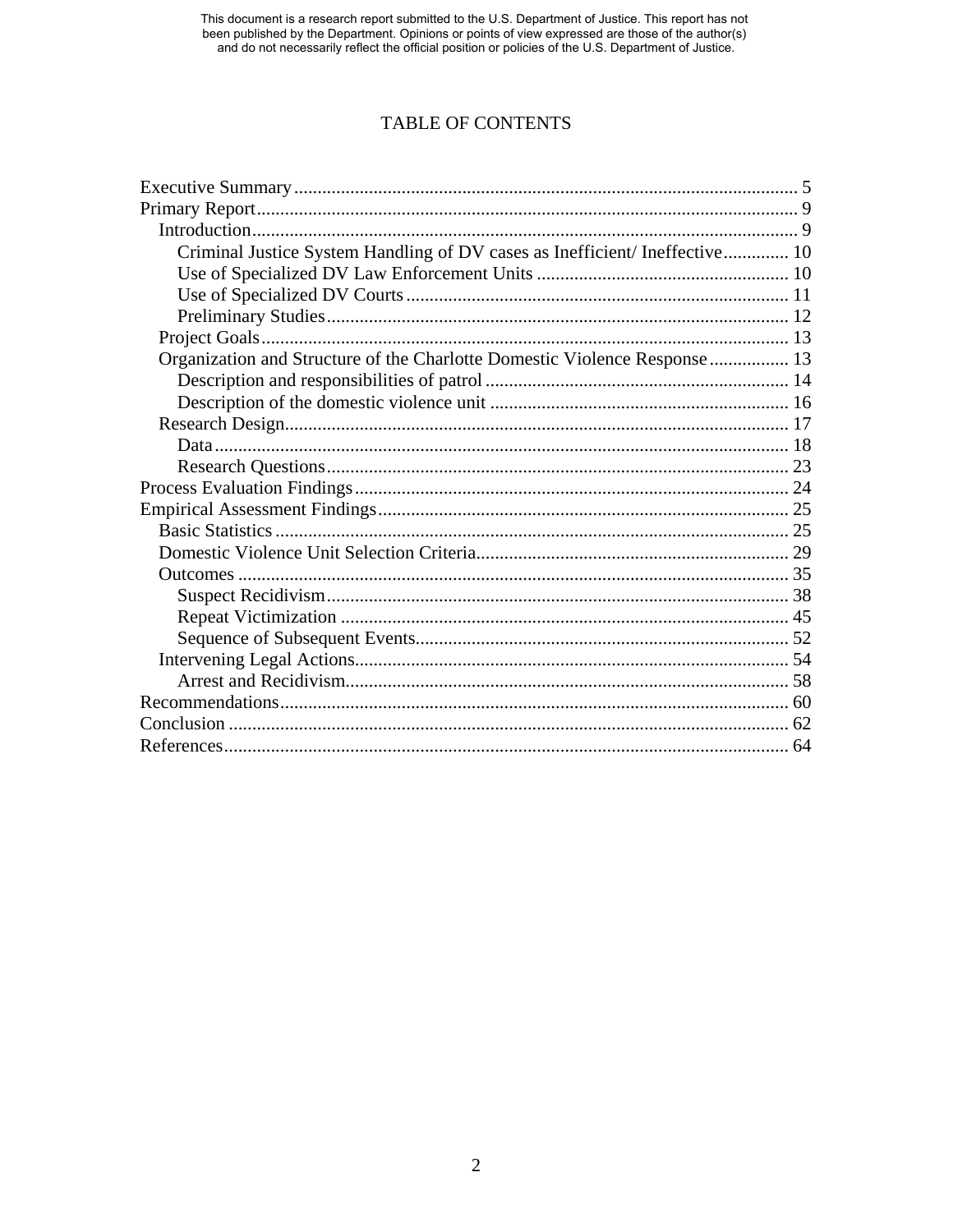# TABLE OF CONTENTS

- Executive Summary ... 5
- Primary Report ... 9
  - Introduction ... 9
    - Criminal Justice System Handling of DV cases as Inefficient/ Ineffective ... 10
    - Use of Specialized DV Law Enforcement Units ... 10
    - Use of Specialized DV Courts ... 11
    - Preliminary Studies ... 12
  - Project Goals ... 13
  - Organization and Structure of the Charlotte Domestic Violence Response ... 13
    - Description and responsibilities of patrol ... 14
    - Description of the domestic violence unit ... 16
  - Research Design ... 17
    - Data ... 18
    - Research Questions ... 23
- Process Evaluation Findings ... 24
- Empirical Assessment Findings ... 25
  - Basic Statistics ... 25
  - Domestic Violence Unit Selection Criteria ... 29
  - Outcomes ... 35
    - Suspect Recidivism ... 38
    - Repeat Victimization ... 45
    - Sequence of Subsequent Events ... 52
  - Intervening Legal Actions ... 54
    - Arrest and Recidivism ... 58
- Recommendations ... 60
- Conclusion ... 62
- References ... 64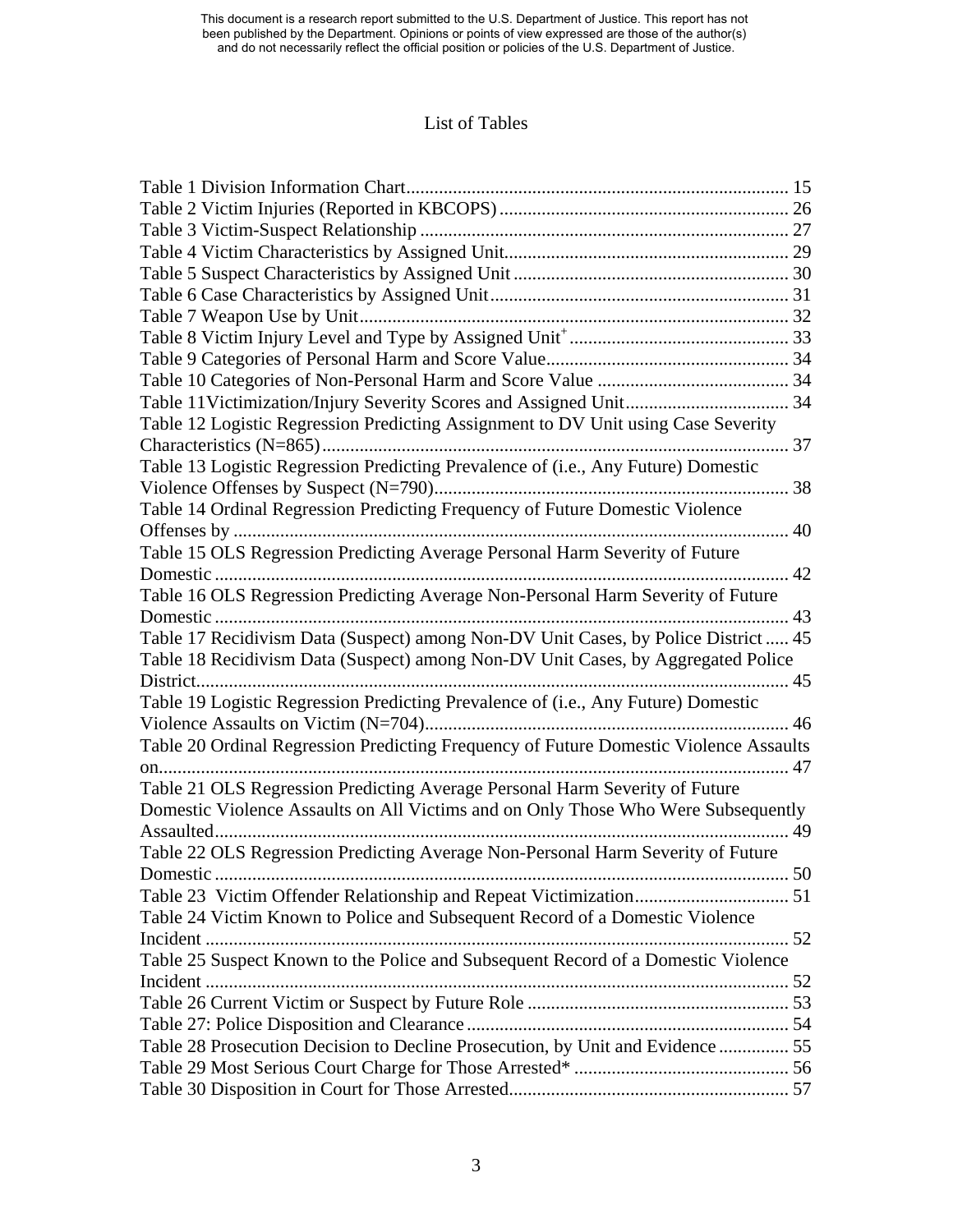## List of Tables

Table 1 Division Information Chart ........................................................................ 15
Table 2 Victim Injuries (Reported in KBCOPS) ............................................................ 26
Table 3 Victim-Suspect Relationship ........................................................................ 27
Table 4 Victim Characteristics by Assigned Unit .......................................................... 29
Table 5 Suspect Characteristics by Assigned Unit ........................................................ 30
Table 6 Case Characteristics by Assigned Unit ............................................................ 31
Table 7 Weapon Use by Unit ................................................................................... 32
Table 8 Victim Injury Level and Type by Assigned Unit[+] ............................................. 33
Table 9 Categories of Personal Harm and Score Value ................................................... 34
Table 10 Categories of Non-Personal Harm and Score Value ........................................... 34
Table 11Victimization/Injury Severity Scores and Assigned Unit ...................................... 34
Table 12 Logistic Regression Predicting Assignment to DV Unit using Case Severity Characteristics (N=865) ........................................................................................ 37
Table 13 Logistic Regression Predicting Prevalence of (i.e., Any Future) Domestic Violence Offenses by Suspect (N=790) ............................................................................ 38
Table 14 Ordinal Regression Predicting Frequency of Future Domestic Violence Offenses by ........................................................................................................ 40
Table 15 OLS Regression Predicting Average Personal Harm Severity of Future Domestic ........................................................................................................... 42
Table 16 OLS Regression Predicting Average Non-Personal Harm Severity of Future Domestic ........................................................................................................... 43
Table 17 Recidivism Data (Suspect) among Non-DV Unit Cases, by Police District ..... 45
Table 18 Recidivism Data (Suspect) among Non-DV Unit Cases, by Aggregated Police District ............................................................................................................. 45
Table 19 Logistic Regression Predicting Prevalence of (i.e., Any Future) Domestic Violence Assaults on Victim (N=704) ............................................................................. 46
Table 20 Ordinal Regression Predicting Frequency of Future Domestic Violence Assaults on ..................................................................................................................... 47
Table 21 OLS Regression Predicting Average Personal Harm Severity of Future Domestic Violence Assaults on All Victims and on Only Those Who Were Subsequently Assaulted ........................................................................................................... 49
Table 22 OLS Regression Predicting Average Non-Personal Harm Severity of Future Domestic ........................................................................................................... 50
Table 23 Victim Offender Relationship and Repeat Victimization ................................... 51
Table 24 Victim Known to Police and Subsequent Record of a Domestic Violence Incident ............................................................................................................. 52
Table 25 Suspect Known to the Police and Subsequent Record of a Domestic Violence Incident ............................................................................................................. 52
Table 26 Current Victim or Suspect by Future Role ....................................................... 53
Table 27: Police Disposition and Clearance .................................................................. 54
Table 28 Prosecution Decision to Decline Prosecution, by Unit and Evidence ............... 55
Table 29 Most Serious Court Charge for Those Arrested* ............................................. 56
Table 30 Disposition in Court for Those Arrested ........................................................... 57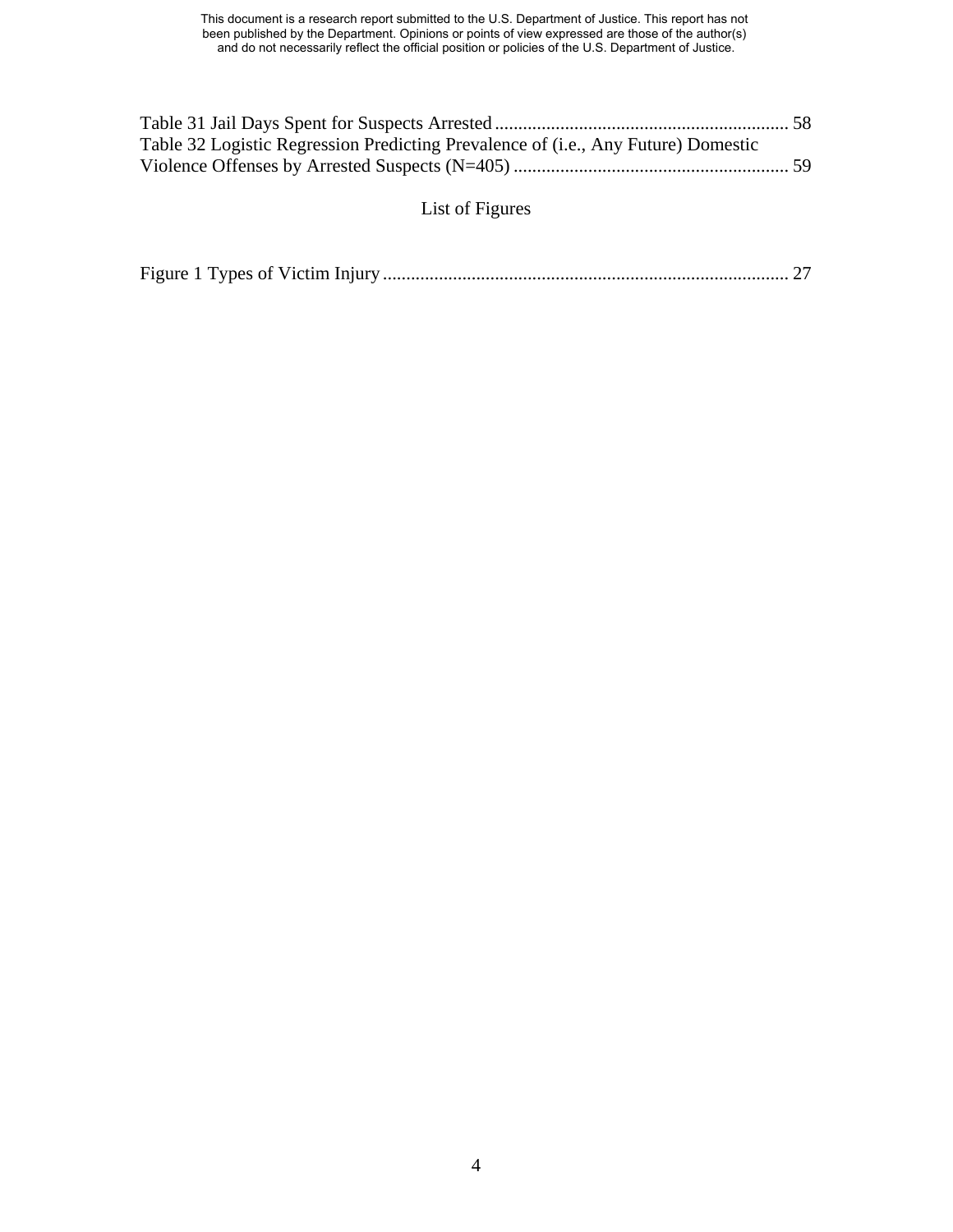Table 31 Jail Days Spent for Suspects Arrested ............................................................. 58
Table 32 Logistic Regression Predicting Prevalence of (i.e., Any Future) Domestic Violence Offenses by Arrested Suspects (N=405) .......................................................... 59

## List of Figures

Figure 1 Types of Victim Injury ...................................................................................... 27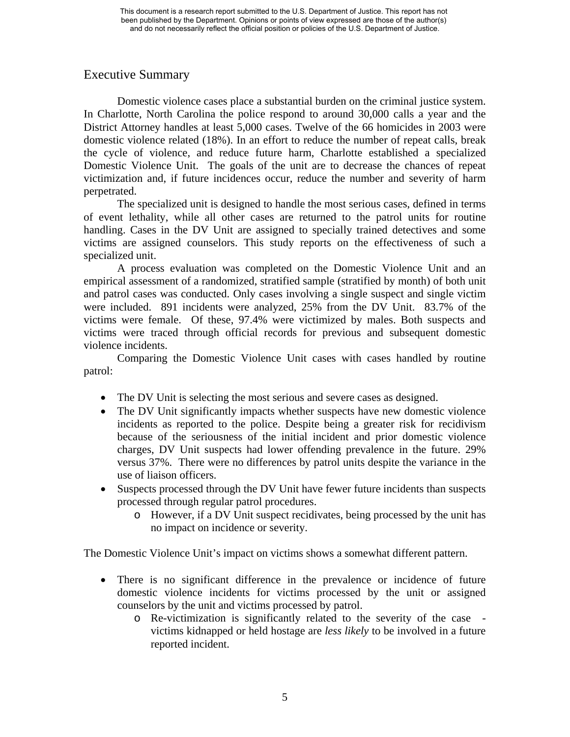## Executive Summary

Domestic violence cases place a substantial burden on the criminal justice system. In Charlotte, North Carolina the police respond to around 30,000 calls a year and the District Attorney handles at least 5,000 cases. Twelve of the 66 homicides in 2003 were domestic violence related (18%). In an effort to reduce the number of repeat calls, break the cycle of violence, and reduce future harm, Charlotte established a specialized Domestic Violence Unit. The goals of the unit are to decrease the chances of repeat victimization and, if future incidences occur, reduce the number and severity of harm perpetrated.

The specialized unit is designed to handle the most serious cases, defined in terms of event lethality, while all other cases are returned to the patrol units for routine handling. Cases in the DV Unit are assigned to specially trained detectives and some victims are assigned counselors. This study reports on the effectiveness of such a specialized unit.

A process evaluation was completed on the Domestic Violence Unit and an empirical assessment of a randomized, stratified sample (stratified by month) of both unit and patrol cases was conducted. Only cases involving a single suspect and single victim were included. 891 incidents were analyzed, 25% from the DV Unit. 83.7% of the victims were female. Of these, 97.4% were victimized by males. Both suspects and victims were traced through official records for previous and subsequent domestic violence incidents.

Comparing the Domestic Violence Unit cases with cases handled by routine patrol:

- The DV Unit is selecting the most serious and severe cases as designed.
- The DV Unit significantly impacts whether suspects have new domestic violence incidents as reported to the police. Despite being a greater risk for recidivism because of the seriousness of the initial incident and prior domestic violence charges, DV Unit suspects had lower offending prevalence in the future. 29% versus 37%. There were no differences by patrol units despite the variance in the use of liaison officers.
- Suspects processed through the DV Unit have fewer future incidents than suspects processed through regular patrol procedures.
  - However, if a DV Unit suspect recidivates, being processed by the unit has no impact on incidence or severity.

The Domestic Violence Unit's impact on victims shows a somewhat different pattern.

- There is no significant difference in the prevalence or incidence of future domestic violence incidents for victims processed by the unit or assigned counselors by the unit and victims processed by patrol.
  - Re-victimization is significantly related to the severity of the case - victims kidnapped or held hostage are *less likely* to be involved in a future reported incident.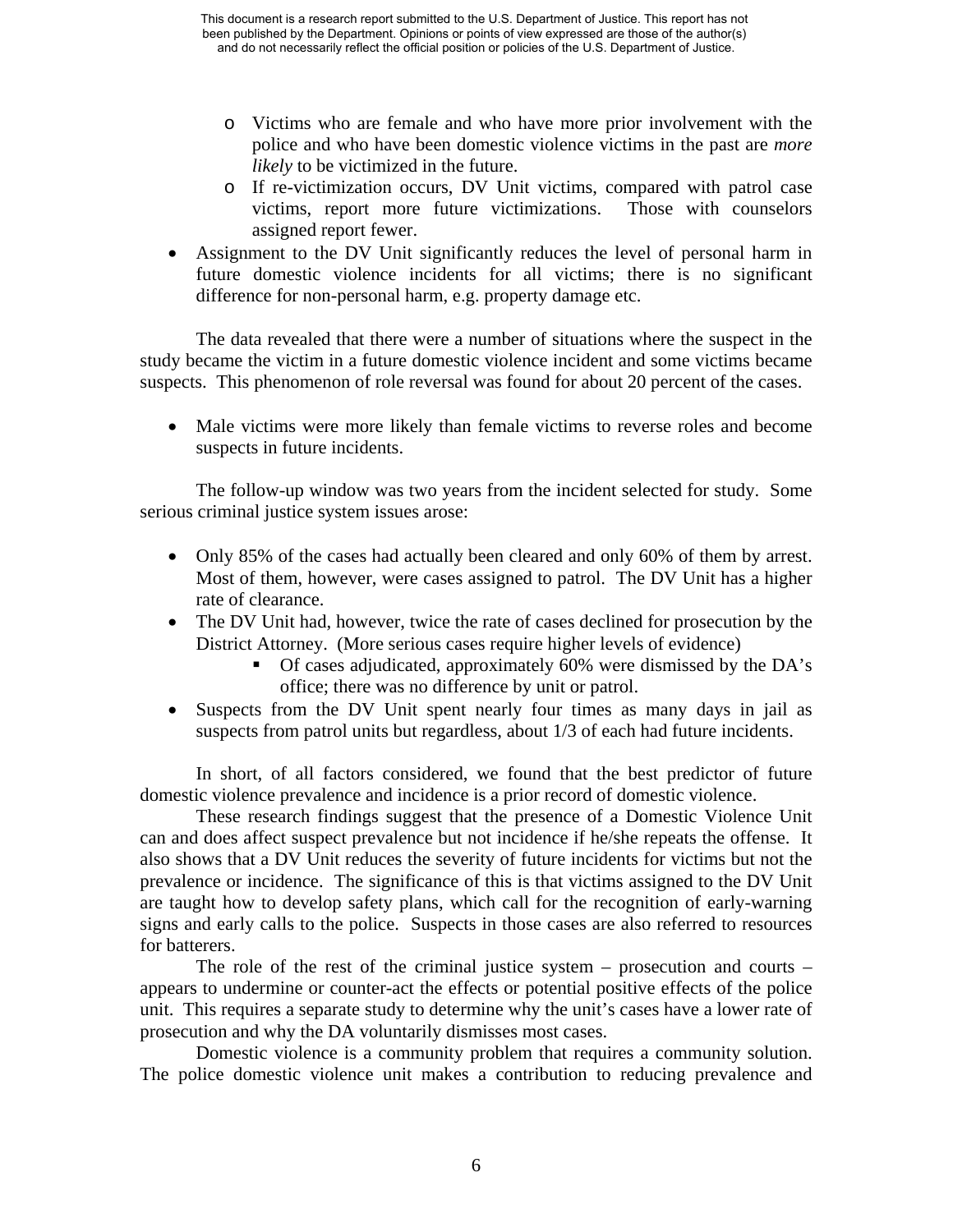- Victims who are female and who have more prior involvement with the police and who have been domestic violence victims in the past are *more likely* to be victimized in the future.
  - If re-victimization occurs, DV Unit victims, compared with patrol case victims, report more future victimizations. Those with counselors assigned report fewer.
- Assignment to the DV Unit significantly reduces the level of personal harm in future domestic violence incidents for all victims; there is no significant difference for non-personal harm, e.g. property damage etc.

The data revealed that there were a number of situations where the suspect in the study became the victim in a future domestic violence incident and some victims became suspects. This phenomenon of role reversal was found for about 20 percent of the cases.

- Male victims were more likely than female victims to reverse roles and become suspects in future incidents.

The follow-up window was two years from the incident selected for study. Some serious criminal justice system issues arose:

- Only 85% of the cases had actually been cleared and only 60% of them by arrest. Most of them, however, were cases assigned to patrol. The DV Unit has a higher rate of clearance.
- The DV Unit had, however, twice the rate of cases declined for prosecution by the District Attorney. (More serious cases require higher levels of evidence)
  - Of cases adjudicated, approximately 60% were dismissed by the DA's office; there was no difference by unit or patrol.
- Suspects from the DV Unit spent nearly four times as many days in jail as suspects from patrol units but regardless, about 1/3 of each had future incidents.

In short, of all factors considered, we found that the best predictor of future domestic violence prevalence and incidence is a prior record of domestic violence.

These research findings suggest that the presence of a Domestic Violence Unit can and does affect suspect prevalence but not incidence if he/she repeats the offense. It also shows that a DV Unit reduces the severity of future incidents for victims but not the prevalence or incidence. The significance of this is that victims assigned to the DV Unit are taught how to develop safety plans, which call for the recognition of early-warning signs and early calls to the police. Suspects in those cases are also referred to resources for batterers.

The role of the rest of the criminal justice system – prosecution and courts – appears to undermine or counter-act the effects or potential positive effects of the police unit. This requires a separate study to determine why the unit's cases have a lower rate of prosecution and why the DA voluntarily dismisses most cases.

Domestic violence is a community problem that requires a community solution. The police domestic violence unit makes a contribution to reducing prevalence and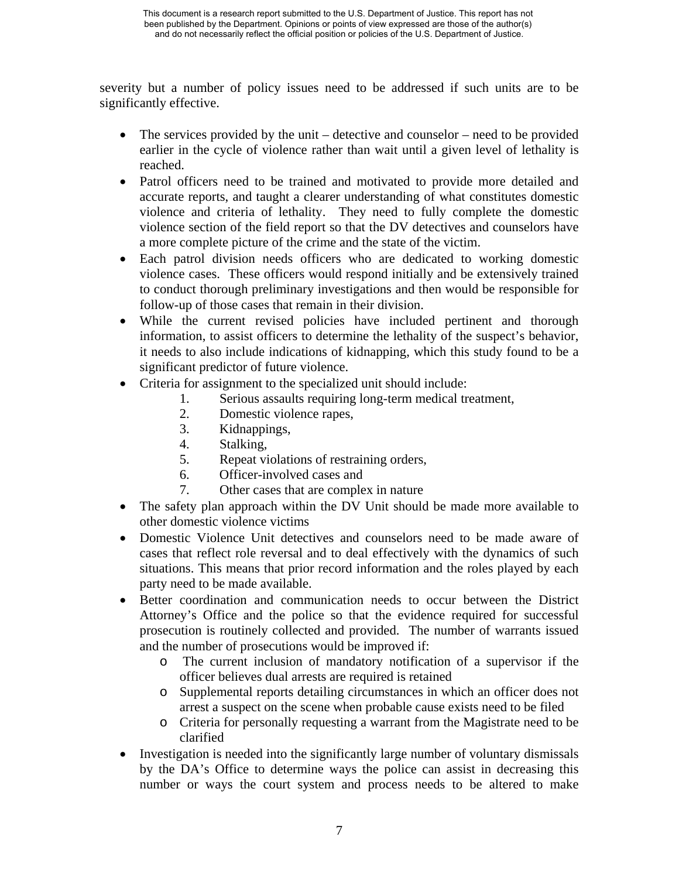severity but a number of policy issues need to be addressed if such units are to be significantly effective.

- The services provided by the unit – detective and counselor – need to be provided earlier in the cycle of violence rather than wait until a given level of lethality is reached.
- Patrol officers need to be trained and motivated to provide more detailed and accurate reports, and taught a clearer understanding of what constitutes domestic violence and criteria of lethality. They need to fully complete the domestic violence section of the field report so that the DV detectives and counselors have a more complete picture of the crime and the state of the victim.
- Each patrol division needs officers who are dedicated to working domestic violence cases. These officers would respond initially and be extensively trained to conduct thorough preliminary investigations and then would be responsible for follow-up of those cases that remain in their division.
- While the current revised policies have included pertinent and thorough information, to assist officers to determine the lethality of the suspect's behavior, it needs to also include indications of kidnapping, which this study found to be a significant predictor of future violence.
- Criteria for assignment to the specialized unit should include:
    1. Serious assaults requiring long-term medical treatment,
    2. Domestic violence rapes,
    3. Kidnappings,
    4. Stalking,
    5. Repeat violations of restraining orders,
    6. Officer-involved cases and
    7. Other cases that are complex in nature
- The safety plan approach within the DV Unit should be made more available to other domestic violence victims
- Domestic Violence Unit detectives and counselors need to be made aware of cases that reflect role reversal and to deal effectively with the dynamics of such situations. This means that prior record information and the roles played by each party need to be made available.
- Better coordination and communication needs to occur between the District Attorney's Office and the police so that the evidence required for successful prosecution is routinely collected and provided. The number of warrants issued and the number of prosecutions would be improved if:
    - The current inclusion of mandatory notification of a supervisor if the officer believes dual arrests are required is retained
    - Supplemental reports detailing circumstances in which an officer does not arrest a suspect on the scene when probable cause exists need to be filed
    - Criteria for personally requesting a warrant from the Magistrate need to be clarified
- Investigation is needed into the significantly large number of voluntary dismissals by the DA's Office to determine ways the police can assist in decreasing this number or ways the court system and process needs to be altered to make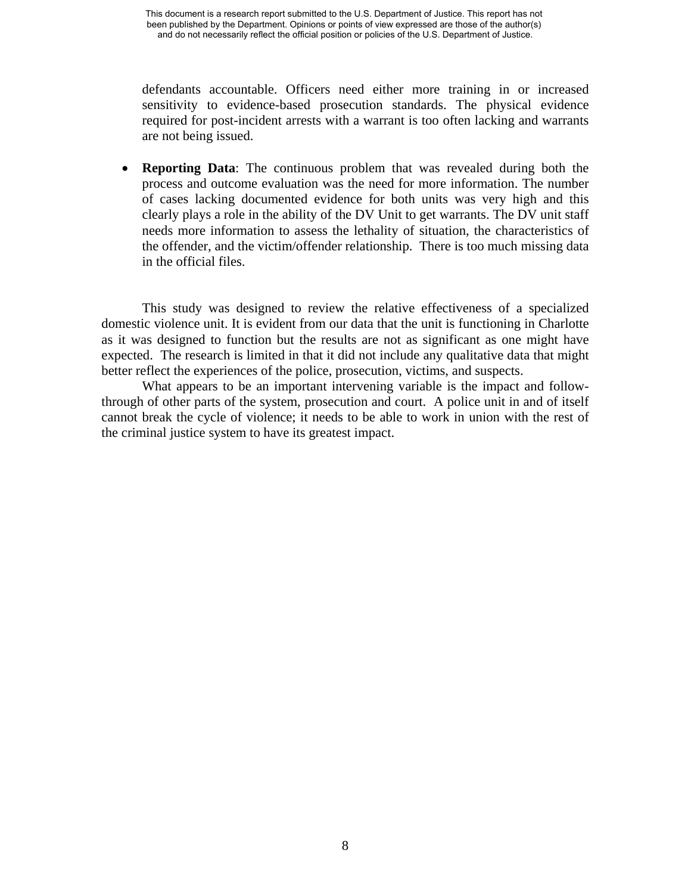defendants accountable. Officers need either more training in or increased sensitivity to evidence-based prosecution standards. The physical evidence required for post-incident arrests with a warrant is too often lacking and warrants are not being issued.

- **Reporting Data**: The continuous problem that was revealed during both the process and outcome evaluation was the need for more information. The number of cases lacking documented evidence for both units was very high and this clearly plays a role in the ability of the DV Unit to get warrants. The DV unit staff needs more information to assess the lethality of situation, the characteristics of the offender, and the victim/offender relationship. There is too much missing data in the official files.

This study was designed to review the relative effectiveness of a specialized domestic violence unit. It is evident from our data that the unit is functioning in Charlotte as it was designed to function but the results are not as significant as one might have expected. The research is limited in that it did not include any qualitative data that might better reflect the experiences of the police, prosecution, victims, and suspects.

What appears to be an important intervening variable is the impact and follow-through of other parts of the system, prosecution and court. A police unit in and of itself cannot break the cycle of violence; it needs to be able to work in union with the rest of the criminal justice system to have its greatest impact.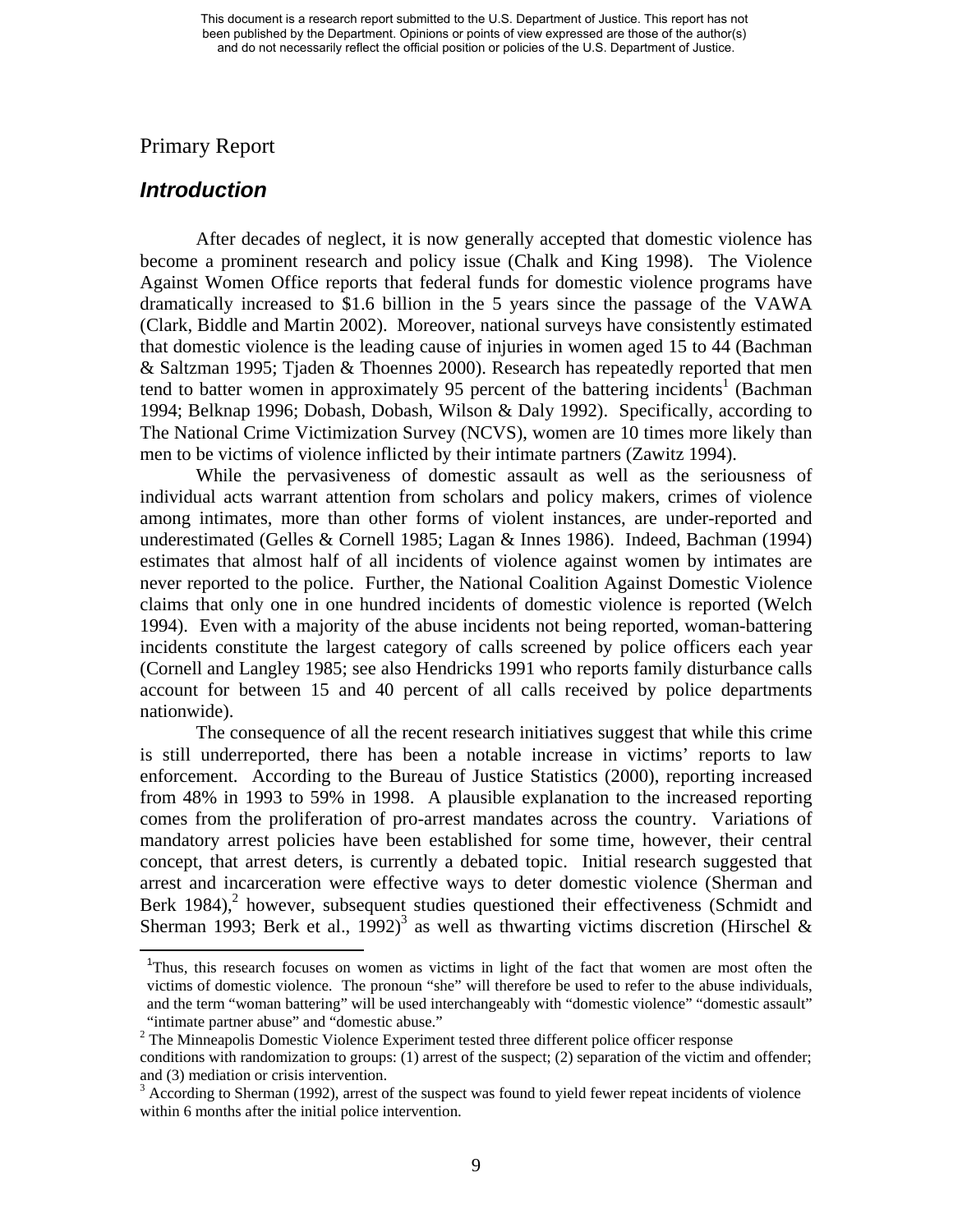Primary Report

## *Introduction*

After decades of neglect, it is now generally accepted that domestic violence has become a prominent research and policy issue (Chalk and King 1998). The Violence Against Women Office reports that federal funds for domestic violence programs have dramatically increased to $1.6 billion in the 5 years since the passage of the VAWA (Clark, Biddle and Martin 2002). Moreover, national surveys have consistently estimated that domestic violence is the leading cause of injuries in women aged 15 to 44 (Bachman & Saltzman 1995; Tjaden & Thoennes 2000). Research has repeatedly reported that men tend to batter women in approximately 95 percent of the battering incidents[1] (Bachman 1994; Belknap 1996; Dobash, Dobash, Wilson & Daly 1992). Specifically, according to The National Crime Victimization Survey (NCVS), women are 10 times more likely than men to be victims of violence inflicted by their intimate partners (Zawitz 1994).

While the pervasiveness of domestic assault as well as the seriousness of individual acts warrant attention from scholars and policy makers, crimes of violence among intimates, more than other forms of violent instances, are under-reported and underestimated (Gelles & Cornell 1985; Lagan & Innes 1986). Indeed, Bachman (1994) estimates that almost half of all incidents of violence against women by intimates are never reported to the police. Further, the National Coalition Against Domestic Violence claims that only one in one hundred incidents of domestic violence is reported (Welch 1994). Even with a majority of the abuse incidents not being reported, woman-battering incidents constitute the largest category of calls screened by police officers each year (Cornell and Langley 1985; see also Hendricks 1991 who reports family disturbance calls account for between 15 and 40 percent of all calls received by police departments nationwide).

The consequence of all the recent research initiatives suggest that while this crime is still underreported, there has been a notable increase in victims' reports to law enforcement. According to the Bureau of Justice Statistics (2000), reporting increased from 48% in 1993 to 59% in 1998. A plausible explanation to the increased reporting comes from the proliferation of pro-arrest mandates across the country. Variations of mandatory arrest policies have been established for some time, however, their central concept, that arrest deters, is currently a debated topic. Initial research suggested that arrest and incarceration were effective ways to deter domestic violence (Sherman and Berk 1984),[2] however, subsequent studies questioned their effectiveness (Schmidt and Sherman 1993; Berk et al., 1992)[3] as well as thwarting victims discretion (Hirschel &

---

[1] Thus, this research focuses on women as victims in light of the fact that women are most often the victims of domestic violence. The pronoun "she" will therefore be used to refer to the abuse individuals, and the term "woman battering" will be used interchangeably with "domestic violence" "domestic assault" "intimate partner abuse" and "domestic abuse."

[2] The Minneapolis Domestic Violence Experiment tested three different police officer response conditions with randomization to groups: (1) arrest of the suspect; (2) separation of the victim and offender; and (3) mediation or crisis intervention.

[3] According to Sherman (1992), arrest of the suspect was found to yield fewer repeat incidents of violence within 6 months after the initial police intervention.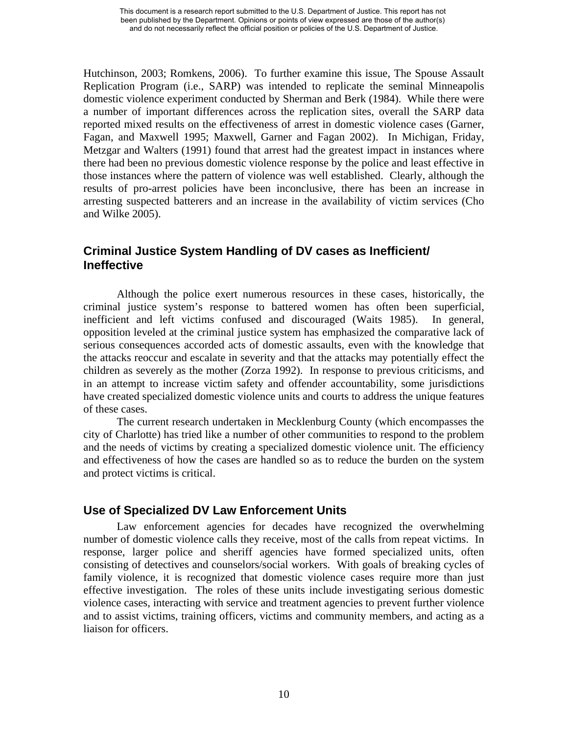Hutchinson, 2003; Romkens, 2006). To further examine this issue, The Spouse Assault Replication Program (i.e., SARP) was intended to replicate the seminal Minneapolis domestic violence experiment conducted by Sherman and Berk (1984). While there were a number of important differences across the replication sites, overall the SARP data reported mixed results on the effectiveness of arrest in domestic violence cases (Garner, Fagan, and Maxwell 1995; Maxwell, Garner and Fagan 2002). In Michigan, Friday, Metzgar and Walters (1991) found that arrest had the greatest impact in instances where there had been no previous domestic violence response by the police and least effective in those instances where the pattern of violence was well established. Clearly, although the results of pro-arrest policies have been inconclusive, there has been an increase in arresting suspected batterers and an increase in the availability of victim services (Cho and Wilke 2005).

## Criminal Justice System Handling of DV cases as Inefficient/ Ineffective

Although the police exert numerous resources in these cases, historically, the criminal justice system's response to battered women has often been superficial, inefficient and left victims confused and discouraged (Waits 1985). In general, opposition leveled at the criminal justice system has emphasized the comparative lack of serious consequences accorded acts of domestic assaults, even with the knowledge that the attacks reoccur and escalate in severity and that the attacks may potentially effect the children as severely as the mother (Zorza 1992). In response to previous criticisms, and in an attempt to increase victim safety and offender accountability, some jurisdictions have created specialized domestic violence units and courts to address the unique features of these cases.

The current research undertaken in Mecklenburg County (which encompasses the city of Charlotte) has tried like a number of other communities to respond to the problem and the needs of victims by creating a specialized domestic violence unit. The efficiency and effectiveness of how the cases are handled so as to reduce the burden on the system and protect victims is critical.

## Use of Specialized DV Law Enforcement Units

Law enforcement agencies for decades have recognized the overwhelming number of domestic violence calls they receive, most of the calls from repeat victims. In response, larger police and sheriff agencies have formed specialized units, often consisting of detectives and counselors/social workers. With goals of breaking cycles of family violence, it is recognized that domestic violence cases require more than just effective investigation. The roles of these units include investigating serious domestic violence cases, interacting with service and treatment agencies to prevent further violence and to assist victims, training officers, victims and community members, and acting as a liaison for officers.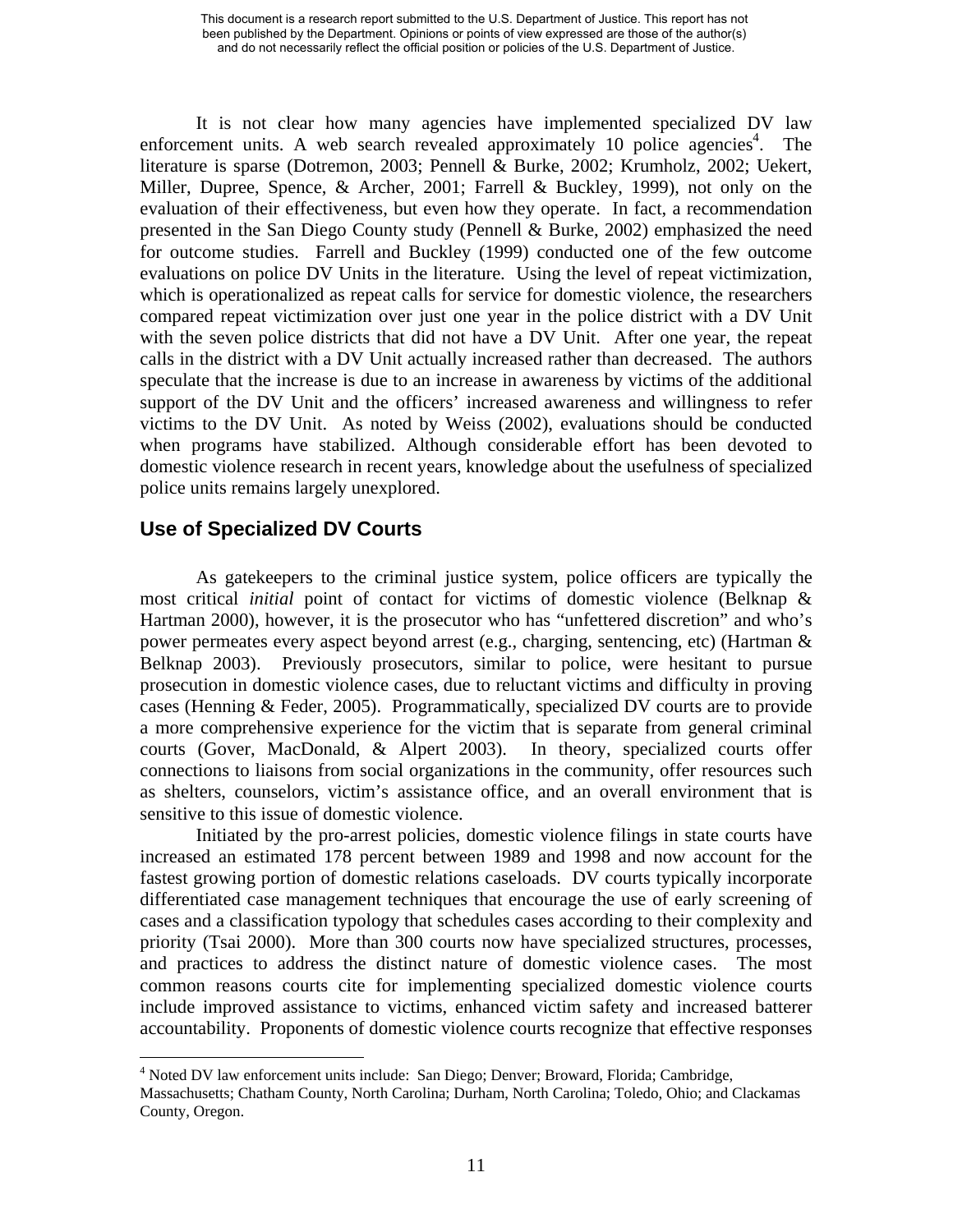It is not clear how many agencies have implemented specialized DV law enforcement units. A web search revealed approximately 10 police agencies[4]. The literature is sparse (Dotremon, 2003; Pennell & Burke, 2002; Krumholz, 2002; Uekert, Miller, Dupree, Spence, & Archer, 2001; Farrell & Buckley, 1999), not only on the evaluation of their effectiveness, but even how they operate. In fact, a recommendation presented in the San Diego County study (Pennell & Burke, 2002) emphasized the need for outcome studies. Farrell and Buckley (1999) conducted one of the few outcome evaluations on police DV Units in the literature. Using the level of repeat victimization, which is operationalized as repeat calls for service for domestic violence, the researchers compared repeat victimization over just one year in the police district with a DV Unit with the seven police districts that did not have a DV Unit. After one year, the repeat calls in the district with a DV Unit actually increased rather than decreased. The authors speculate that the increase is due to an increase in awareness by victims of the additional support of the DV Unit and the officers' increased awareness and willingness to refer victims to the DV Unit. As noted by Weiss (2002), evaluations should be conducted when programs have stabilized. Although considerable effort has been devoted to domestic violence research in recent years, knowledge about the usefulness of specialized police units remains largely unexplored.

## Use of Specialized DV Courts

As gatekeepers to the criminal justice system, police officers are typically the most critical *initial* point of contact for victims of domestic violence (Belknap & Hartman 2000), however, it is the prosecutor who has "unfettered discretion" and who's power permeates every aspect beyond arrest (e.g., charging, sentencing, etc) (Hartman & Belknap 2003). Previously prosecutors, similar to police, were hesitant to pursue prosecution in domestic violence cases, due to reluctant victims and difficulty in proving cases (Henning & Feder, 2005). Programmatically, specialized DV courts are to provide a more comprehensive experience for the victim that is separate from general criminal courts (Gover, MacDonald, & Alpert 2003). In theory, specialized courts offer connections to liaisons from social organizations in the community, offer resources such as shelters, counselors, victim's assistance office, and an overall environment that is sensitive to this issue of domestic violence.

Initiated by the pro-arrest policies, domestic violence filings in state courts have increased an estimated 178 percent between 1989 and 1998 and now account for the fastest growing portion of domestic relations caseloads. DV courts typically incorporate differentiated case management techniques that encourage the use of early screening of cases and a classification typology that schedules cases according to their complexity and priority (Tsai 2000). More than 300 courts now have specialized structures, processes, and practices to address the distinct nature of domestic violence cases. The most common reasons courts cite for implementing specialized domestic violence courts include improved assistance to victims, enhanced victim safety and increased batterer accountability. Proponents of domestic violence courts recognize that effective responses

[4] Noted DV law enforcement units include: San Diego; Denver; Broward, Florida; Cambridge, Massachusetts; Chatham County, North Carolina; Durham, North Carolina; Toledo, Ohio; and Clackamas County, Oregon.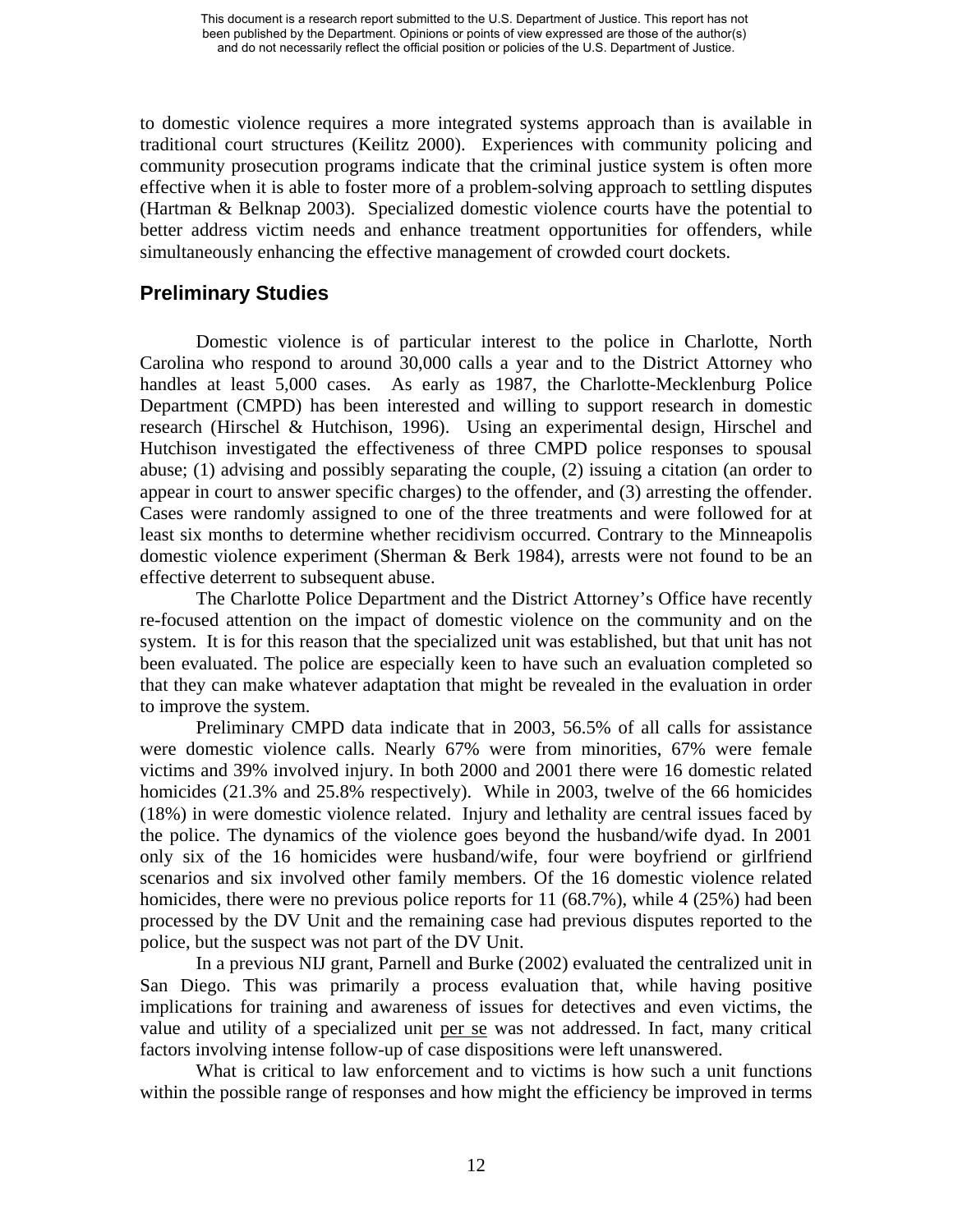to domestic violence requires a more integrated systems approach than is available in traditional court structures (Keilitz 2000). Experiences with community policing and community prosecution programs indicate that the criminal justice system is often more effective when it is able to foster more of a problem-solving approach to settling disputes (Hartman & Belknap 2003). Specialized domestic violence courts have the potential to better address victim needs and enhance treatment opportunities for offenders, while simultaneously enhancing the effective management of crowded court dockets.

## Preliminary Studies

Domestic violence is of particular interest to the police in Charlotte, North Carolina who respond to around 30,000 calls a year and to the District Attorney who handles at least 5,000 cases. As early as 1987, the Charlotte-Mecklenburg Police Department (CMPD) has been interested and willing to support research in domestic research (Hirschel & Hutchison, 1996). Using an experimental design, Hirschel and Hutchison investigated the effectiveness of three CMPD police responses to spousal abuse; (1) advising and possibly separating the couple, (2) issuing a citation (an order to appear in court to answer specific charges) to the offender, and (3) arresting the offender. Cases were randomly assigned to one of the three treatments and were followed for at least six months to determine whether recidivism occurred. Contrary to the Minneapolis domestic violence experiment (Sherman & Berk 1984), arrests were not found to be an effective deterrent to subsequent abuse.

The Charlotte Police Department and the District Attorney's Office have recently re-focused attention on the impact of domestic violence on the community and on the system. It is for this reason that the specialized unit was established, but that unit has not been evaluated. The police are especially keen to have such an evaluation completed so that they can make whatever adaptation that might be revealed in the evaluation in order to improve the system.

Preliminary CMPD data indicate that in 2003, 56.5% of all calls for assistance were domestic violence calls. Nearly 67% were from minorities, 67% were female victims and 39% involved injury. In both 2000 and 2001 there were 16 domestic related homicides (21.3% and 25.8% respectively). While in 2003, twelve of the 66 homicides (18%) in were domestic violence related. Injury and lethality are central issues faced by the police. The dynamics of the violence goes beyond the husband/wife dyad. In 2001 only six of the 16 homicides were husband/wife, four were boyfriend or girlfriend scenarios and six involved other family members. Of the 16 domestic violence related homicides, there were no previous police reports for 11 (68.7%), while 4 (25%) had been processed by the DV Unit and the remaining case had previous disputes reported to the police, but the suspect was not part of the DV Unit.

In a previous NIJ grant, Parnell and Burke (2002) evaluated the centralized unit in San Diego. This was primarily a process evaluation that, while having positive implications for training and awareness of issues for detectives and even victims, the value and utility of a specialized unit per se was not addressed. In fact, many critical factors involving intense follow-up of case dispositions were left unanswered.

What is critical to law enforcement and to victims is how such a unit functions within the possible range of responses and how might the efficiency be improved in terms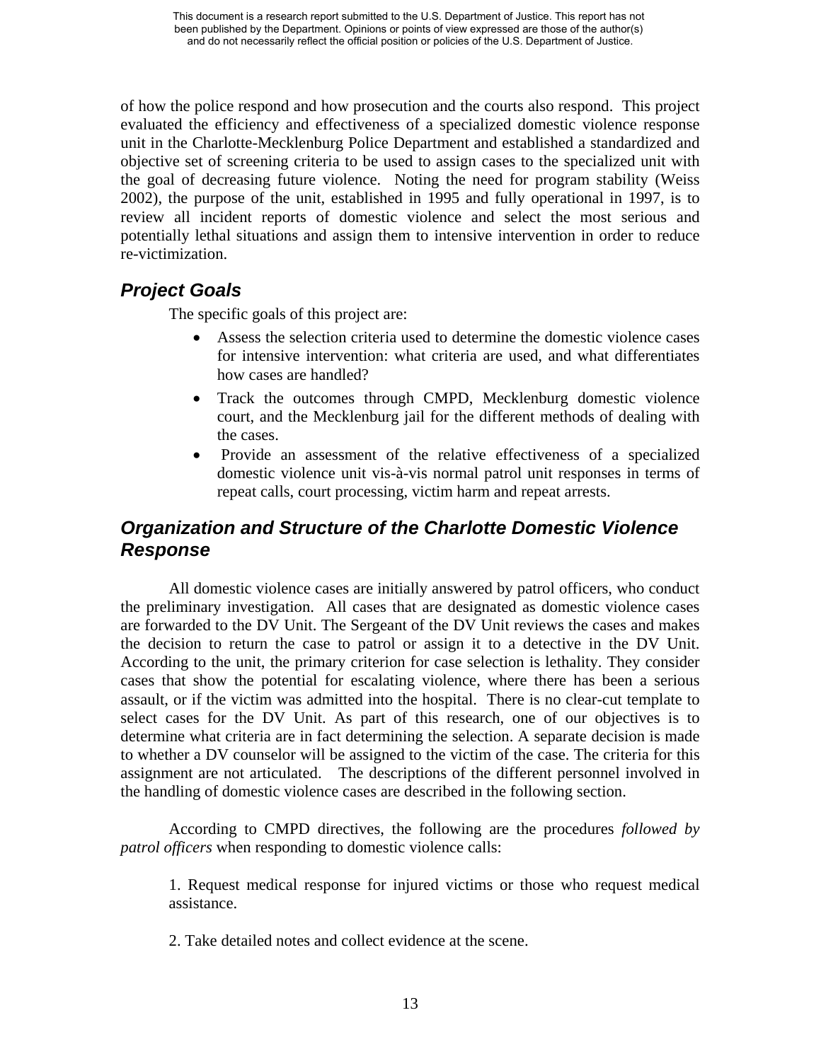of how the police respond and how prosecution and the courts also respond. This project evaluated the efficiency and effectiveness of a specialized domestic violence response unit in the Charlotte-Mecklenburg Police Department and established a standardized and objective set of screening criteria to be used to assign cases to the specialized unit with the goal of decreasing future violence. Noting the need for program stability (Weiss 2002), the purpose of the unit, established in 1995 and fully operational in 1997, is to review all incident reports of domestic violence and select the most serious and potentially lethal situations and assign them to intensive intervention in order to reduce re-victimization.

## Project Goals

The specific goals of this project are:

- Assess the selection criteria used to determine the domestic violence cases for intensive intervention: what criteria are used, and what differentiates how cases are handled?
- Track the outcomes through CMPD, Mecklenburg domestic violence court, and the Mecklenburg jail for the different methods of dealing with the cases.
- Provide an assessment of the relative effectiveness of a specialized domestic violence unit vis-à-vis normal patrol unit responses in terms of repeat calls, court processing, victim harm and repeat arrests.

## Organization and Structure of the Charlotte Domestic Violence Response

All domestic violence cases are initially answered by patrol officers, who conduct the preliminary investigation. All cases that are designated as domestic violence cases are forwarded to the DV Unit. The Sergeant of the DV Unit reviews the cases and makes the decision to return the case to patrol or assign it to a detective in the DV Unit. According to the unit, the primary criterion for case selection is lethality. They consider cases that show the potential for escalating violence, where there has been a serious assault, or if the victim was admitted into the hospital. There is no clear-cut template to select cases for the DV Unit. As part of this research, one of our objectives is to determine what criteria are in fact determining the selection. A separate decision is made to whether a DV counselor will be assigned to the victim of the case. The criteria for this assignment are not articulated. The descriptions of the different personnel involved in the handling of domestic violence cases are described in the following section.

According to CMPD directives, the following are the procedures *followed by patrol officers* when responding to domestic violence calls:

1. Request medical response for injured victims or those who request medical assistance.

2. Take detailed notes and collect evidence at the scene.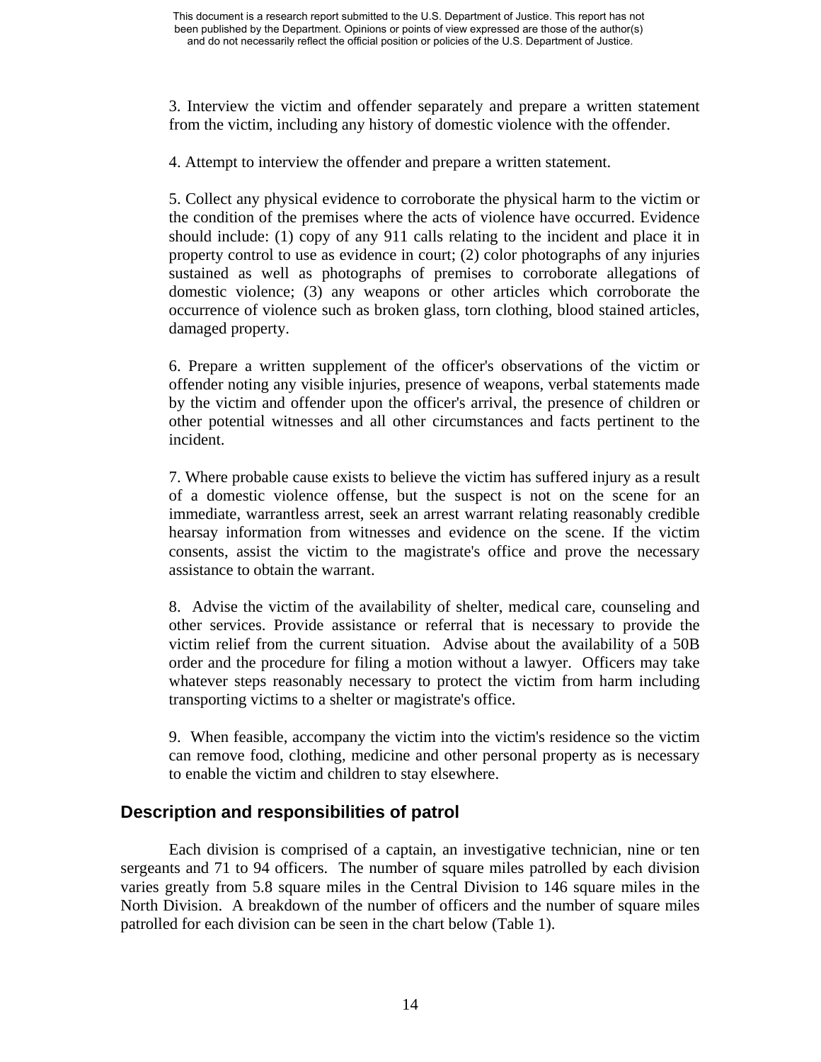3. Interview the victim and offender separately and prepare a written statement from the victim, including any history of domestic violence with the offender.

4. Attempt to interview the offender and prepare a written statement.

5. Collect any physical evidence to corroborate the physical harm to the victim or the condition of the premises where the acts of violence have occurred. Evidence should include: (1) copy of any 911 calls relating to the incident and place it in property control to use as evidence in court; (2) color photographs of any injuries sustained as well as photographs of premises to corroborate allegations of domestic violence; (3) any weapons or other articles which corroborate the occurrence of violence such as broken glass, torn clothing, blood stained articles, damaged property.

6. Prepare a written supplement of the officer's observations of the victim or offender noting any visible injuries, presence of weapons, verbal statements made by the victim and offender upon the officer's arrival, the presence of children or other potential witnesses and all other circumstances and facts pertinent to the incident.

7. Where probable cause exists to believe the victim has suffered injury as a result of a domestic violence offense, but the suspect is not on the scene for an immediate, warrantless arrest, seek an arrest warrant relating reasonably credible hearsay information from witnesses and evidence on the scene. If the victim consents, assist the victim to the magistrate's office and prove the necessary assistance to obtain the warrant.

8. Advise the victim of the availability of shelter, medical care, counseling and other services. Provide assistance or referral that is necessary to provide the victim relief from the current situation. Advise about the availability of a 50B order and the procedure for filing a motion without a lawyer. Officers may take whatever steps reasonably necessary to protect the victim from harm including transporting victims to a shelter or magistrate's office.

9. When feasible, accompany the victim into the victim's residence so the victim can remove food, clothing, medicine and other personal property as is necessary to enable the victim and children to stay elsewhere.

## Description and responsibilities of patrol

Each division is comprised of a captain, an investigative technician, nine or ten sergeants and 71 to 94 officers. The number of square miles patrolled by each division varies greatly from 5.8 square miles in the Central Division to 146 square miles in the North Division. A breakdown of the number of officers and the number of square miles patrolled for each division can be seen in the chart below (Table 1).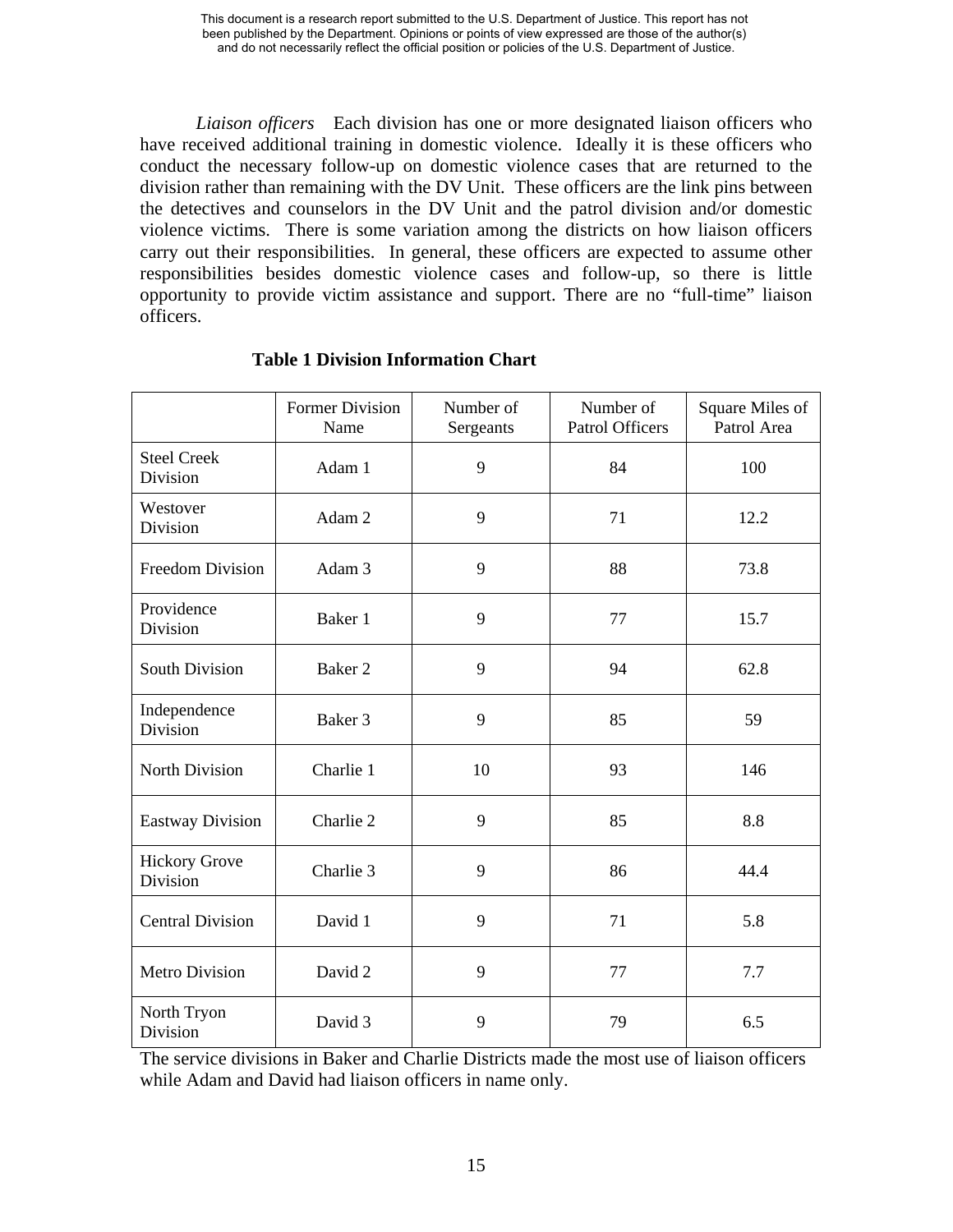*Liaison officers* Each division has one or more designated liaison officers who have received additional training in domestic violence. Ideally it is these officers who conduct the necessary follow-up on domestic violence cases that are returned to the division rather than remaining with the DV Unit. These officers are the link pins between the detectives and counselors in the DV Unit and the patrol division and/or domestic violence victims. There is some variation among the districts on how liaison officers carry out their responsibilities. In general, these officers are expected to assume other responsibilities besides domestic violence cases and follow-up, so there is little opportunity to provide victim assistance and support. There are no "full-time" liaison officers.

**Table 1 Division Information Chart**

| | Former Division Name | Number of Sergeants | Number of Patrol Officers | Square Miles of Patrol Area |
|---|---|---|---|---|
| Steel Creek Division | Adam 1 | 9 | 84 | 100 |
| Westover Division | Adam 2 | 9 | 71 | 12.2 |
| Freedom Division | Adam 3 | 9 | 88 | 73.8 |
| Providence Division | Baker 1 | 9 | 77 | 15.7 |
| South Division | Baker 2 | 9 | 94 | 62.8 |
| Independence Division | Baker 3 | 9 | 85 | 59 |
| North Division | Charlie 1 | 10 | 93 | 146 |
| Eastway Division | Charlie 2 | 9 | 85 | 8.8 |
| Hickory Grove Division | Charlie 3 | 9 | 86 | 44.4 |
| Central Division | David 1 | 9 | 71 | 5.8 |
| Metro Division | David 2 | 9 | 77 | 7.7 |
| North Tryon Division | David 3 | 9 | 79 | 6.5 |

The service divisions in Baker and Charlie Districts made the most use of liaison officers while Adam and David had liaison officers in name only.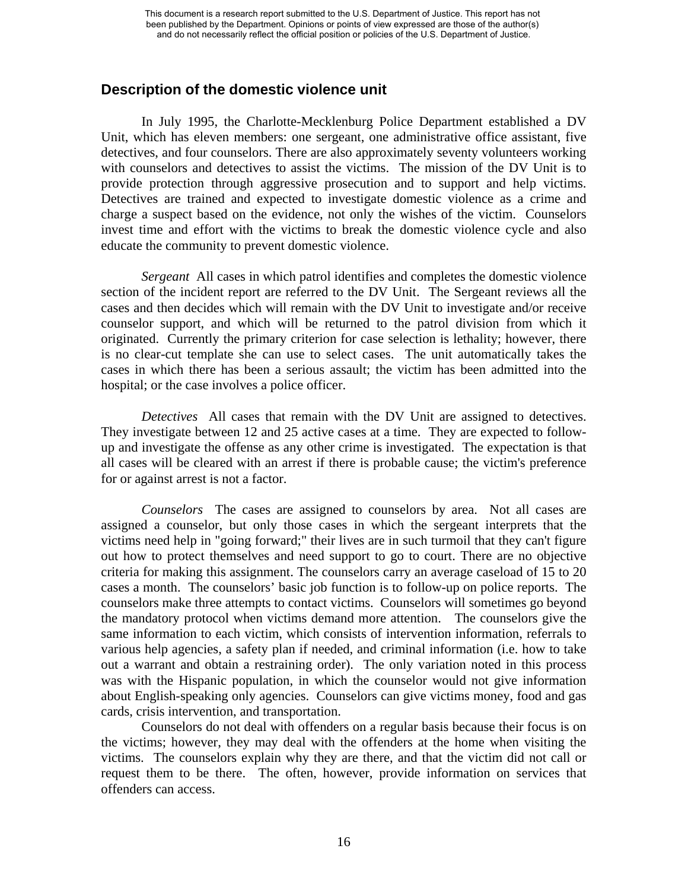## Description of the domestic violence unit

In July 1995, the Charlotte-Mecklenburg Police Department established a DV Unit, which has eleven members: one sergeant, one administrative office assistant, five detectives, and four counselors. There are also approximately seventy volunteers working with counselors and detectives to assist the victims. The mission of the DV Unit is to provide protection through aggressive prosecution and to support and help victims. Detectives are trained and expected to investigate domestic violence as a crime and charge a suspect based on the evidence, not only the wishes of the victim. Counselors invest time and effort with the victims to break the domestic violence cycle and also educate the community to prevent domestic violence.

*Sergeant* All cases in which patrol identifies and completes the domestic violence section of the incident report are referred to the DV Unit. The Sergeant reviews all the cases and then decides which will remain with the DV Unit to investigate and/or receive counselor support, and which will be returned to the patrol division from which it originated. Currently the primary criterion for case selection is lethality; however, there is no clear-cut template she can use to select cases. The unit automatically takes the cases in which there has been a serious assault; the victim has been admitted into the hospital; or the case involves a police officer.

*Detectives* All cases that remain with the DV Unit are assigned to detectives. They investigate between 12 and 25 active cases at a time. They are expected to follow-up and investigate the offense as any other crime is investigated. The expectation is that all cases will be cleared with an arrest if there is probable cause; the victim's preference for or against arrest is not a factor.

*Counselors* The cases are assigned to counselors by area. Not all cases are assigned a counselor, but only those cases in which the sergeant interprets that the victims need help in "going forward;" their lives are in such turmoil that they can't figure out how to protect themselves and need support to go to court. There are no objective criteria for making this assignment. The counselors carry an average caseload of 15 to 20 cases a month. The counselors' basic job function is to follow-up on police reports. The counselors make three attempts to contact victims. Counselors will sometimes go beyond the mandatory protocol when victims demand more attention. The counselors give the same information to each victim, which consists of intervention information, referrals to various help agencies, a safety plan if needed, and criminal information (i.e. how to take out a warrant and obtain a restraining order). The only variation noted in this process was with the Hispanic population, in which the counselor would not give information about English-speaking only agencies. Counselors can give victims money, food and gas cards, crisis intervention, and transportation.

Counselors do not deal with offenders on a regular basis because their focus is on the victims; however, they may deal with the offenders at the home when visiting the victims. The counselors explain why they are there, and that the victim did not call or request them to be there. The often, however, provide information on services that offenders can access.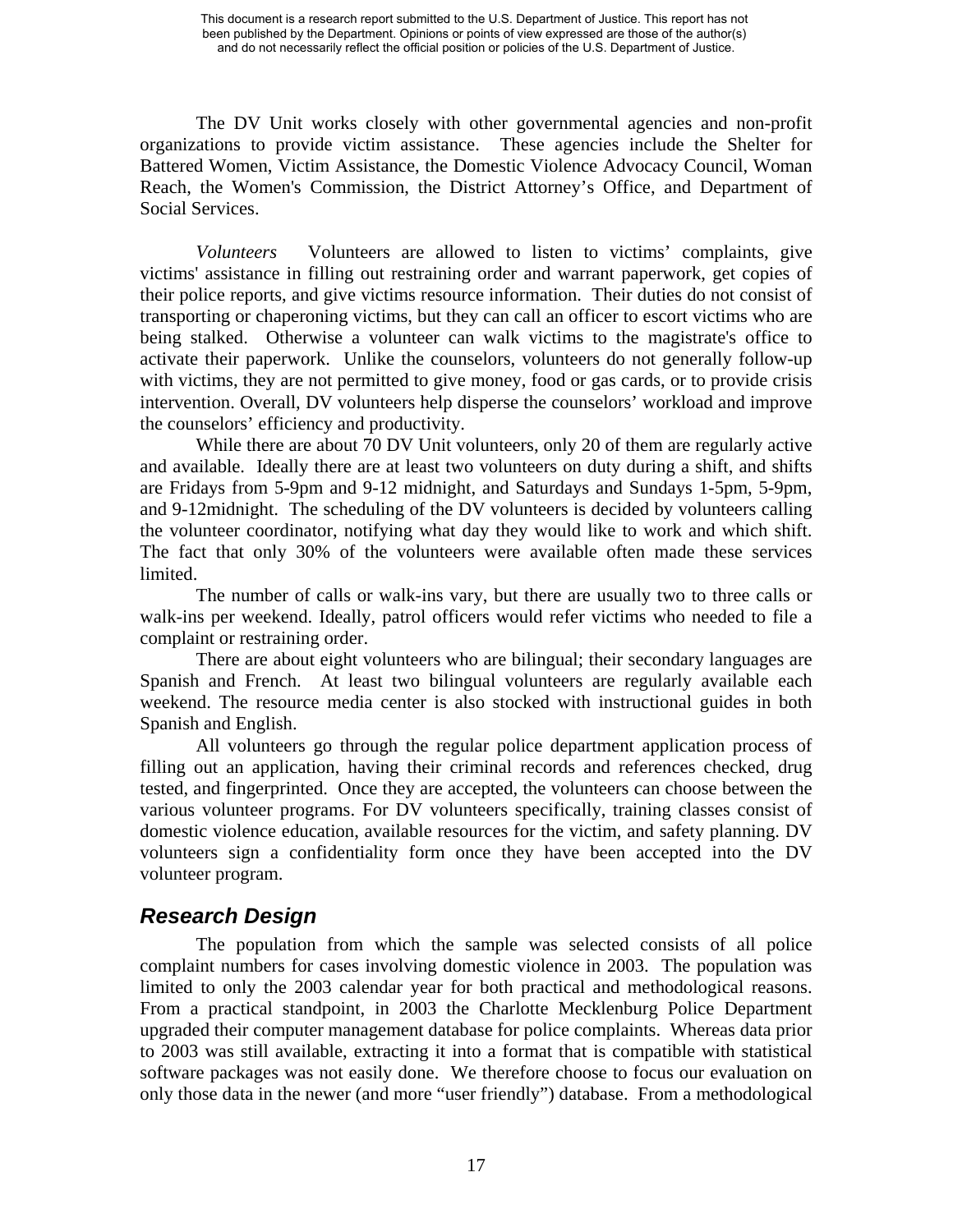The DV Unit works closely with other governmental agencies and non-profit organizations to provide victim assistance. These agencies include the Shelter for Battered Women, Victim Assistance, the Domestic Violence Advocacy Council, Woman Reach, the Women's Commission, the District Attorney's Office, and Department of Social Services.

*Volunteers* Volunteers are allowed to listen to victims' complaints, give victims' assistance in filling out restraining order and warrant paperwork, get copies of their police reports, and give victims resource information. Their duties do not consist of transporting or chaperoning victims, but they can call an officer to escort victims who are being stalked. Otherwise a volunteer can walk victims to the magistrate's office to activate their paperwork. Unlike the counselors, volunteers do not generally follow-up with victims, they are not permitted to give money, food or gas cards, or to provide crisis intervention. Overall, DV volunteers help disperse the counselors' workload and improve the counselors' efficiency and productivity.

While there are about 70 DV Unit volunteers, only 20 of them are regularly active and available. Ideally there are at least two volunteers on duty during a shift, and shifts are Fridays from 5-9pm and 9-12 midnight, and Saturdays and Sundays 1-5pm, 5-9pm, and 9-12midnight. The scheduling of the DV volunteers is decided by volunteers calling the volunteer coordinator, notifying what day they would like to work and which shift. The fact that only 30% of the volunteers were available often made these services limited.

The number of calls or walk-ins vary, but there are usually two to three calls or walk-ins per weekend. Ideally, patrol officers would refer victims who needed to file a complaint or restraining order.

There are about eight volunteers who are bilingual; their secondary languages are Spanish and French. At least two bilingual volunteers are regularly available each weekend. The resource media center is also stocked with instructional guides in both Spanish and English.

All volunteers go through the regular police department application process of filling out an application, having their criminal records and references checked, drug tested, and fingerprinted. Once they are accepted, the volunteers can choose between the various volunteer programs. For DV volunteers specifically, training classes consist of domestic violence education, available resources for the victim, and safety planning. DV volunteers sign a confidentiality form once they have been accepted into the DV volunteer program.

## Research Design

The population from which the sample was selected consists of all police complaint numbers for cases involving domestic violence in 2003. The population was limited to only the 2003 calendar year for both practical and methodological reasons. From a practical standpoint, in 2003 the Charlotte Mecklenburg Police Department upgraded their computer management database for police complaints. Whereas data prior to 2003 was still available, extracting it into a format that is compatible with statistical software packages was not easily done. We therefore choose to focus our evaluation on only those data in the newer (and more "user friendly") database. From a methodological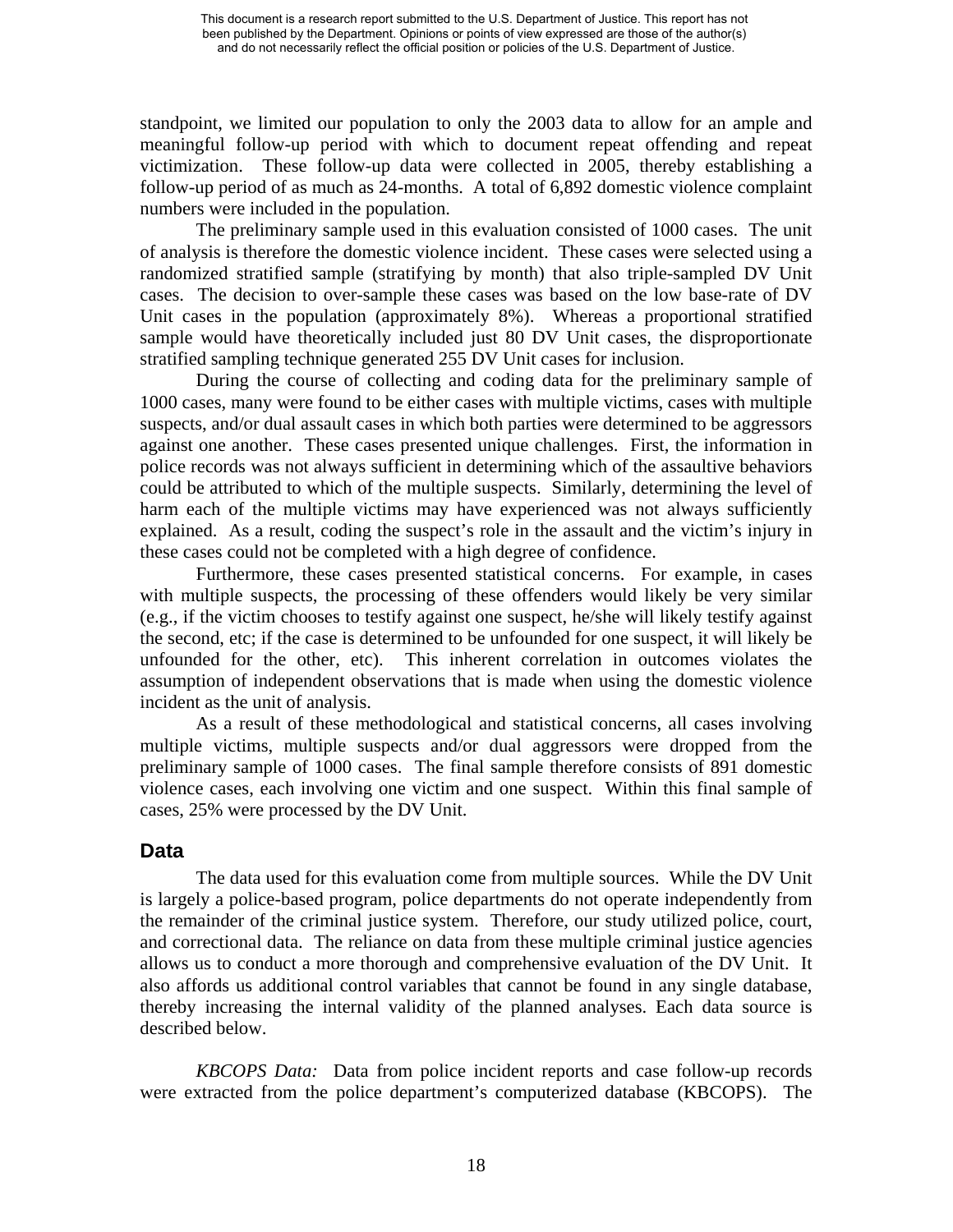standpoint, we limited our population to only the 2003 data to allow for an ample and meaningful follow-up period with which to document repeat offending and repeat victimization. These follow-up data were collected in 2005, thereby establishing a follow-up period of as much as 24-months. A total of 6,892 domestic violence complaint numbers were included in the population.

The preliminary sample used in this evaluation consisted of 1000 cases. The unit of analysis is therefore the domestic violence incident. These cases were selected using a randomized stratified sample (stratifying by month) that also triple-sampled DV Unit cases. The decision to over-sample these cases was based on the low base-rate of DV Unit cases in the population (approximately 8%). Whereas a proportional stratified sample would have theoretically included just 80 DV Unit cases, the disproportionate stratified sampling technique generated 255 DV Unit cases for inclusion.

During the course of collecting and coding data for the preliminary sample of 1000 cases, many were found to be either cases with multiple victims, cases with multiple suspects, and/or dual assault cases in which both parties were determined to be aggressors against one another. These cases presented unique challenges. First, the information in police records was not always sufficient in determining which of the assaultive behaviors could be attributed to which of the multiple suspects. Similarly, determining the level of harm each of the multiple victims may have experienced was not always sufficiently explained. As a result, coding the suspect's role in the assault and the victim's injury in these cases could not be completed with a high degree of confidence.

Furthermore, these cases presented statistical concerns. For example, in cases with multiple suspects, the processing of these offenders would likely be very similar (e.g., if the victim chooses to testify against one suspect, he/she will likely testify against the second, etc; if the case is determined to be unfounded for one suspect, it will likely be unfounded for the other, etc). This inherent correlation in outcomes violates the assumption of independent observations that is made when using the domestic violence incident as the unit of analysis.

As a result of these methodological and statistical concerns, all cases involving multiple victims, multiple suspects and/or dual aggressors were dropped from the preliminary sample of 1000 cases. The final sample therefore consists of 891 domestic violence cases, each involving one victim and one suspect. Within this final sample of cases, 25% were processed by the DV Unit.

## Data

The data used for this evaluation come from multiple sources. While the DV Unit is largely a police-based program, police departments do not operate independently from the remainder of the criminal justice system. Therefore, our study utilized police, court, and correctional data. The reliance on data from these multiple criminal justice agencies allows us to conduct a more thorough and comprehensive evaluation of the DV Unit. It also affords us additional control variables that cannot be found in any single database, thereby increasing the internal validity of the planned analyses. Each data source is described below.

*KBCOPS Data:* Data from police incident reports and case follow-up records were extracted from the police department's computerized database (KBCOPS). The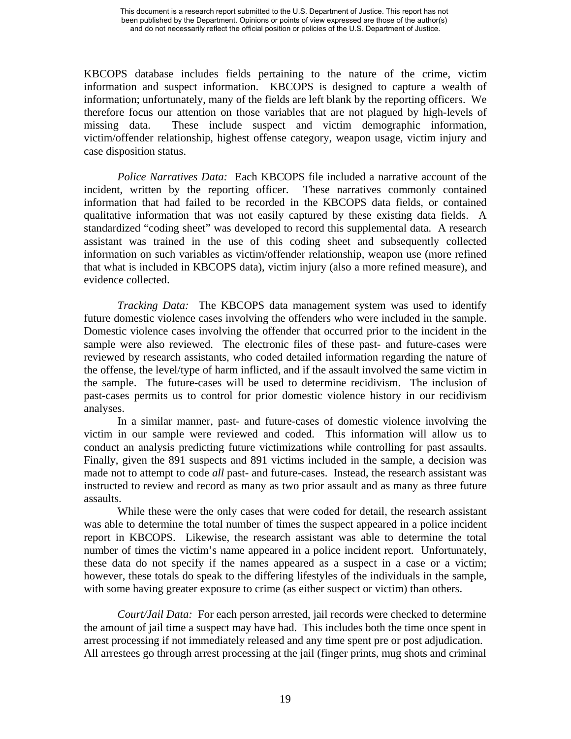KBCOPS database includes fields pertaining to the nature of the crime, victim information and suspect information. KBCOPS is designed to capture a wealth of information; unfortunately, many of the fields are left blank by the reporting officers. We therefore focus our attention on those variables that are not plagued by high-levels of missing data. These include suspect and victim demographic information, victim/offender relationship, highest offense category, weapon usage, victim injury and case disposition status.

*Police Narratives Data:* Each KBCOPS file included a narrative account of the incident, written by the reporting officer. These narratives commonly contained information that had failed to be recorded in the KBCOPS data fields, or contained qualitative information that was not easily captured by these existing data fields. A standardized "coding sheet" was developed to record this supplemental data. A research assistant was trained in the use of this coding sheet and subsequently collected information on such variables as victim/offender relationship, weapon use (more refined that what is included in KBCOPS data), victim injury (also a more refined measure), and evidence collected.

*Tracking Data:* The KBCOPS data management system was used to identify future domestic violence cases involving the offenders who were included in the sample. Domestic violence cases involving the offender that occurred prior to the incident in the sample were also reviewed. The electronic files of these past- and future-cases were reviewed by research assistants, who coded detailed information regarding the nature of the offense, the level/type of harm inflicted, and if the assault involved the same victim in the sample. The future-cases will be used to determine recidivism. The inclusion of past-cases permits us to control for prior domestic violence history in our recidivism analyses.

In a similar manner, past- and future-cases of domestic violence involving the victim in our sample were reviewed and coded. This information will allow us to conduct an analysis predicting future victimizations while controlling for past assaults. Finally, given the 891 suspects and 891 victims included in the sample, a decision was made not to attempt to code *all* past- and future-cases. Instead, the research assistant was instructed to review and record as many as two prior assault and as many as three future assaults.

While these were the only cases that were coded for detail, the research assistant was able to determine the total number of times the suspect appeared in a police incident report in KBCOPS. Likewise, the research assistant was able to determine the total number of times the victim's name appeared in a police incident report. Unfortunately, these data do not specify if the names appeared as a suspect in a case or a victim; however, these totals do speak to the differing lifestyles of the individuals in the sample, with some having greater exposure to crime (as either suspect or victim) than others.

*Court/Jail Data:* For each person arrested, jail records were checked to determine the amount of jail time a suspect may have had. This includes both the time once spent in arrest processing if not immediately released and any time spent pre or post adjudication. All arrestees go through arrest processing at the jail (finger prints, mug shots and criminal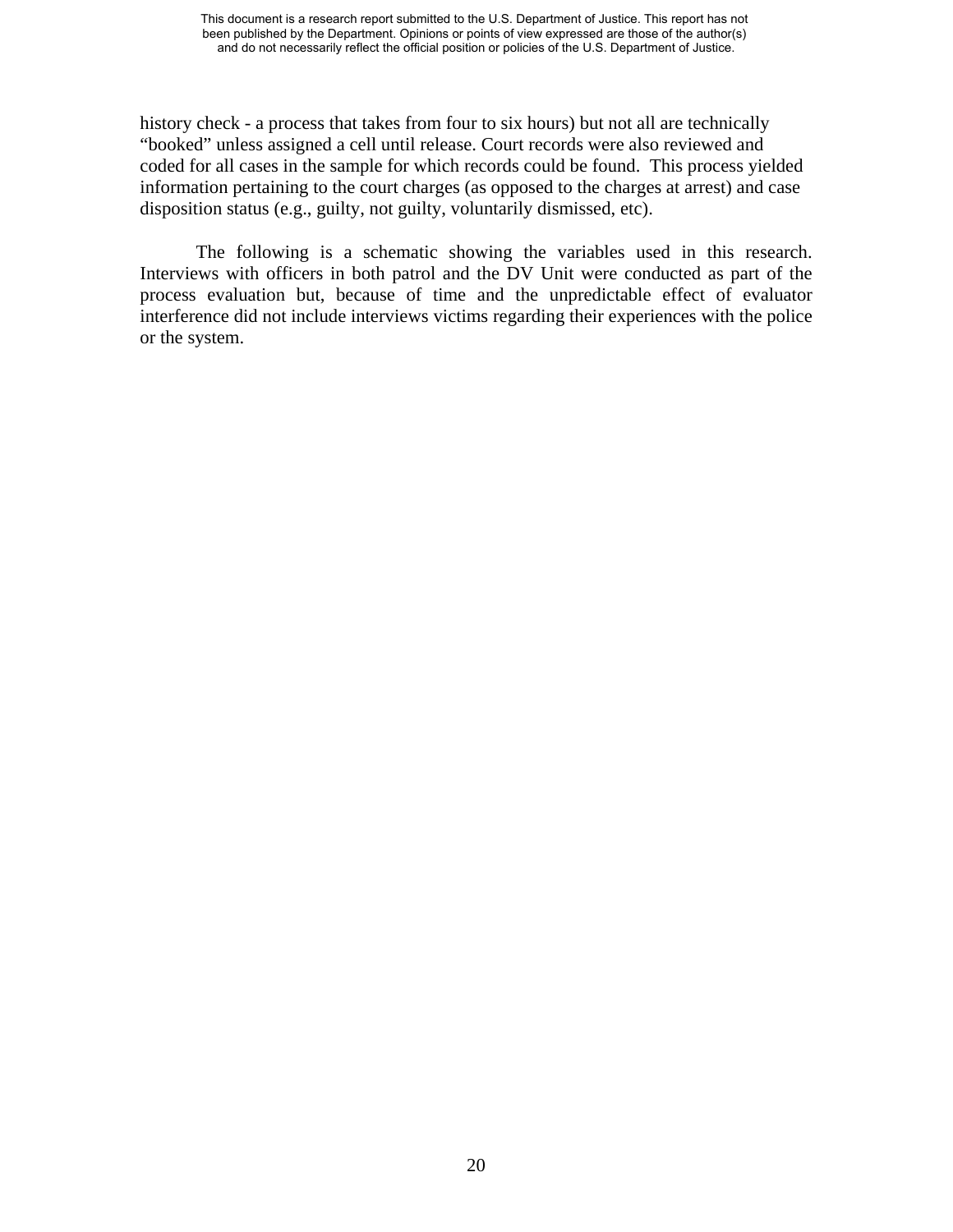history check - a process that takes from four to six hours) but not all are technically "booked" unless assigned a cell until release. Court records were also reviewed and coded for all cases in the sample for which records could be found. This process yielded information pertaining to the court charges (as opposed to the charges at arrest) and case disposition status (e.g., guilty, not guilty, voluntarily dismissed, etc).

The following is a schematic showing the variables used in this research. Interviews with officers in both patrol and the DV Unit were conducted as part of the process evaluation but, because of time and the unpredictable effect of evaluator interference did not include interviews victims regarding their experiences with the police or the system.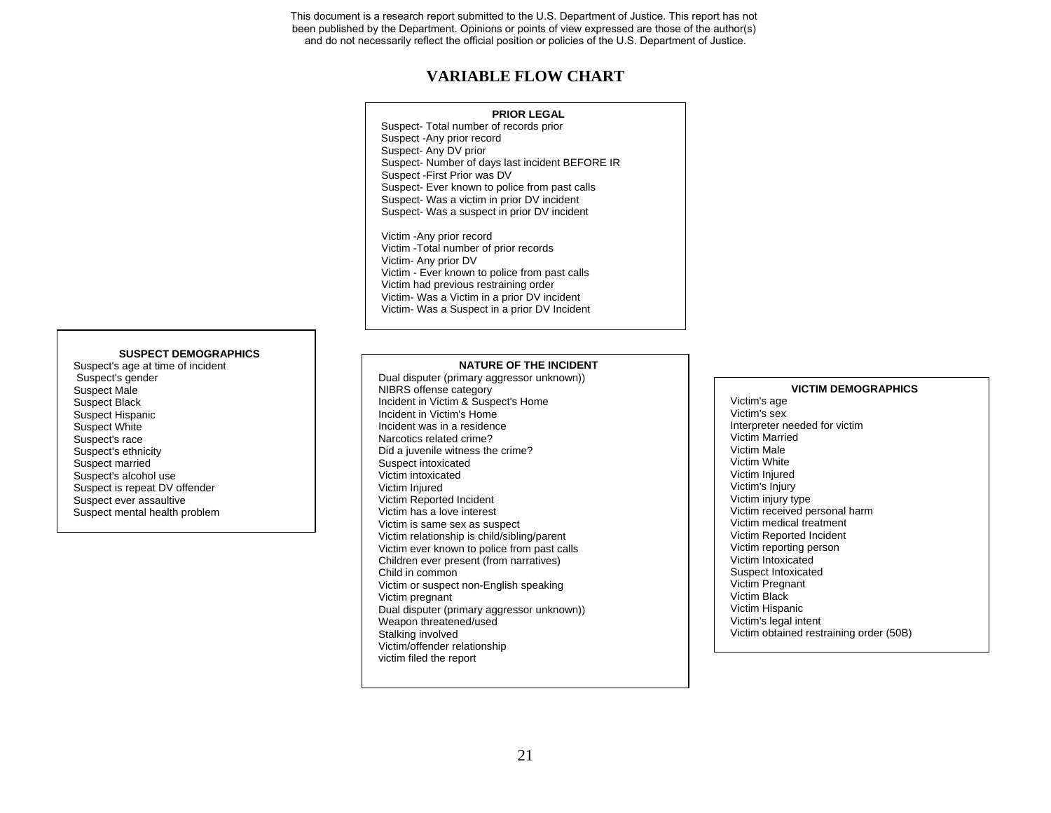This document is a research report submitted to the U.S. Department of Justice. This report has not been published by the Department. Opinions or points of view expressed are those of the author(s) and do not necessarily reflect the official position or policies of the U.S. Department of Justice.

# VARIABLE FLOW CHART

### PRIOR LEGAL

Suspect- Total number of records prior
Suspect -Any prior record
Suspect- Any DV prior
Suspect- Number of days last incident BEFORE IR
Suspect -First Prior was DV
Suspect- Ever known to police from past calls
Suspect- Was a victim in prior DV incident
Suspect- Was a suspect in prior DV incident

Victim -Any prior record
Victim -Total number of prior records
Victim- Any prior DV
Victim - Ever known to police from past calls
Victim had previous restraining order
Victim- Was a Victim in a prior DV incident
Victim- Was a Suspect in a prior DV Incident

### SUSPECT DEMOGRAPHICS

Suspect's age at time of incident
Suspect's gender
Suspect Male
Suspect Black
Suspect Hispanic
Suspect White
Suspect's race
Suspect's ethnicity
Suspect married
Suspect's alcohol use
Suspect is repeat DV offender
Suspect ever assaultive
Suspect mental health problem

### NATURE OF THE INCIDENT

Dual disputer (primary aggressor unknown))
NIBRS offense category
Incident in Victim & Suspect's Home
Incident in Victim's Home
Incident was in a residence
Narcotics related crime?
Did a juvenile witness the crime?
Suspect intoxicated
Victim intoxicated
Victim Injured
Victim Reported Incident
Victim has a love interest
Victim is same sex as suspect
Victim relationship is child/sibling/parent
Victim ever known to police from past calls
Children ever present (from narratives)
Child in common
Victim or suspect non-English speaking
Victim pregnant
Dual disputer (primary aggressor unknown))
Weapon threatened/used
Stalking involved
Victim/offender relationship
victim filed the report

### VICTIM DEMOGRAPHICS

Victim's age
Victim's sex
Interpreter needed for victim
Victim Married
Victim Male
Victim White
Victim Injured
Victim's Injury
Victim injury type
Victim received personal harm
Victim medical treatment
Victim Reported Incident
Victim reporting person
Victim Intoxicated
Suspect Intoxicated
Victim Pregnant
Victim Black
Victim Hispanic
Victim's legal intent
Victim obtained restraining order (50B)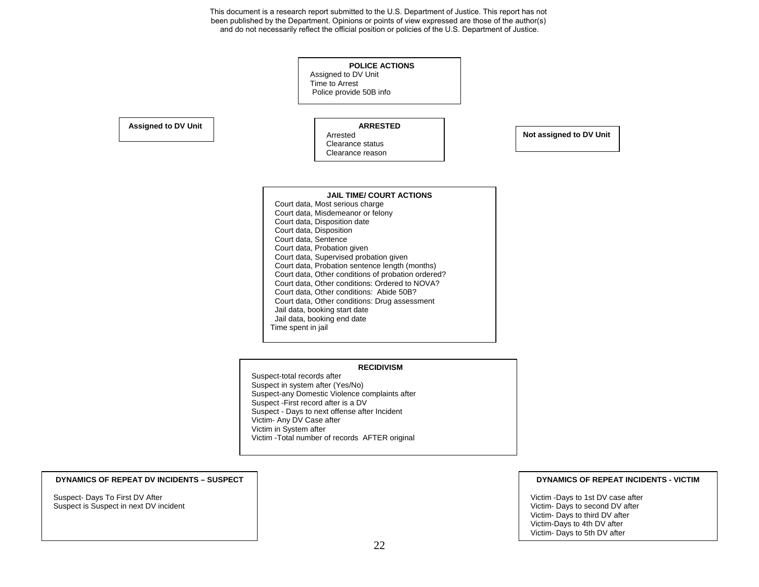This document is a research report submitted to the U.S. Department of Justice. This report has not been published by the Department. Opinions or points of view expressed are those of the author(s) and do not necessarily reflect the official position or policies of the U.S. Department of Justice.

**POLICE ACTIONS**

- Assigned to DV Unit
- Time to Arrest
- Police provide 50B info

**Assigned to DV Unit**

**ARRESTED**

- Arrested
- Clearance status
- Clearance reason

**Not assigned to DV Unit**

**JAIL TIME/ COURT ACTIONS**

- Court data, Most serious charge
- Court data, Misdemeanor or felony
- Court data, Disposition date
- Court data, Disposition
- Court data, Sentence
- Court data, Probation given
- Court data, Supervised probation given
- Court data, Probation sentence length (months)
- Court data, Other conditions of probation ordered?
- Court data, Other conditions: Ordered to NOVA?
- Court data, Other conditions: Abide 50B?
- Court data, Other conditions: Drug assessment
- Jail data, booking start date
- Jail data, booking end date
- Time spent in jail

**RECIDIVISM**

- Suspect-total records after
- Suspect in system after (Yes/No)
- Suspect-any Domestic Violence complaints after
- Suspect -First record after is a DV
- Suspect - Days to next offense after Incident
- Victim- Any DV Case after
- Victim in System after
- Victim -Total number of records AFTER original

**DYNAMICS OF REPEAT DV INCIDENTS – SUSPECT**

- Suspect- Days To First DV After
- Suspect is Suspect in next DV incident

**DYNAMICS OF REPEAT INCIDENTS - VICTIM**

- Victim -Days to 1st DV case after
- Victim- Days to second DV after
- Victim- Days to third DV after
- Victim-Days to 4th DV after
- Victim- Days to 5th DV after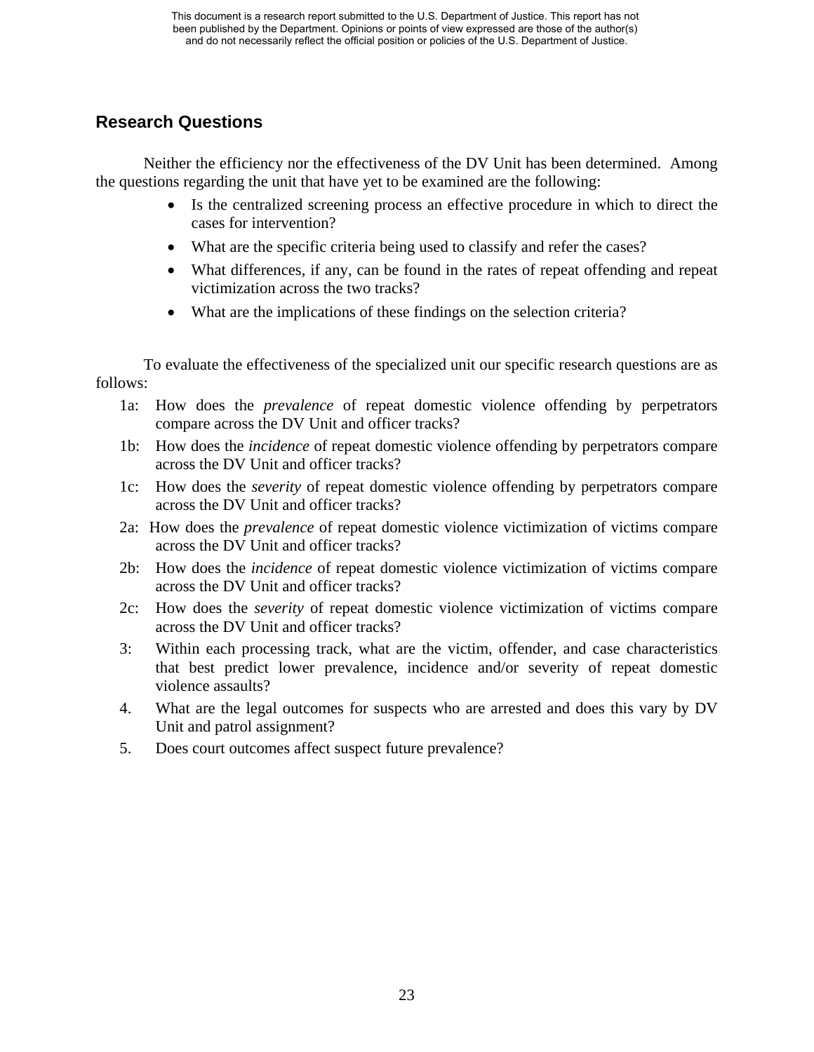## Research Questions

Neither the efficiency nor the effectiveness of the DV Unit has been determined. Among the questions regarding the unit that have yet to be examined are the following:

- Is the centralized screening process an effective procedure in which to direct the cases for intervention?
- What are the specific criteria being used to classify and refer the cases?
- What differences, if any, can be found in the rates of repeat offending and repeat victimization across the two tracks?
- What are the implications of these findings on the selection criteria?

To evaluate the effectiveness of the specialized unit our specific research questions are as follows:

1a: How does the *prevalence* of repeat domestic violence offending by perpetrators compare across the DV Unit and officer tracks?

1b: How does the *incidence* of repeat domestic violence offending by perpetrators compare across the DV Unit and officer tracks?

1c: How does the *severity* of repeat domestic violence offending by perpetrators compare across the DV Unit and officer tracks?

2a: How does the *prevalence* of repeat domestic violence victimization of victims compare across the DV Unit and officer tracks?

2b: How does the *incidence* of repeat domestic violence victimization of victims compare across the DV Unit and officer tracks?

2c: How does the *severity* of repeat domestic violence victimization of victims compare across the DV Unit and officer tracks?

3: Within each processing track, what are the victim, offender, and case characteristics that best predict lower prevalence, incidence and/or severity of repeat domestic violence assaults?

4. What are the legal outcomes for suspects who are arrested and does this vary by DV Unit and patrol assignment?

5. Does court outcomes affect suspect future prevalence?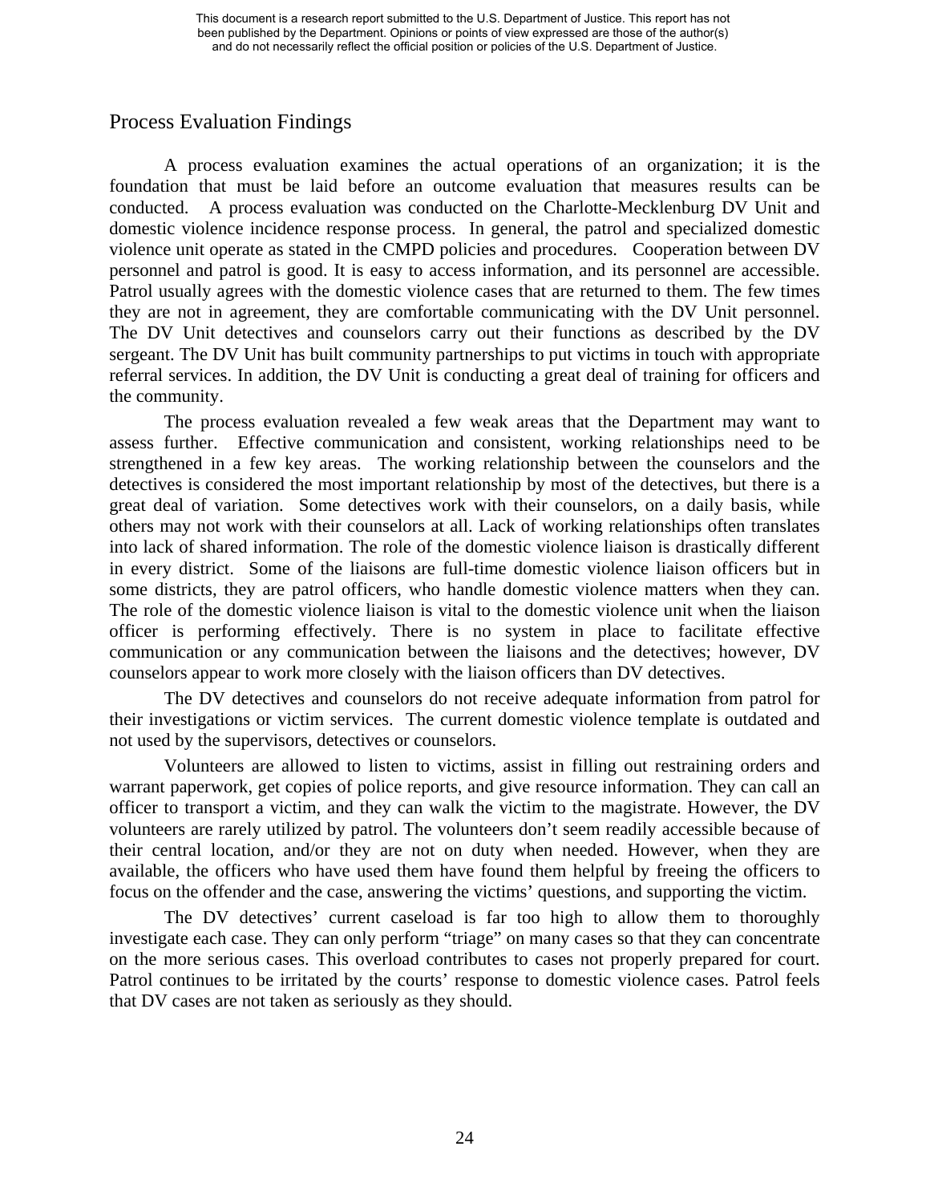## Process Evaluation Findings

A process evaluation examines the actual operations of an organization; it is the foundation that must be laid before an outcome evaluation that measures results can be conducted. A process evaluation was conducted on the Charlotte-Mecklenburg DV Unit and domestic violence incidence response process. In general, the patrol and specialized domestic violence unit operate as stated in the CMPD policies and procedures. Cooperation between DV personnel and patrol is good. It is easy to access information, and its personnel are accessible. Patrol usually agrees with the domestic violence cases that are returned to them. The few times they are not in agreement, they are comfortable communicating with the DV Unit personnel. The DV Unit detectives and counselors carry out their functions as described by the DV sergeant. The DV Unit has built community partnerships to put victims in touch with appropriate referral services. In addition, the DV Unit is conducting a great deal of training for officers and the community.

The process evaluation revealed a few weak areas that the Department may want to assess further. Effective communication and consistent, working relationships need to be strengthened in a few key areas. The working relationship between the counselors and the detectives is considered the most important relationship by most of the detectives, but there is a great deal of variation. Some detectives work with their counselors, on a daily basis, while others may not work with their counselors at all. Lack of working relationships often translates into lack of shared information. The role of the domestic violence liaison is drastically different in every district. Some of the liaisons are full-time domestic violence liaison officers but in some districts, they are patrol officers, who handle domestic violence matters when they can. The role of the domestic violence liaison is vital to the domestic violence unit when the liaison officer is performing effectively. There is no system in place to facilitate effective communication or any communication between the liaisons and the detectives; however, DV counselors appear to work more closely with the liaison officers than DV detectives.

The DV detectives and counselors do not receive adequate information from patrol for their investigations or victim services. The current domestic violence template is outdated and not used by the supervisors, detectives or counselors.

Volunteers are allowed to listen to victims, assist in filling out restraining orders and warrant paperwork, get copies of police reports, and give resource information. They can call an officer to transport a victim, and they can walk the victim to the magistrate. However, the DV volunteers are rarely utilized by patrol. The volunteers don't seem readily accessible because of their central location, and/or they are not on duty when needed. However, when they are available, the officers who have used them have found them helpful by freeing the officers to focus on the offender and the case, answering the victims' questions, and supporting the victim.

The DV detectives' current caseload is far too high to allow them to thoroughly investigate each case. They can only perform "triage" on many cases so that they can concentrate on the more serious cases. This overload contributes to cases not properly prepared for court. Patrol continues to be irritated by the courts' response to domestic violence cases. Patrol feels that DV cases are not taken as seriously as they should.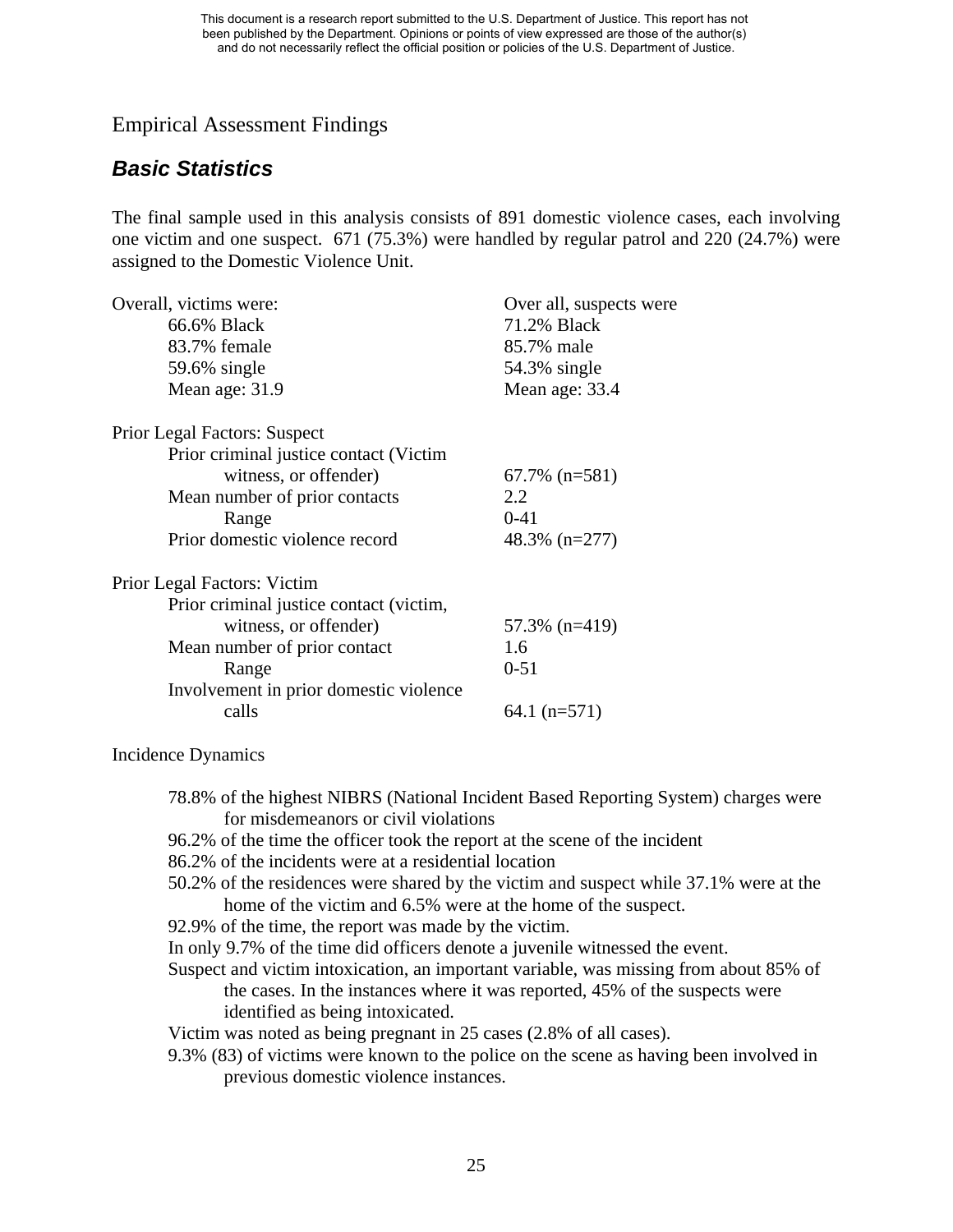## Empirical Assessment Findings

### ***Basic Statistics***

The final sample used in this analysis consists of 891 domestic violence cases, each involving one victim and one suspect. 671 (75.3%) were handled by regular patrol and 220 (24.7%) were assigned to the Domestic Violence Unit.

| Overall, victims were: | Over all, suspects were |
|---|---|
| 66.6% Black | 71.2% Black |
| 83.7% female | 85.7% male |
| 59.6% single | 54.3% single |
| Mean age: 31.9 | Mean age: 33.4 |

| Prior Legal Factors: Suspect | |
|---|---|
| Prior criminal justice contact (Victim witness, or offender) | 67.7% (n=581) |
| Mean number of prior contacts | 2.2 |
| Range | 0-41 |
| Prior domestic violence record | 48.3% (n=277) |

| Prior Legal Factors: Victim | |
|---|---|
| Prior criminal justice contact (victim, witness, or offender) | 57.3% (n=419) |
| Mean number of prior contact | 1.6 |
| Range | 0-51 |
| Involvement in prior domestic violence calls | 64.1 (n=571) |

Incidence Dynamics

- 78.8% of the highest NIBRS (National Incident Based Reporting System) charges were for misdemeanors or civil violations
- 96.2% of the time the officer took the report at the scene of the incident
- 86.2% of the incidents were at a residential location
- 50.2% of the residences were shared by the victim and suspect while 37.1% were at the home of the victim and 6.5% were at the home of the suspect.
- 92.9% of the time, the report was made by the victim.
- In only 9.7% of the time did officers denote a juvenile witnessed the event.
- Suspect and victim intoxication, an important variable, was missing from about 85% of the cases. In the instances where it was reported, 45% of the suspects were identified as being intoxicated.
- Victim was noted as being pregnant in 25 cases (2.8% of all cases).
- 9.3% (83) of victims were known to the police on the scene as having been involved in previous domestic violence instances.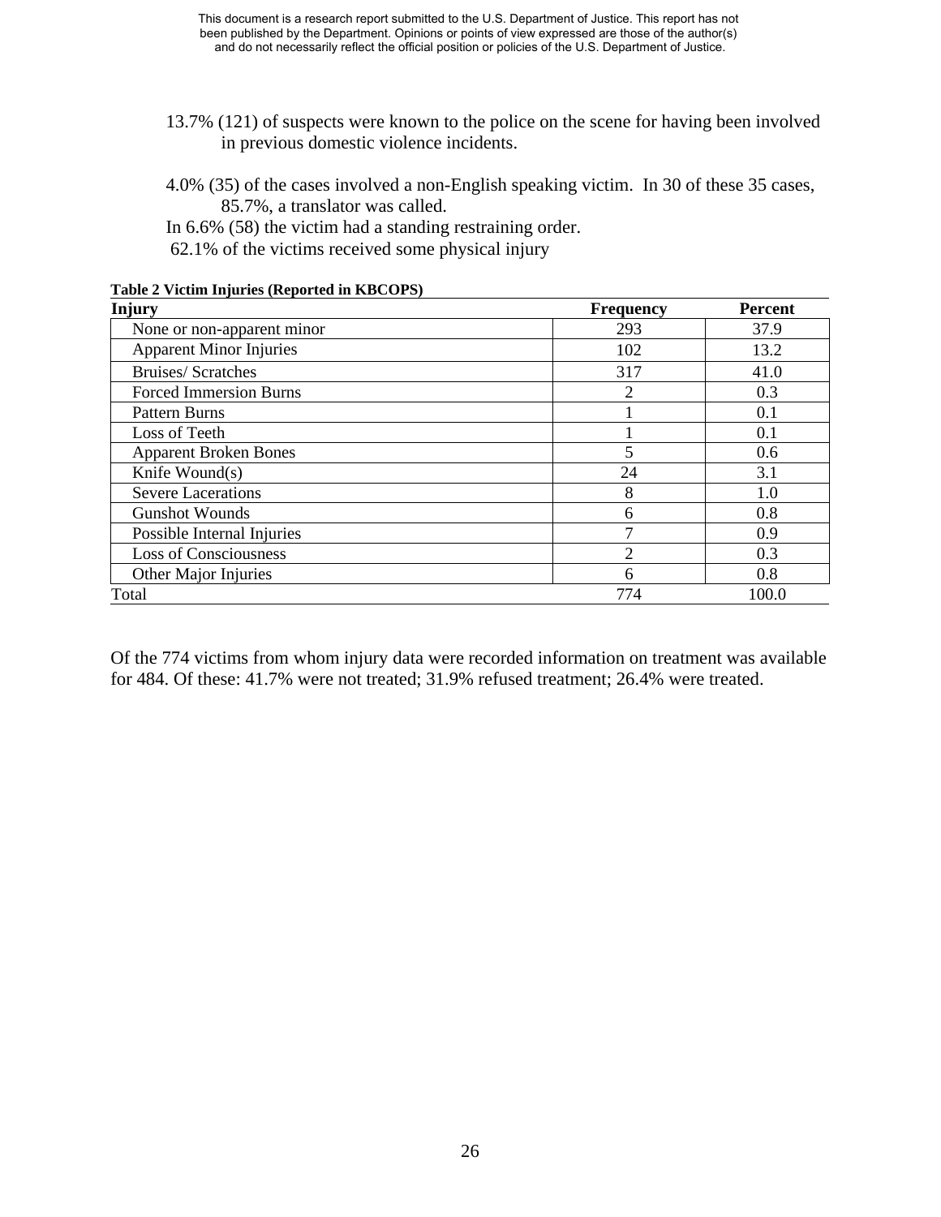13.7% (121) of suspects were known to the police on the scene for having been involved in previous domestic violence incidents.

4.0% (35) of the cases involved a non-English speaking victim. In 30 of these 35 cases, 85.7%, a translator was called.

In 6.6% (58) the victim had a standing restraining order.

62.1% of the victims received some physical injury

**Table 2 Victim Injuries (Reported in KBCOPS)**

| Injury | Frequency | Percent |
|---|---|---|
| None or non-apparent minor | 293 | 37.9 |
| Apparent Minor Injuries | 102 | 13.2 |
| Bruises/ Scratches | 317 | 41.0 |
| Forced Immersion Burns | 2 | 0.3 |
| Pattern Burns | 1 | 0.1 |
| Loss of Teeth | 1 | 0.1 |
| Apparent Broken Bones | 5 | 0.6 |
| Knife Wound(s) | 24 | 3.1 |
| Severe Lacerations | 8 | 1.0 |
| Gunshot Wounds | 6 | 0.8 |
| Possible Internal Injuries | 7 | 0.9 |
| Loss of Consciousness | 2 | 0.3 |
| Other Major Injuries | 6 | 0.8 |
| Total | 774 | 100.0 |

Of the 774 victims from whom injury data were recorded information on treatment was available for 484. Of these: 41.7% were not treated; 31.9% refused treatment; 26.4% were treated.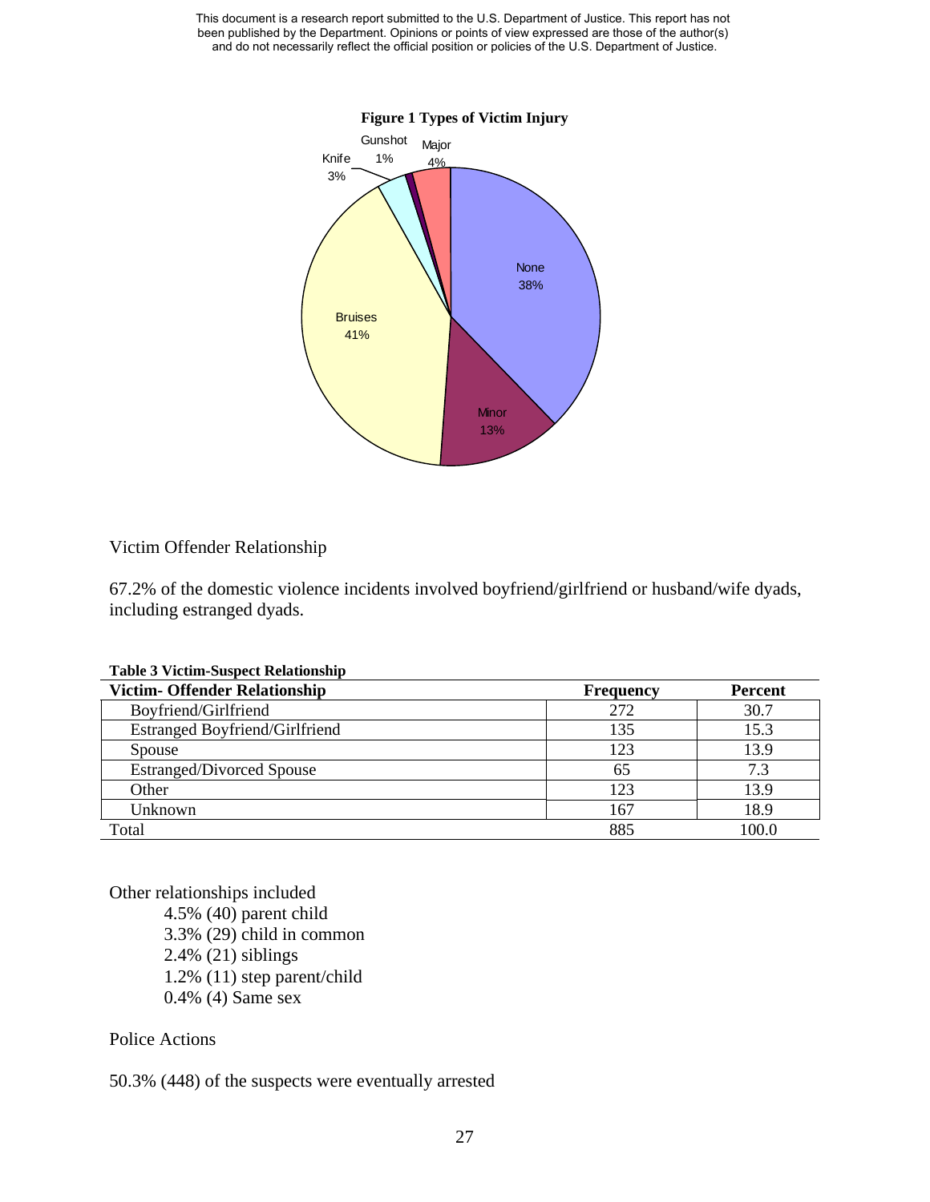**Figure 1 Types of Victim Injury**

Victim Offender Relationship

67.2% of the domestic violence incidents involved boyfriend/girlfriend or husband/wife dyads, including estranged dyads.

**Table 3 Victim-Suspect Relationship**

| Victim- Offender Relationship | Frequency | Percent |
|---|---|---|
| Boyfriend/Girlfriend | 272 | 30.7 |
| Estranged Boyfriend/Girlfriend | 135 | 15.3 |
| Spouse | 123 | 13.9 |
| Estranged/Divorced Spouse | 65 | 7.3 |
| Other | 123 | 13.9 |
| Unknown | 167 | 18.9 |
| Total | 885 | 100.0 |

Other relationships included

- 4.5% (40) parent child
- 3.3% (29) child in common
- 2.4% (21) siblings
- 1.2% (11) step parent/child
- 0.4% (4) Same sex

Police Actions

50.3% (448) of the suspects were eventually arrested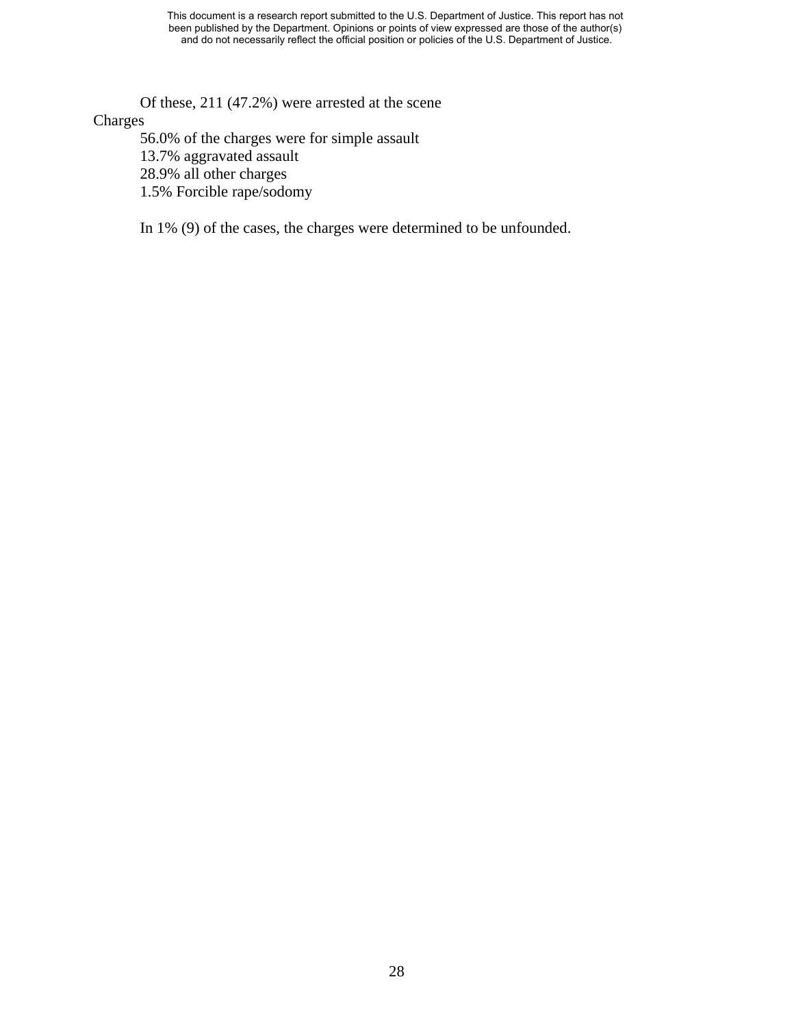Of these, 211 (47.2%) were arrested at the scene

Charges

56.0% of the charges were for simple assault
13.7% aggravated assault
28.9% all other charges
1.5% Forcible rape/sodomy

In 1% (9) of the cases, the charges were determined to be unfounded.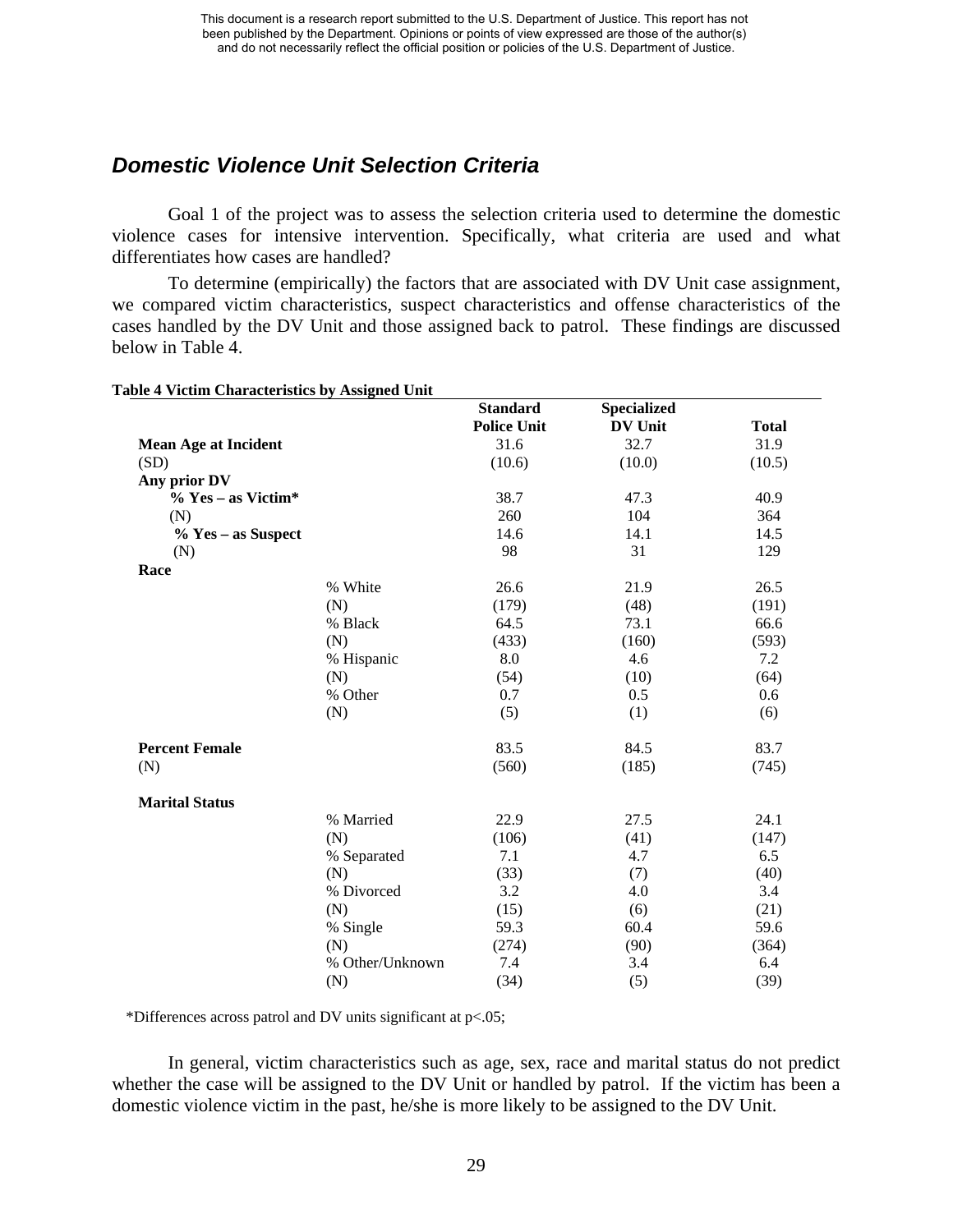## *Domestic Violence Unit Selection Criteria*

Goal 1 of the project was to assess the selection criteria used to determine the domestic violence cases for intensive intervention. Specifically, what criteria are used and what differentiates how cases are handled?

To determine (empirically) the factors that are associated with DV Unit case assignment, we compared victim characteristics, suspect characteristics and offense characteristics of the cases handled by the DV Unit and those assigned back to patrol. These findings are discussed below in Table 4.

**Table 4 Victim Characteristics by Assigned Unit**

| | | Standard Police Unit | Specialized DV Unit | Total |
|---|---|---|---|---|
| **Mean Age at Incident** | | 31.6 | 32.7 | 31.9 |
| (SD) | | (10.6) | (10.0) | (10.5) |
| **Any prior DV** | | | | |
| **% Yes – as Victim*** | | 38.7 | 47.3 | 40.9 |
| (N) | | 260 | 104 | 364 |
| **% Yes – as Suspect** | | 14.6 | 14.1 | 14.5 |
| (N) | | 98 | 31 | 129 |
| **Race** | | | | |
| | % White | 26.6 | 21.9 | 26.5 |
| | (N) | (179) | (48) | (191) |
| | % Black | 64.5 | 73.1 | 66.6 |
| | (N) | (433) | (160) | (593) |
| | % Hispanic | 8.0 | 4.6 | 7.2 |
| | (N) | (54) | (10) | (64) |
| | % Other | 0.7 | 0.5 | 0.6 |
| | (N) | (5) | (1) | (6) |
| **Percent Female** | | 83.5 | 84.5 | 83.7 |
| (N) | | (560) | (185) | (745) |
| **Marital Status** | | | | |
| | % Married | 22.9 | 27.5 | 24.1 |
| | (N) | (106) | (41) | (147) |
| | % Separated | 7.1 | 4.7 | 6.5 |
| | (N) | (33) | (7) | (40) |
| | % Divorced | 3.2 | 4.0 | 3.4 |
| | (N) | (15) | (6) | (21) |
| | % Single | 59.3 | 60.4 | 59.6 |
| | (N) | (274) | (90) | (364) |
| | % Other/Unknown | 7.4 | 3.4 | 6.4 |
| | (N) | (34) | (5) | (39) |

*Differences across patrol and DV units significant at $p<.05$;

In general, victim characteristics such as age, sex, race and marital status do not predict whether the case will be assigned to the DV Unit or handled by patrol. If the victim has been a domestic violence victim in the past, he/she is more likely to be assigned to the DV Unit.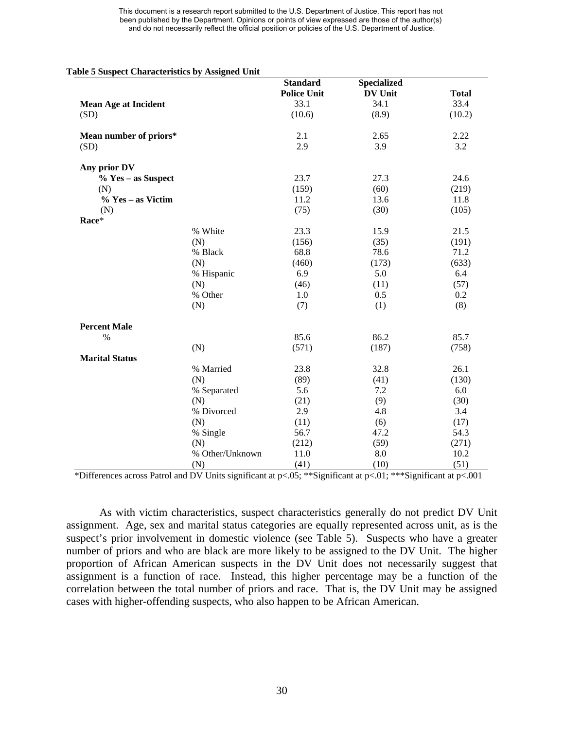This document is a research report submitted to the U.S. Department of Justice. This report has not been published by the Department. Opinions or points of view expressed are those of the author(s) and do not necessarily reflect the official position or policies of the U.S. Department of Justice.

**Table 5 Suspect Characteristics by Assigned Unit**

| | | Standard Police Unit | Specialized DV Unit | Total |
|---|---|---|---|---|
| **Mean Age at Incident** | | 33.1 | 34.1 | 33.4 |
| (SD) | | (10.6) | (8.9) | (10.2) |
| **Mean number of priors*** | | 2.1 | 2.65 | 2.22 |
| (SD) | | 2.9 | 3.9 | 3.2 |
| **Any prior DV** | | | | |
| **% Yes – as Suspect** | | 23.7 | 27.3 | 24.6 |
| (N) | | (159) | (60) | (219) |
| **% Yes – as Victim** | | 11.2 | 13.6 | 11.8 |
| (N) | | (75) | (30) | (105) |
| **Race*** | | | | |
| | % White | 23.3 | 15.9 | 21.5 |
| | (N) | (156) | (35) | (191) |
| | % Black | 68.8 | 78.6 | 71.2 |
| | (N) | (460) | (173) | (633) |
| | % Hispanic | 6.9 | 5.0 | 6.4 |
| | (N) | (46) | (11) | (57) |
| | % Other | 1.0 | 0.5 | 0.2 |
| | (N) | (7) | (1) | (8) |
| **Percent Male** | | | | |
| % | | 85.6 | 86.2 | 85.7 |
| | (N) | (571) | (187) | (758) |
| **Marital Status** | | | | |
| | % Married | 23.8 | 32.8 | 26.1 |
| | (N) | (89) | (41) | (130) |
| | % Separated | 5.6 | 7.2 | 6.0 |
| | (N) | (21) | (9) | (30) |
| | % Divorced | 2.9 | 4.8 | 3.4 |
| | (N) | (11) | (6) | (17) |
| | % Single | 56.7 | 47.2 | 54.3 |
| | (N) | (212) | (59) | (271) |
| | % Other/Unknown | 11.0 | 8.0 | 10.2 |
| | (N) | (41) | (10) | (51) |

*Differences across Patrol and DV Units significant at $p<.05$; **Significant at $p<.01$; ***Significant at $p<.001$

As with victim characteristics, suspect characteristics generally do not predict DV Unit assignment. Age, sex and marital status categories are equally represented across unit, as is the suspect's prior involvement in domestic violence (see Table 5). Suspects who have a greater number of priors and who are black are more likely to be assigned to the DV Unit. The higher proportion of African American suspects in the DV Unit does not necessarily suggest that assignment is a function of race. Instead, this higher percentage may be a function of the correlation between the total number of priors and race. That is, the DV Unit may be assigned cases with higher-offending suspects, who also happen to be African American.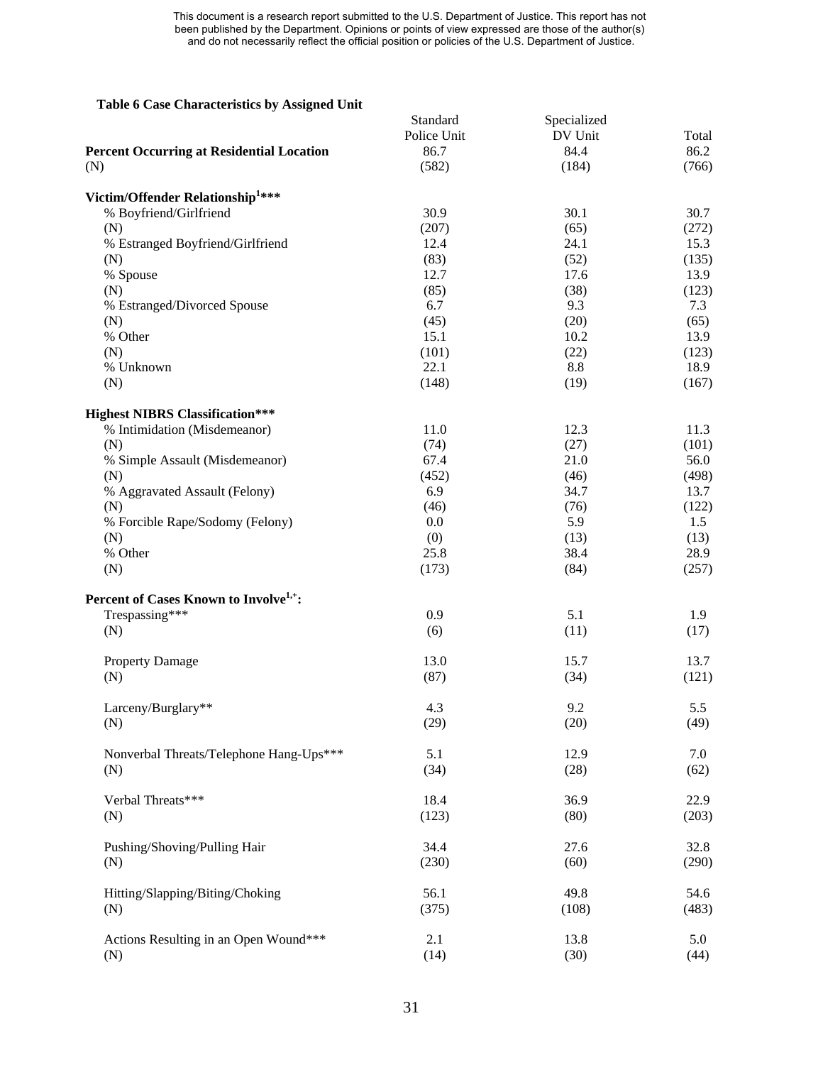This document is a research report submitted to the U.S. Department of Justice. This report has not been published by the Department. Opinions or points of view expressed are those of the author(s) and do not necessarily reflect the official position or policies of the U.S. Department of Justice.

**Table 6 Case Characteristics by Assigned Unit**

| | Standard Police Unit | Specialized DV Unit | Total |
|---|---|---|---|
| **Percent Occurring at Residential Location** | 86.7 | 84.4 | 86.2 |
| (N) | (582) | (184) | (766) |
| **Victim/Offender Relationship[1]*** ** | | | |
| % Boyfriend/Girlfriend | 30.9 | 30.1 | 30.7 |
| (N) | (207) | (65) | (272) |
| % Estranged Boyfriend/Girlfriend | 12.4 | 24.1 | 15.3 |
| (N) | (83) | (52) | (135) |
| % Spouse | 12.7 | 17.6 | 13.9 |
| (N) | (85) | (38) | (123) |
| % Estranged/Divorced Spouse | 6.7 | 9.3 | 7.3 |
| (N) | (45) | (20) | (65) |
| % Other | 15.1 | 10.2 | 13.9 |
| (N) | (101) | (22) | (123) |
| % Unknown | 22.1 | 8.8 | 18.9 |
| (N) | (148) | (19) | (167) |
| **Highest NIBRS Classification*** ** | | | |
| % Intimidation (Misdemeanor) | 11.0 | 12.3 | 11.3 |
| (N) | (74) | (27) | (101) |
| % Simple Assault (Misdemeanor) | 67.4 | 21.0 | 56.0 |
| (N) | (452) | (46) | (498) |
| % Aggravated Assault (Felony) | 6.9 | 34.7 | 13.7 |
| (N) | (46) | (76) | (122) |
| % Forcible Rape/Sodomy (Felony) | 0.0 | 5.9 | 1.5 |
| (N) | (0) | (13) | (13) |
| % Other | 25.8 | 38.4 | 28.9 |
| (N) | (173) | (84) | (257) |
| **Percent of Cases Known to Involve[1,+]:** | | | |
| Trespassing*** | 0.9 | 5.1 | 1.9 |
| (N) | (6) | (11) | (17) |
| Property Damage | 13.0 | 15.7 | 13.7 |
| (N) | (87) | (34) | (121) |
| Larceny/Burglary** | 4.3 | 9.2 | 5.5 |
| (N) | (29) | (20) | (49) |
| Nonverbal Threats/Telephone Hang-Ups*** | 5.1 | 12.9 | 7.0 |
| (N) | (34) | (28) | (62) |
| Verbal Threats*** | 18.4 | 36.9 | 22.9 |
| (N) | (123) | (80) | (203) |
| Pushing/Shoving/Pulling Hair | 34.4 | 27.6 | 32.8 |
| (N) | (230) | (60) | (290) |
| Hitting/Slapping/Biting/Choking | 56.1 | 49.8 | 54.6 |
| (N) | (375) | (108) | (483) |
| Actions Resulting in an Open Wound*** | 2.1 | 13.8 | 5.0 |
| (N) | (14) | (30) | (44) |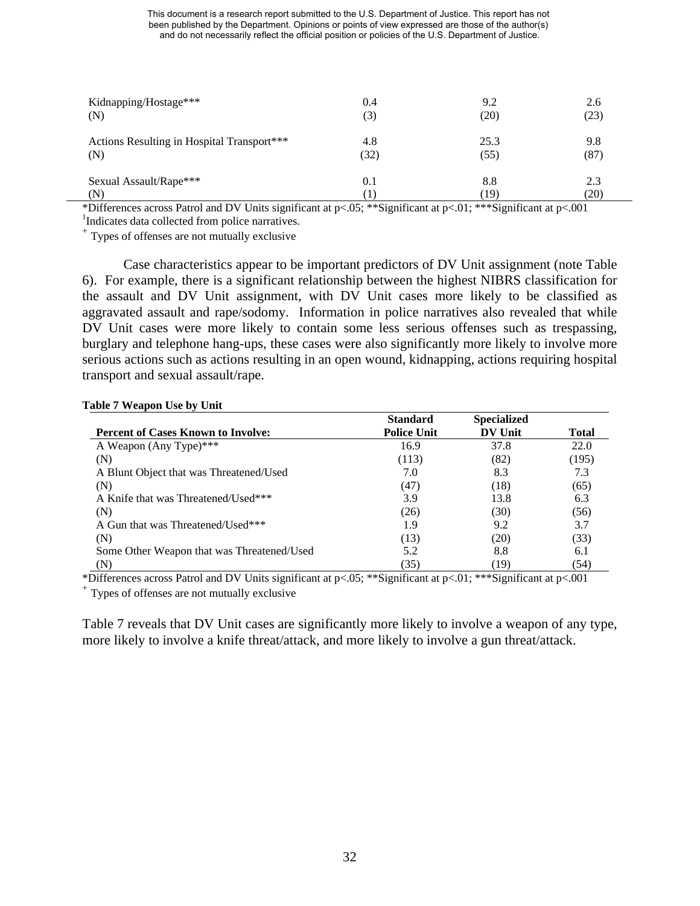| | | | |
|---|---|---|---|
| Kidnapping/Hostage*** | 0.4 | 9.2 | 2.6 |
| (N) | (3) | (20) | (23) |
| Actions Resulting in Hospital Transport*** | 4.8 | 25.3 | 9.8 |
| (N) | (32) | (55) | (87) |
| Sexual Assault/Rape*** | 0.1 | 8.8 | 2.3 |
| (N) | (1) | (19) | (20) |

*Differences across Patrol and DV Units significant at $p<.05$; **Significant at $p<.01$; ***Significant at $p<.001$
[1]Indicates data collected from police narratives.
[+] Types of offenses are not mutually exclusive

Case characteristics appear to be important predictors of DV Unit assignment (note Table 6). For example, there is a significant relationship between the highest NIBRS classification for the assault and DV Unit assignment, with DV Unit cases more likely to be classified as aggravated assault and rape/sodomy. Information in police narratives also revealed that while DV Unit cases were more likely to contain some less serious offenses such as trespassing, burglary and telephone hang-ups, these cases were also significantly more likely to involve more serious actions such as actions resulting in an open wound, kidnapping, actions requiring hospital transport and sexual assault/rape.

**Table 7 Weapon Use by Unit**

| Percent of Cases Known to Involve: | Standard Police Unit | Specialized DV Unit | Total |
|---|---|---|---|
| A Weapon (Any Type)*** | 16.9 | 37.8 | 22.0 |
| (N) | (113) | (82) | (195) |
| A Blunt Object that was Threatened/Used | 7.0 | 8.3 | 7.3 |
| (N) | (47) | (18) | (65) |
| A Knife that was Threatened/Used*** | 3.9 | 13.8 | 6.3 |
| (N) | (26) | (30) | (56) |
| A Gun that was Threatened/Used*** | 1.9 | 9.2 | 3.7 |
| (N) | (13) | (20) | (33) |
| Some Other Weapon that was Threatened/Used | 5.2 | 8.8 | 6.1 |
| (N) | (35) | (19) | (54) |

*Differences across Patrol and DV Units significant at $p<.05$; **Significant at $p<.01$; ***Significant at $p<.001$
[+] Types of offenses are not mutually exclusive

Table 7 reveals that DV Unit cases are significantly more likely to involve a weapon of any type, more likely to involve a knife threat/attack, and more likely to involve a gun threat/attack.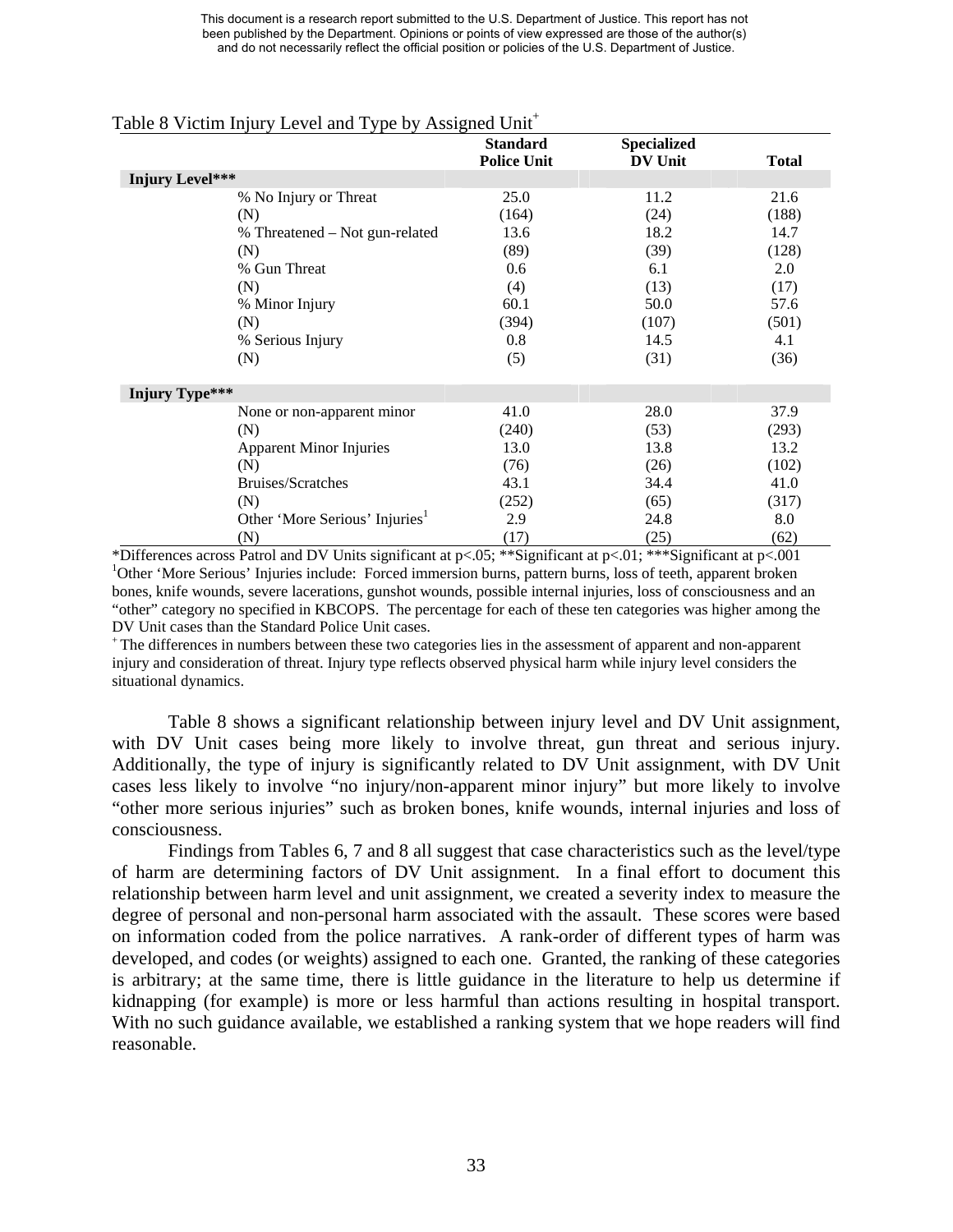Table 8 Victim Injury Level and Type by Assigned Unit[+]

| | Standard Police Unit | Specialized DV Unit | Total |
|---|---|---|---|
| **Injury Level*** ** | | | |
| % No Injury or Threat | 25.0 | 11.2 | 21.6 |
| (N) | (164) | (24) | (188) |
| % Threatened – Not gun-related | 13.6 | 18.2 | 14.7 |
| (N) | (89) | (39) | (128) |
| % Gun Threat | 0.6 | 6.1 | 2.0 |
| (N) | (4) | (13) | (17) |
| % Minor Injury | 60.1 | 50.0 | 57.6 |
| (N) | (394) | (107) | (501) |
| % Serious Injury | 0.8 | 14.5 | 4.1 |
| (N) | (5) | (31) | (36) |
| **Injury Type*** ** | | | |
| None or non-apparent minor | 41.0 | 28.0 | 37.9 |
| (N) | (240) | (53) | (293) |
| Apparent Minor Injuries | 13.0 | 13.8 | 13.2 |
| (N) | (76) | (26) | (102) |
| Bruises/Scratches | 43.1 | 34.4 | 41.0 |
| (N) | (252) | (65) | (317) |
| Other 'More Serious' Injuries[1] | 2.9 | 24.8 | 8.0 |
| (N) | (17) | (25) | (62) |

*Differences across Patrol and DV Units significant at p<.05; **Significant at p<.01; ***Significant at p<.001

[1]Other 'More Serious' Injuries include: Forced immersion burns, pattern burns, loss of teeth, apparent broken bones, knife wounds, severe lacerations, gunshot wounds, possible internal injuries, loss of consciousness and an "other" category no specified in KBCOPS. The percentage for each of these ten categories was higher among the DV Unit cases than the Standard Police Unit cases.

[+] The differences in numbers between these two categories lies in the assessment of apparent and non-apparent injury and consideration of threat. Injury type reflects observed physical harm while injury level considers the situational dynamics.

Table 8 shows a significant relationship between injury level and DV Unit assignment, with DV Unit cases being more likely to involve threat, gun threat and serious injury. Additionally, the type of injury is significantly related to DV Unit assignment, with DV Unit cases less likely to involve "no injury/non-apparent minor injury" but more likely to involve "other more serious injuries" such as broken bones, knife wounds, internal injuries and loss of consciousness.

Findings from Tables 6, 7 and 8 all suggest that case characteristics such as the level/type of harm are determining factors of DV Unit assignment. In a final effort to document this relationship between harm level and unit assignment, we created a severity index to measure the degree of personal and non-personal harm associated with the assault. These scores were based on information coded from the police narratives. A rank-order of different types of harm was developed, and codes (or weights) assigned to each one. Granted, the ranking of these categories is arbitrary; at the same time, there is little guidance in the literature to help us determine if kidnapping (for example) is more or less harmful than actions resulting in hospital transport. With no such guidance available, we established a ranking system that we hope readers will find reasonable.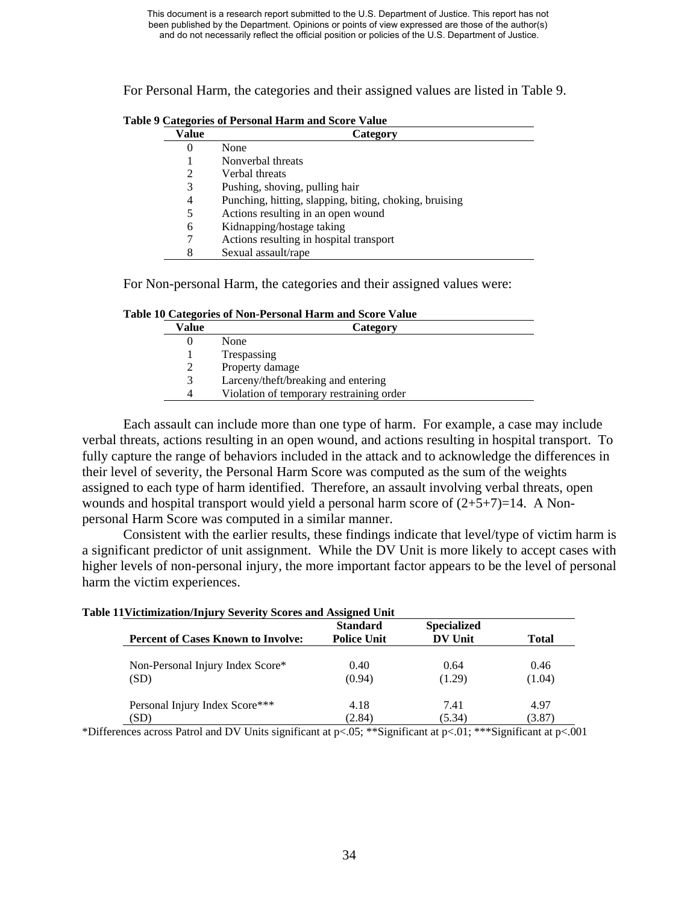For Personal Harm, the categories and their assigned values are listed in Table 9.

**Table 9 Categories of Personal Harm and Score Value**

| Value | Category |
|---|---|
| 0 | None |
| 1 | Nonverbal threats |
| 2 | Verbal threats |
| 3 | Pushing, shoving, pulling hair |
| 4 | Punching, hitting, slapping, biting, choking, bruising |
| 5 | Actions resulting in an open wound |
| 6 | Kidnapping/hostage taking |
| 7 | Actions resulting in hospital transport |
| 8 | Sexual assault/rape |

For Non-personal Harm, the categories and their assigned values were:

**Table 10 Categories of Non-Personal Harm and Score Value**

| Value | Category |
|---|---|
| 0 | None |
| 1 | Trespassing |
| 2 | Property damage |
| 3 | Larceny/theft/breaking and entering |
| 4 | Violation of temporary restraining order |

Each assault can include more than one type of harm. For example, a case may include verbal threats, actions resulting in an open wound, and actions resulting in hospital transport. To fully capture the range of behaviors included in the attack and to acknowledge the differences in their level of severity, the Personal Harm Score was computed as the sum of the weights assigned to each type of harm identified. Therefore, an assault involving verbal threats, open wounds and hospital transport would yield a personal harm score of (2+5+7)=14. A Non-personal Harm Score was computed in a similar manner.

Consistent with the earlier results, these findings indicate that level/type of victim harm is a significant predictor of unit assignment. While the DV Unit is more likely to accept cases with higher levels of non-personal injury, the more important factor appears to be the level of personal harm the victim experiences.

**Table 11 Victimization/Injury Severity Scores and Assigned Unit**

| Percent of Cases Known to Involve: | Standard Police Unit | Specialized DV Unit | Total |
|---|---|---|---|
| Non-Personal Injury Index Score* | 0.40 | 0.64 | 0.46 |
| (SD) | (0.94) | (1.29) | (1.04) |
| Personal Injury Index Score*** | 4.18 | 7.41 | 4.97 |
| (SD) | (2.84) | (5.34) | (3.87) |

*Differences across Patrol and DV Units significant at $p<.05$; **Significant at $p<.01$; ***Significant at $p<.001$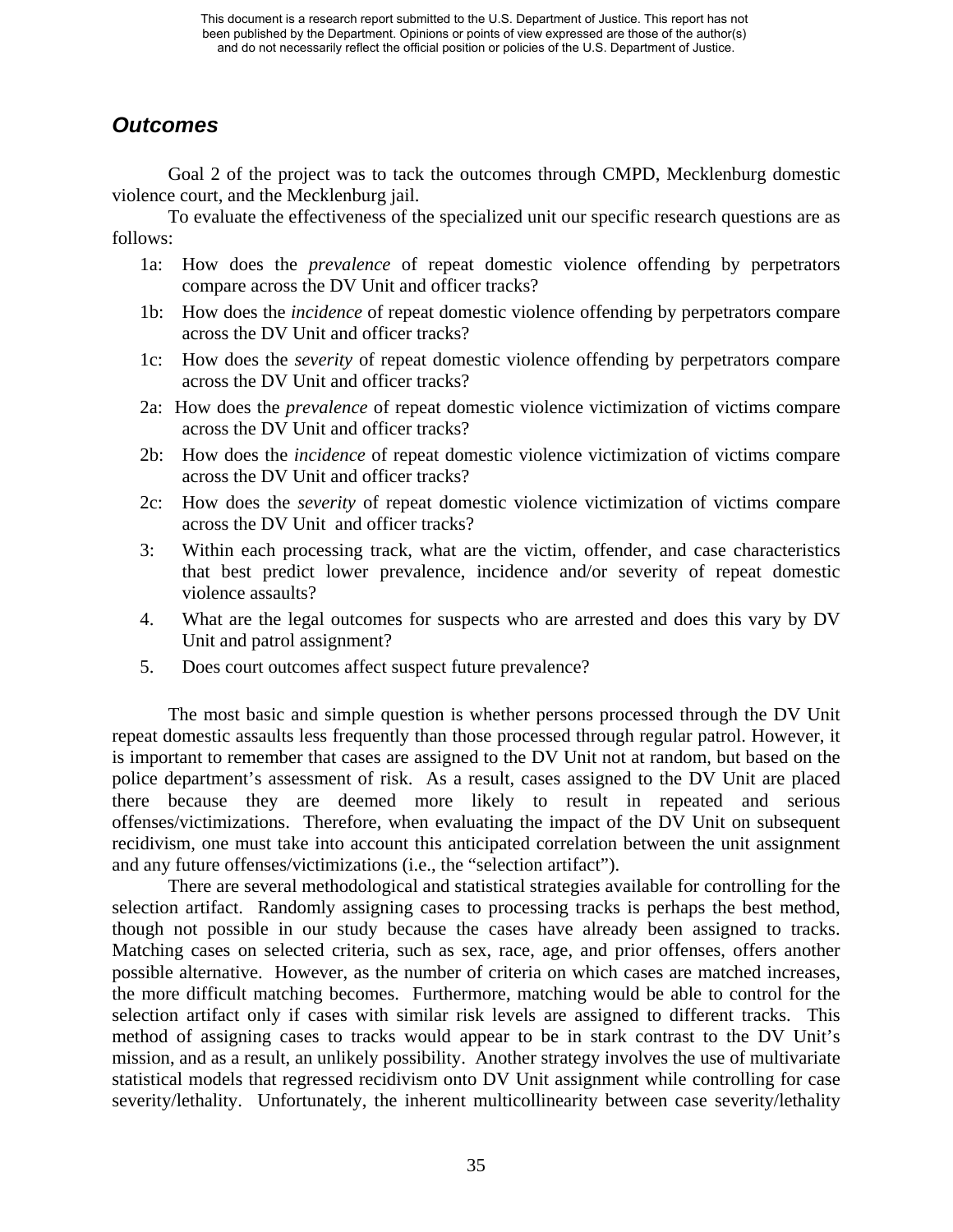## *Outcomes*

Goal 2 of the project was to tack the outcomes through CMPD, Mecklenburg domestic violence court, and the Mecklenburg jail.

To evaluate the effectiveness of the specialized unit our specific research questions are as follows:

1a: How does the *prevalence* of repeat domestic violence offending by perpetrators compare across the DV Unit and officer tracks?

1b: How does the *incidence* of repeat domestic violence offending by perpetrators compare across the DV Unit and officer tracks?

1c: How does the *severity* of repeat domestic violence offending by perpetrators compare across the DV Unit and officer tracks?

2a: How does the *prevalence* of repeat domestic violence victimization of victims compare across the DV Unit and officer tracks?

2b: How does the *incidence* of repeat domestic violence victimization of victims compare across the DV Unit and officer tracks?

2c: How does the *severity* of repeat domestic violence victimization of victims compare across the DV Unit and officer tracks?

3: Within each processing track, what are the victim, offender, and case characteristics that best predict lower prevalence, incidence and/or severity of repeat domestic violence assaults?

4. What are the legal outcomes for suspects who are arrested and does this vary by DV Unit and patrol assignment?

5. Does court outcomes affect suspect future prevalence?

The most basic and simple question is whether persons processed through the DV Unit repeat domestic assaults less frequently than those processed through regular patrol. However, it is important to remember that cases are assigned to the DV Unit not at random, but based on the police department's assessment of risk. As a result, cases assigned to the DV Unit are placed there because they are deemed more likely to result in repeated and serious offenses/victimizations. Therefore, when evaluating the impact of the DV Unit on subsequent recidivism, one must take into account this anticipated correlation between the unit assignment and any future offenses/victimizations (i.e., the "selection artifact").

There are several methodological and statistical strategies available for controlling for the selection artifact. Randomly assigning cases to processing tracks is perhaps the best method, though not possible in our study because the cases have already been assigned to tracks. Matching cases on selected criteria, such as sex, race, age, and prior offenses, offers another possible alternative. However, as the number of criteria on which cases are matched increases, the more difficult matching becomes. Furthermore, matching would be able to control for the selection artifact only if cases with similar risk levels are assigned to different tracks. This method of assigning cases to tracks would appear to be in stark contrast to the DV Unit's mission, and as a result, an unlikely possibility. Another strategy involves the use of multivariate statistical models that regressed recidivism onto DV Unit assignment while controlling for case severity/lethality. Unfortunately, the inherent multicollinearity between case severity/lethality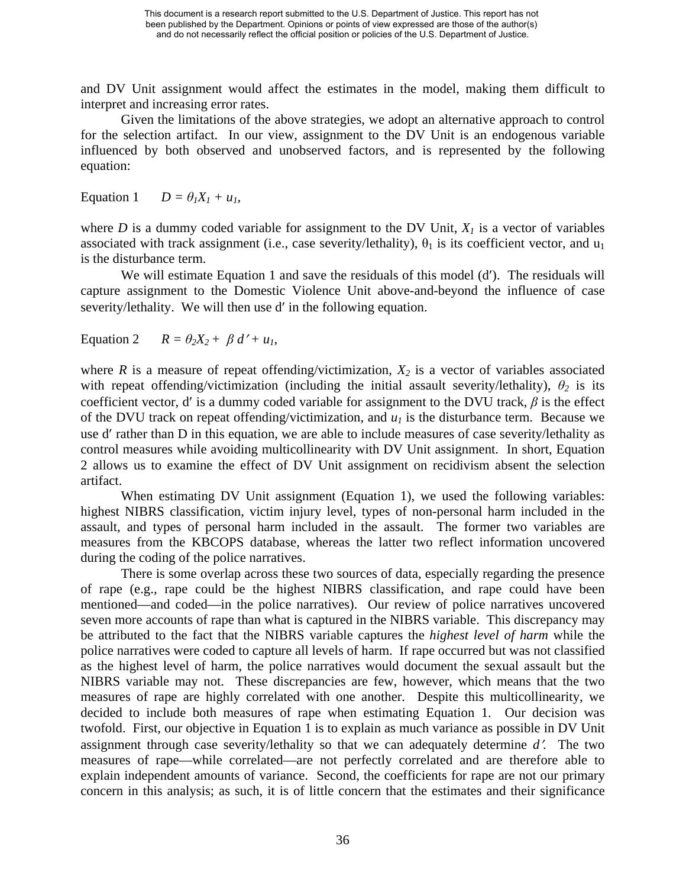and DV Unit assignment would affect the estimates in the model, making them difficult to interpret and increasing error rates.

Given the limitations of the above strategies, we adopt an alternative approach to control for the selection artifact. In our view, assignment to the DV Unit is an endogenous variable influenced by both observed and unobserved factors, and is represented by the following equation:

Equation 1 $\quad D = \theta_1 X_1 + u_1,$

where $D$ is a dummy coded variable for assignment to the DV Unit, $X_1$ is a vector of variables associated with track assignment (i.e., case severity/lethality), $\theta_1$ is its coefficient vector, and $u_1$ is the disturbance term.

We will estimate Equation 1 and save the residuals of this model ($d'$). The residuals will capture assignment to the Domestic Violence Unit above-and-beyond the influence of case severity/lethality. We will then use $d'$ in the following equation.

Equation 2 $\quad R = \theta_2 X_2 + \beta d' + u_1,$

where $R$ is a measure of repeat offending/victimization, $X_2$ is a vector of variables associated with repeat offending/victimization (including the initial assault severity/lethality), $\theta_2$ is its coefficient vector, $d'$ is a dummy coded variable for assignment to the DVU track, $\beta$ is the effect of the DVU track on repeat offending/victimization, and $u_1$ is the disturbance term. Because we use $d'$ rather than D in this equation, we are able to include measures of case severity/lethality as control measures while avoiding multicollinearity with DV Unit assignment. In short, Equation 2 allows us to examine the effect of DV Unit assignment on recidivism absent the selection artifact.

When estimating DV Unit assignment (Equation 1), we used the following variables: highest NIBRS classification, victim injury level, types of non-personal harm included in the assault, and types of personal harm included in the assault. The former two variables are measures from the KBCOPS database, whereas the latter two reflect information uncovered during the coding of the police narratives.

There is some overlap across these two sources of data, especially regarding the presence of rape (e.g., rape could be the highest NIBRS classification, and rape could have been mentioned—and coded—in the police narratives). Our review of police narratives uncovered seven more accounts of rape than what is captured in the NIBRS variable. This discrepancy may be attributed to the fact that the NIBRS variable captures the *highest level of harm* while the police narratives were coded to capture all levels of harm. If rape occurred but was not classified as the highest level of harm, the police narratives would document the sexual assault but the NIBRS variable may not. These discrepancies are few, however, which means that the two measures of rape are highly correlated with one another. Despite this multicollinearity, we decided to include both measures of rape when estimating Equation 1. Our decision was twofold. First, our objective in Equation 1 is to explain as much variance as possible in DV Unit assignment through case severity/lethality so that we can adequately determine $d'$. The two measures of rape—while correlated—are not perfectly correlated and are therefore able to explain independent amounts of variance. Second, the coefficients for rape are not our primary concern in this analysis; as such, it is of little concern that the estimates and their significance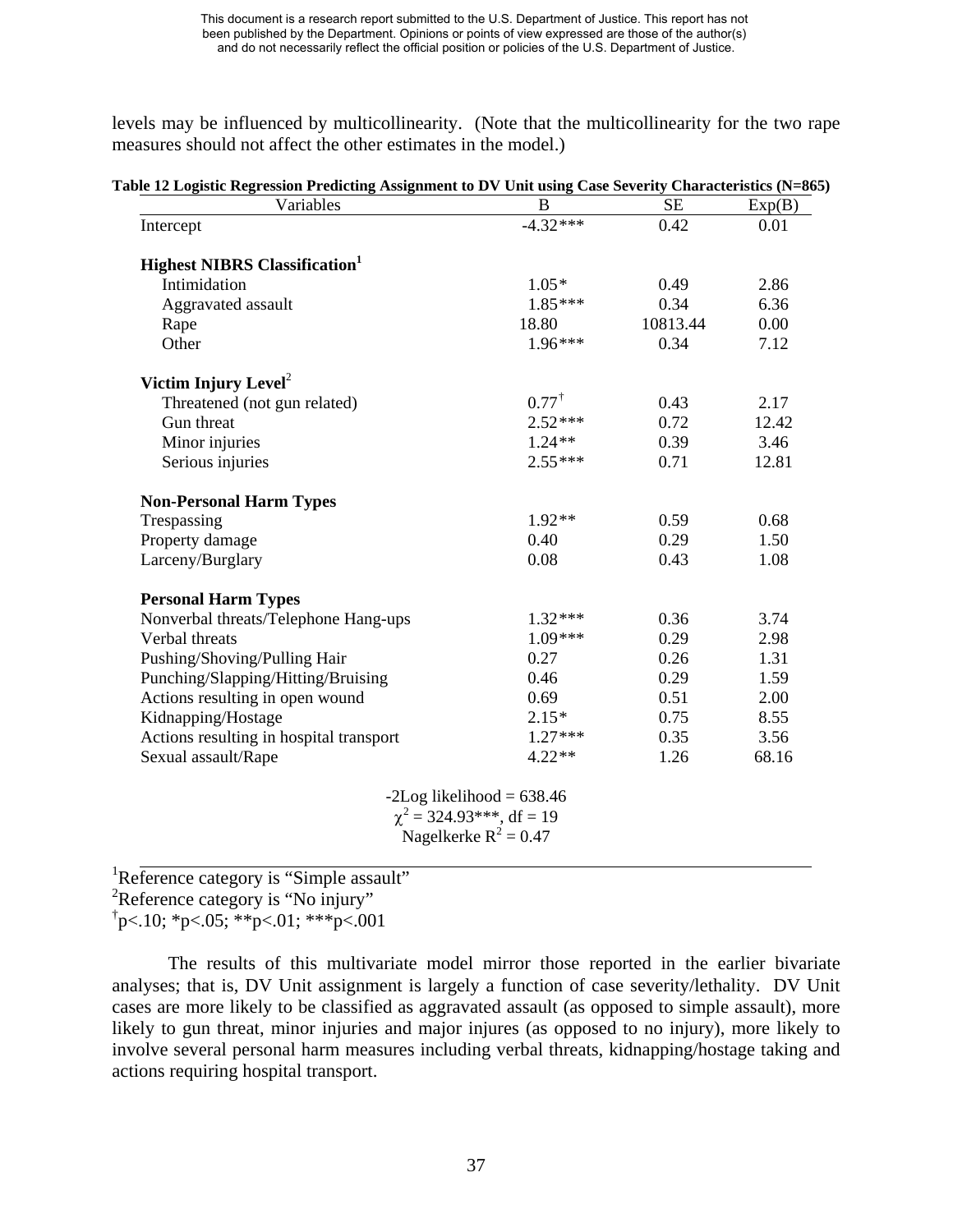levels may be influenced by multicollinearity. (Note that the multicollinearity for the two rape measures should not affect the other estimates in the model.)

**Table 12 Logistic Regression Predicting Assignment to DV Unit using Case Severity Characteristics (N=865)**

| Variables | B | SE | Exp(B) |
|---|---|---|---|
| Intercept | -4.32*** | 0.42 | 0.01 |
| **Highest NIBRS Classification[1]** | | | |
| Intimidation | 1.05* | 0.49 | 2.86 |
| Aggravated assault | 1.85*** | 0.34 | 6.36 |
| Rape | 18.80 | 10813.44 | 0.00 |
| Other | 1.96*** | 0.34 | 7.12 |
| **Victim Injury Level[2]** | | | |
| Threatened (not gun related) | 0.77† | 0.43 | 2.17 |
| Gun threat | 2.52*** | 0.72 | 12.42 |
| Minor injuries | 1.24** | 0.39 | 3.46 |
| Serious injuries | 2.55*** | 0.71 | 12.81 |
| **Non-Personal Harm Types** | | | |
| Trespassing | 1.92** | 0.59 | 0.68 |
| Property damage | 0.40 | 0.29 | 1.50 |
| Larceny/Burglary | 0.08 | 0.43 | 1.08 |
| **Personal Harm Types** | | | |
| Nonverbal threats/Telephone Hang-ups | 1.32*** | 0.36 | 3.74 |
| Verbal threats | 1.09*** | 0.29 | 2.98 |
| Pushing/Shoving/Pulling Hair | 0.27 | 0.26 | 1.31 |
| Punching/Slapping/Hitting/Bruising | 0.46 | 0.29 | 1.59 |
| Actions resulting in open wound | 0.69 | 0.51 | 2.00 |
| Kidnapping/Hostage | 2.15* | 0.75 | 8.55 |
| Actions resulting in hospital transport | 1.27*** | 0.35 | 3.56 |
| Sexual assault/Rape | 4.22** | 1.26 | 68.16 |

-2Log likelihood = 638.46
$\chi^2$ = 324.93***, df = 19
Nagelkerke $R^2$ = 0.47

[1]Reference category is "Simple assault"
[2]Reference category is "No injury"
†p<.10; *p<.05; **p<.01; ***p<.001

The results of this multivariate model mirror those reported in the earlier bivariate analyses; that is, DV Unit assignment is largely a function of case severity/lethality. DV Unit cases are more likely to be classified as aggravated assault (as opposed to simple assault), more likely to gun threat, minor injuries and major injures (as opposed to no injury), more likely to involve several personal harm measures including verbal threats, kidnapping/hostage taking and actions requiring hospital transport.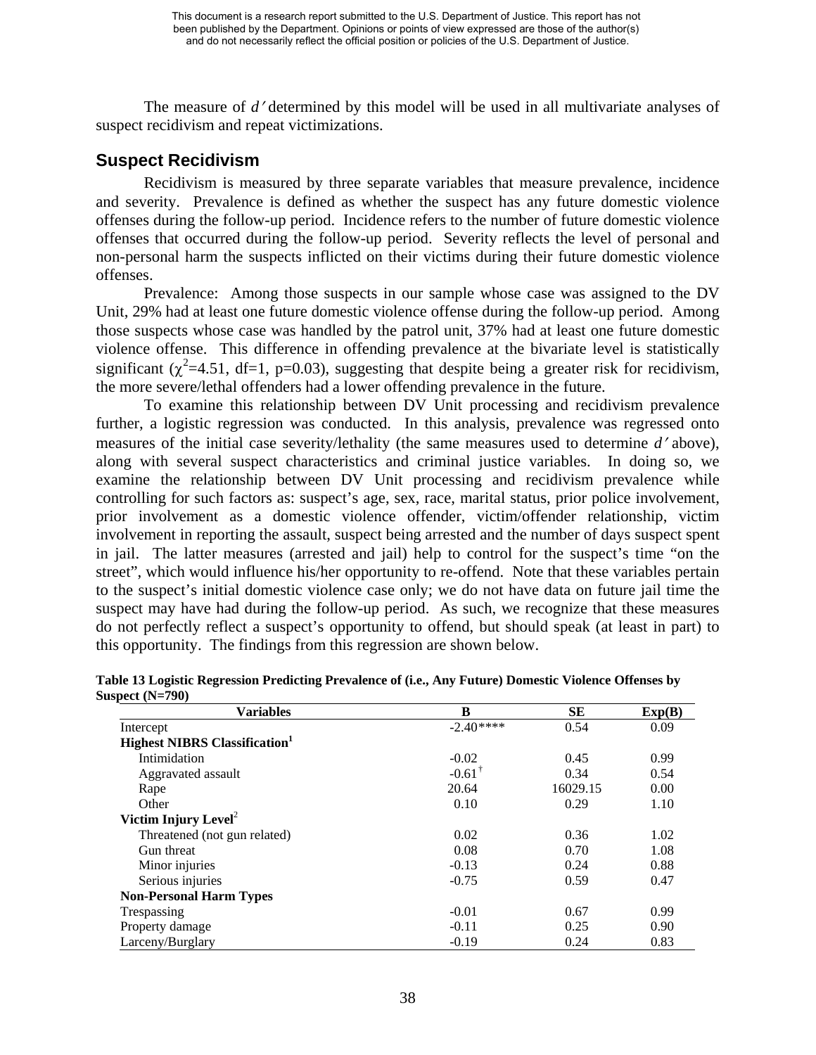The measure of *d′* determined by this model will be used in all multivariate analyses of suspect recidivism and repeat victimizations.

## Suspect Recidivism

Recidivism is measured by three separate variables that measure prevalence, incidence and severity. Prevalence is defined as whether the suspect has any future domestic violence offenses during the follow-up period. Incidence refers to the number of future domestic violence offenses that occurred during the follow-up period. Severity reflects the level of personal and non-personal harm the suspects inflicted on their victims during their future domestic violence offenses.

Prevalence: Among those suspects in our sample whose case was assigned to the DV Unit, 29% had at least one future domestic violence offense during the follow-up period. Among those suspects whose case was handled by the patrol unit, 37% had at least one future domestic violence offense. This difference in offending prevalence at the bivariate level is statistically significant ($\chi^2$=4.51, df=1, p=0.03), suggesting that despite being a greater risk for recidivism, the more severe/lethal offenders had a lower offending prevalence in the future.

To examine this relationship between DV Unit processing and recidivism prevalence further, a logistic regression was conducted. In this analysis, prevalence was regressed onto measures of the initial case severity/lethality (the same measures used to determine *d′* above), along with several suspect characteristics and criminal justice variables. In doing so, we examine the relationship between DV Unit processing and recidivism prevalence while controlling for such factors as: suspect's age, sex, race, marital status, prior police involvement, prior involvement as a domestic violence offender, victim/offender relationship, victim involvement in reporting the assault, suspect being arrested and the number of days suspect spent in jail. The latter measures (arrested and jail) help to control for the suspect's time "on the street", which would influence his/her opportunity to re-offend. Note that these variables pertain to the suspect's initial domestic violence case only; we do not have data on future jail time the suspect may have had during the follow-up period. As such, we recognize that these measures do not perfectly reflect a suspect's opportunity to offend, but should speak (at least in part) to this opportunity. The findings from this regression are shown below.

**Table 13 Logistic Regression Predicting Prevalence of (i.e., Any Future) Domestic Violence Offenses by Suspect (N=790)**

| Variables | B | SE | Exp(B) |
|---|---|---|---|
| Intercept | -2.40**** | 0.54 | 0.09 |
| **Highest NIBRS Classification[1]** | | | |
| Intimidation | -0.02 | 0.45 | 0.99 |
| Aggravated assault | -0.61[†] | 0.34 | 0.54 |
| Rape | 20.64 | 16029.15 | 0.00 |
| Other | 0.10 | 0.29 | 1.10 |
| **Victim Injury Level[2]** | | | |
| Threatened (not gun related) | 0.02 | 0.36 | 1.02 |
| Gun threat | 0.08 | 0.70 | 1.08 |
| Minor injuries | -0.13 | 0.24 | 0.88 |
| Serious injuries | -0.75 | 0.59 | 0.47 |
| **Non-Personal Harm Types** | | | |
| Trespassing | -0.01 | 0.67 | 0.99 |
| Property damage | -0.11 | 0.25 | 0.90 |
| Larceny/Burglary | -0.19 | 0.24 | 0.83 |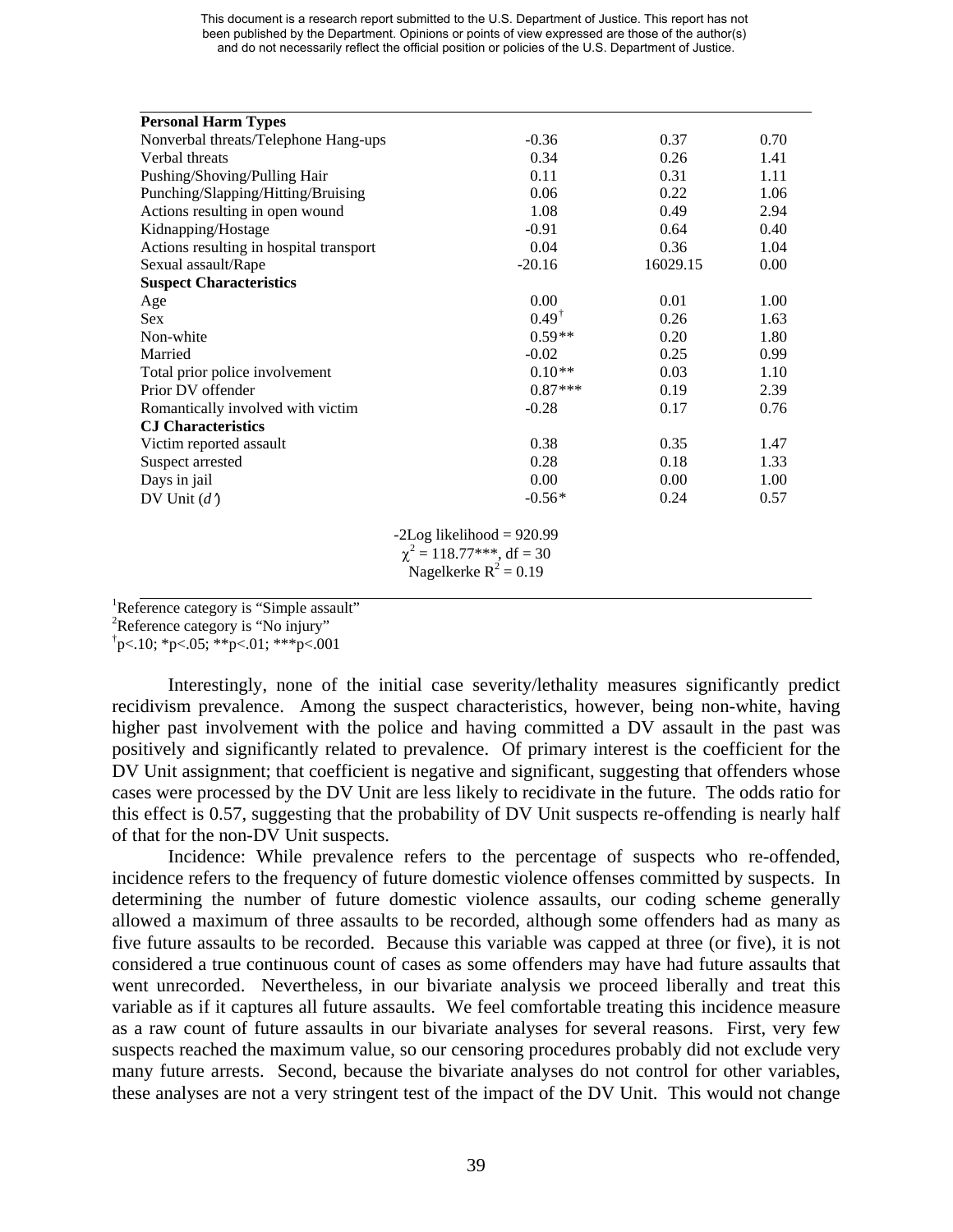| | | | |
|---|---|---|---|
| **Personal Harm Types** | | | |
| Nonverbal threats/Telephone Hang-ups | -0.36 | 0.37 | 0.70 |
| Verbal threats | 0.34 | 0.26 | 1.41 |
| Pushing/Shoving/Pulling Hair | 0.11 | 0.31 | 1.11 |
| Punching/Slapping/Hitting/Bruising | 0.06 | 0.22 | 1.06 |
| Actions resulting in open wound | 1.08 | 0.49 | 2.94 |
| Kidnapping/Hostage | -0.91 | 0.64 | 0.40 |
| Actions resulting in hospital transport | 0.04 | 0.36 | 1.04 |
| Sexual assault/Rape | -20.16 | 16029.15 | 0.00 |
| **Suspect Characteristics** | | | |
| Age | 0.00 | 0.01 | 1.00 |
| Sex | 0.49† | 0.26 | 1.63 |
| Non-white | 0.59** | 0.20 | 1.80 |
| Married | -0.02 | 0.25 | 0.99 |
| Total prior police involvement | 0.10** | 0.03 | 1.10 |
| Prior DV offender | 0.87*** | 0.19 | 2.39 |
| Romantically involved with victim | -0.28 | 0.17 | 0.76 |
| **CJ Characteristics** | | | |
| Victim reported assault | 0.38 | 0.35 | 1.47 |
| Suspect arrested | 0.28 | 0.18 | 1.33 |
| Days in jail | 0.00 | 0.00 | 1.00 |
| DV Unit (*d'*) | -0.56* | 0.24 | 0.57 |

-2Log likelihood = 920.99
$\chi^2$ = 118.77***, df = 30
Nagelkerke $R^2$ = 0.19

[1]Reference category is "Simple assault"
[2]Reference category is "No injury"
†p<.10; *p<.05; **p<.01; ***p<.001

Interestingly, none of the initial case severity/lethality measures significantly predict recidivism prevalence. Among the suspect characteristics, however, being non-white, having higher past involvement with the police and having committed a DV assault in the past was positively and significantly related to prevalence. Of primary interest is the coefficient for the DV Unit assignment; that coefficient is negative and significant, suggesting that offenders whose cases were processed by the DV Unit are less likely to recidivate in the future. The odds ratio for this effect is 0.57, suggesting that the probability of DV Unit suspects re-offending is nearly half of that for the non-DV Unit suspects.

Incidence: While prevalence refers to the percentage of suspects who re-offended, incidence refers to the frequency of future domestic violence offenses committed by suspects. In determining the number of future domestic violence assaults, our coding scheme generally allowed a maximum of three assaults to be recorded, although some offenders had as many as five future assaults to be recorded. Because this variable was capped at three (or five), it is not considered a true continuous count of cases as some offenders may have had future assaults that went unrecorded. Nevertheless, in our bivariate analysis we proceed liberally and treat this variable as if it captures all future assaults. We feel comfortable treating this incidence measure as a raw count of future assaults in our bivariate analyses for several reasons. First, very few suspects reached the maximum value, so our censoring procedures probably did not exclude very many future arrests. Second, because the bivariate analyses do not control for other variables, these analyses are not a very stringent test of the impact of the DV Unit. This would not change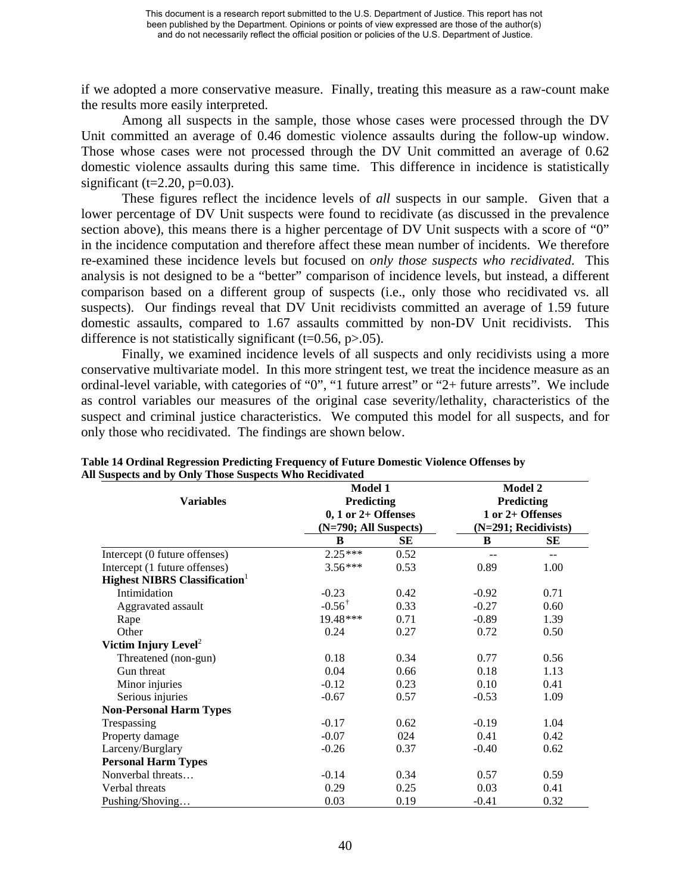if we adopted a more conservative measure. Finally, treating this measure as a raw-count make the results more easily interpreted.

Among all suspects in the sample, those whose cases were processed through the DV Unit committed an average of 0.46 domestic violence assaults during the follow-up window. Those whose cases were not processed through the DV Unit committed an average of 0.62 domestic violence assaults during this same time. This difference in incidence is statistically significant (t=2.20, p=0.03).

These figures reflect the incidence levels of *all* suspects in our sample. Given that a lower percentage of DV Unit suspects were found to recidivate (as discussed in the prevalence section above), this means there is a higher percentage of DV Unit suspects with a score of "0" in the incidence computation and therefore affect these mean number of incidents. We therefore re-examined these incidence levels but focused on *only those suspects who recidivated*. This analysis is not designed to be a "better" comparison of incidence levels, but instead, a different comparison based on a different group of suspects (i.e., only those who recidivated vs. all suspects). Our findings reveal that DV Unit recidivists committed an average of 1.59 future domestic assaults, compared to 1.67 assaults committed by non-DV Unit recidivists. This difference is not statistically significant (t=0.56, p>.05).

Finally, we examined incidence levels of all suspects and only recidivists using a more conservative multivariate model. In this more stringent test, we treat the incidence measure as an ordinal-level variable, with categories of "0", "1 future arrest" or "2+ future arrests". We include as control variables our measures of the original case severity/lethality, characteristics of the suspect and criminal justice characteristics. We computed this model for all suspects, and for only those who recidivated. The findings are shown below.

**Table 14 Ordinal Regression Predicting Frequency of Future Domestic Violence Offenses by All Suspects and by Only Those Suspects Who Recidivated**

| Variables | Model 1 Predicting 0, 1 or 2+ Offenses (N=790; All Suspects) | | Model 2 Predicting 1 or 2+ Offenses (N=291; Recidivists) | |
|---|---|---|---|---|
| | **B** | **SE** | **B** | **SE** |
| Intercept (0 future offenses) | 2.25*** | 0.52 | -- | -- |
| Intercept (1 future offenses) | 3.56*** | 0.53 | 0.89 | 1.00 |
| **Highest NIBRS Classification**[1] | | | | |
| Intimidation | -0.23 | 0.42 | -0.92 | 0.71 |
| Aggravated assault | -0.56[†] | 0.33 | -0.27 | 0.60 |
| Rape | 19.48*** | 0.71 | -0.89 | 1.39 |
| Other | 0.24 | 0.27 | 0.72 | 0.50 |
| **Victim Injury Level**[2] | | | | |
| Threatened (non-gun) | 0.18 | 0.34 | 0.77 | 0.56 |
| Gun threat | 0.04 | 0.66 | 0.18 | 1.13 |
| Minor injuries | -0.12 | 0.23 | 0.10 | 0.41 |
| Serious injuries | -0.67 | 0.57 | -0.53 | 1.09 |
| **Non-Personal Harm Types** | | | | |
| Trespassing | -0.17 | 0.62 | -0.19 | 1.04 |
| Property damage | -0.07 | 024 | 0.41 | 0.42 |
| Larceny/Burglary | -0.26 | 0.37 | -0.40 | 0.62 |
| **Personal Harm Types** | | | | |
| Nonverbal threats… | -0.14 | 0.34 | 0.57 | 0.59 |
| Verbal threats | 0.29 | 0.25 | 0.03 | 0.41 |
| Pushing/Shoving… | 0.03 | 0.19 | -0.41 | 0.32 |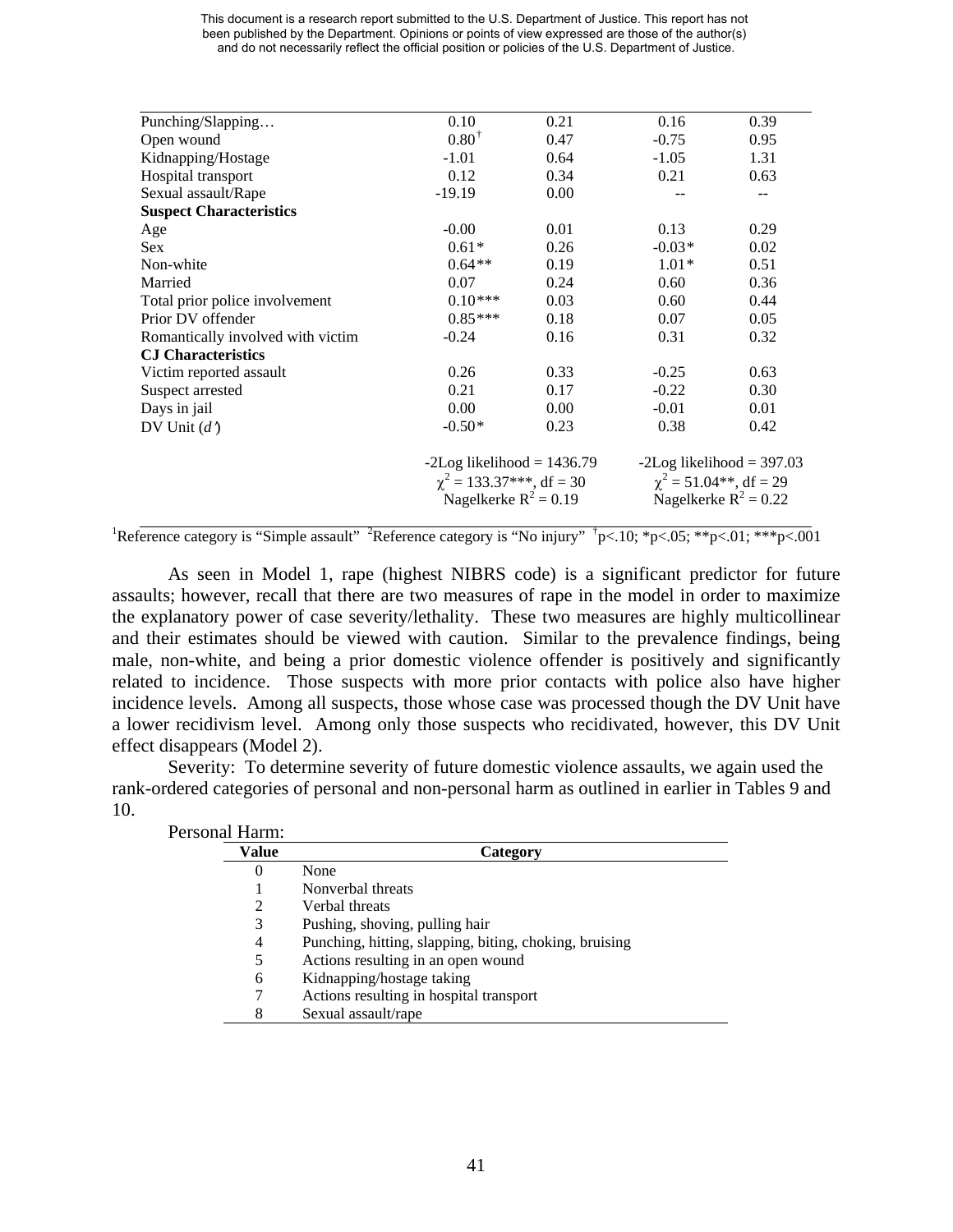| | | | | |
|---|---|---|---|---|
| Punching/Slapping… | 0.10 | 0.21 | 0.16 | 0.39 |
| Open wound | $0.80^{\dagger}$ | 0.47 | -0.75 | 0.95 |
| Kidnapping/Hostage | -1.01 | 0.64 | -1.05 | 1.31 |
| Hospital transport | 0.12 | 0.34 | 0.21 | 0.63 |
| Sexual assault/Rape | -19.19 | 0.00 | -- | -- |
| **Suspect Characteristics** | | | | |
| Age | -0.00 | 0.01 | 0.13 | 0.29 |
| Sex | 0.61* | 0.26 | -0.03* | 0.02 |
| Non-white | 0.64** | 0.19 | 1.01* | 0.51 |
| Married | 0.07 | 0.24 | 0.60 | 0.36 |
| Total prior police involvement | 0.10*** | 0.03 | 0.60 | 0.44 |
| Prior DV offender | 0.85*** | 0.18 | 0.07 | 0.05 |
| Romantically involved with victim | -0.24 | 0.16 | 0.31 | 0.32 |
| **CJ Characteristics** | | | | |
| Victim reported assault | 0.26 | 0.33 | -0.25 | 0.63 |
| Suspect arrested | 0.21 | 0.17 | -0.22 | 0.30 |
| Days in jail | 0.00 | 0.00 | -0.01 | 0.01 |
| DV Unit ($d'$) | -0.50* | 0.23 | 0.38 | 0.42 |
| | -2Log likelihood = 1436.79 | | -2Log likelihood = 397.03 | |
| | $\chi^2$ = 133.37***, df = 30 | | $\chi^2$ = 51.04**, df = 29 | |
| | Nagelkerke $R^2$ = 0.19 | | Nagelkerke $R^2$ = 0.22 | |

[1]Reference category is "Simple assault" [2]Reference category is "No injury" $^{\dagger}p<.10$; $*p<.05$; $**p<.01$; $***p<.001$

As seen in Model 1, rape (highest NIBRS code) is a significant predictor for future assaults; however, recall that there are two measures of rape in the model in order to maximize the explanatory power of case severity/lethality. These two measures are highly multicollinear and their estimates should be viewed with caution. Similar to the prevalence findings, being male, non-white, and being a prior domestic violence offender is positively and significantly related to incidence. Those suspects with more prior contacts with police also have higher incidence levels. Among all suspects, those whose case was processed though the DV Unit have a lower recidivism level. Among only those suspects who recidivated, however, this DV Unit effect disappears (Model 2).

Severity: To determine severity of future domestic violence assaults, we again used the rank-ordered categories of personal and non-personal harm as outlined in earlier in Tables 9 and 10.

Personal Harm:

| Value | Category |
|---|---|
| 0 | None |
| 1 | Nonverbal threats |
| 2 | Verbal threats |
| 3 | Pushing, shoving, pulling hair |
| 4 | Punching, hitting, slapping, biting, choking, bruising |
| 5 | Actions resulting in an open wound |
| 6 | Kidnapping/hostage taking |
| 7 | Actions resulting in hospital transport |
| 8 | Sexual assault/rape |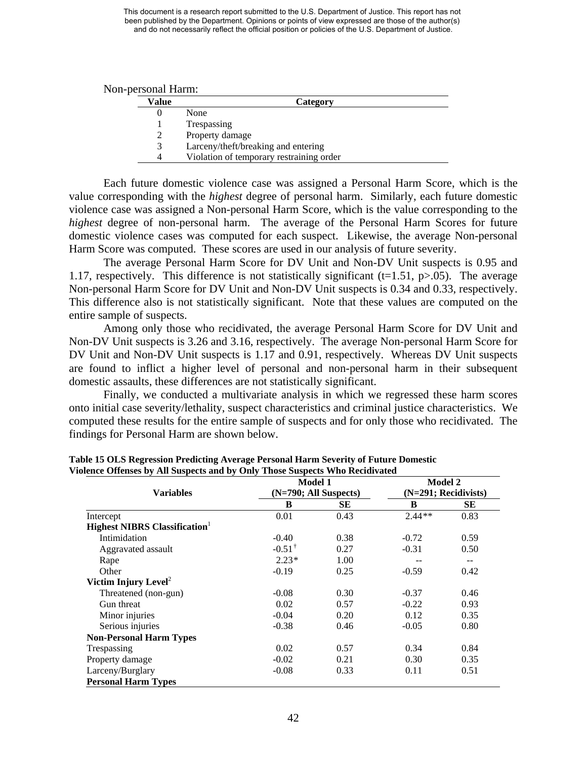Non-personal Harm:

| Value | Category |
|---|---|
| 0 | None |
| 1 | Trespassing |
| 2 | Property damage |
| 3 | Larceny/theft/breaking and entering |
| 4 | Violation of temporary restraining order |

Each future domestic violence case was assigned a Personal Harm Score, which is the value corresponding with the *highest* degree of personal harm. Similarly, each future domestic violence case was assigned a Non-personal Harm Score, which is the value corresponding to the *highest* degree of non-personal harm. The average of the Personal Harm Scores for future domestic violence cases was computed for each suspect. Likewise, the average Non-personal Harm Score was computed. These scores are used in our analysis of future severity.

The average Personal Harm Score for DV Unit and Non-DV Unit suspects is 0.95 and 1.17, respectively. This difference is not statistically significant ($t=1.51$, $p>.05$). The average Non-personal Harm Score for DV Unit and Non-DV Unit suspects is 0.34 and 0.33, respectively. This difference also is not statistically significant. Note that these values are computed on the entire sample of suspects.

Among only those who recidivated, the average Personal Harm Score for DV Unit and Non-DV Unit suspects is 3.26 and 3.16, respectively. The average Non-personal Harm Score for DV Unit and Non-DV Unit suspects is 1.17 and 0.91, respectively. Whereas DV Unit suspects are found to inflict a higher level of personal and non-personal harm in their subsequent domestic assaults, these differences are not statistically significant.

Finally, we conducted a multivariate analysis in which we regressed these harm scores onto initial case severity/lethality, suspect characteristics and criminal justice characteristics. We computed these results for the entire sample of suspects and for only those who recidivated. The findings for Personal Harm are shown below.

**Table 15 OLS Regression Predicting Average Personal Harm Severity of Future Domestic Violence Offenses by All Suspects and by Only Those Suspects Who Recidivated**

| Variables | Model 1 (N=790; All Suspects) | | Model 2 (N=291; Recidivists) | |
|---|---|---|---|---|
| | B | SE | B | SE |
| Intercept | 0.01 | 0.43 | 2.44** | 0.83 |
| **Highest NIBRS Classification**[1] | | | | |
| Intimidation | -0.40 | 0.38 | -0.72 | 0.59 |
| Aggravated assault | -0.51[†] | 0.27 | -0.31 | 0.50 |
| Rape | 2.23* | 1.00 | -- | -- |
| Other | -0.19 | 0.25 | -0.59 | 0.42 |
| **Victim Injury Level**[2] | | | | |
| Threatened (non-gun) | -0.08 | 0.30 | -0.37 | 0.46 |
| Gun threat | 0.02 | 0.57 | -0.22 | 0.93 |
| Minor injuries | -0.04 | 0.20 | 0.12 | 0.35 |
| Serious injuries | -0.38 | 0.46 | -0.05 | 0.80 |
| **Non-Personal Harm Types** | | | | |
| Trespassing | 0.02 | 0.57 | 0.34 | 0.84 |
| Property damage | -0.02 | 0.21 | 0.30 | 0.35 |
| Larceny/Burglary | -0.08 | 0.33 | 0.11 | 0.51 |
| **Personal Harm Types** | | | | |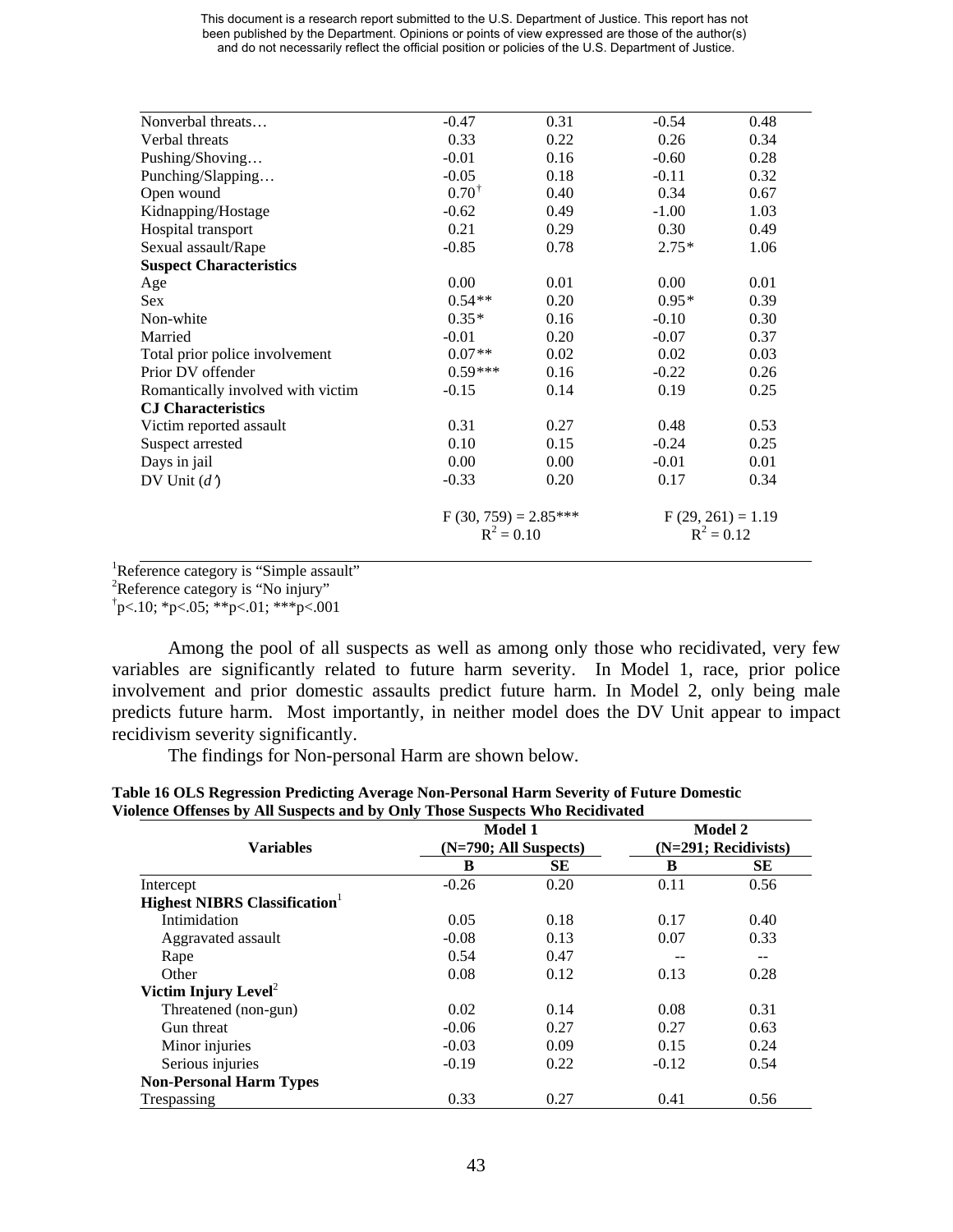This document is a research report submitted to the U.S. Department of Justice. This report has not been published by the Department. Opinions or points of view expressed are those of the author(s) and do not necessarily reflect the official position or policies of the U.S. Department of Justice.

| | | | | |
|---|---|---|---|---|
| Nonverbal threats… | -0.47 | 0.31 | -0.54 | 0.48 |
| Verbal threats | 0.33 | 0.22 | 0.26 | 0.34 |
| Pushing/Shoving… | -0.01 | 0.16 | -0.60 | 0.28 |
| Punching/Slapping… | -0.05 | 0.18 | -0.11 | 0.32 |
| Open wound | 0.70† | 0.40 | 0.34 | 0.67 |
| Kidnapping/Hostage | -0.62 | 0.49 | -1.00 | 1.03 |
| Hospital transport | 0.21 | 0.29 | 0.30 | 0.49 |
| Sexual assault/Rape | -0.85 | 0.78 | 2.75* | 1.06 |
| **Suspect Characteristics** | | | | |
| Age | 0.00 | 0.01 | 0.00 | 0.01 |
| Sex | 0.54** | 0.20 | 0.95* | 0.39 |
| Non-white | 0.35* | 0.16 | -0.10 | 0.30 |
| Married | -0.01 | 0.20 | -0.07 | 0.37 |
| Total prior police involvement | 0.07** | 0.02 | 0.02 | 0.03 |
| Prior DV offender | 0.59*** | 0.16 | -0.22 | 0.26 |
| Romantically involved with victim | -0.15 | 0.14 | 0.19 | 0.25 |
| **CJ Characteristics** | | | | |
| Victim reported assault | 0.31 | 0.27 | 0.48 | 0.53 |
| Suspect arrested | 0.10 | 0.15 | -0.24 | 0.25 |
| Days in jail | 0.00 | 0.00 | -0.01 | 0.01 |
| DV Unit (*d'*) | -0.33 | 0.20 | 0.17 | 0.34 |
| | $F(30, 759) = 2.85$*** $R^2 = 0.10$ | | $F(29, 261) = 1.19$ $R^2 = 0.12$ | |

[1]Reference category is "Simple assault"
[2]Reference category is "No injury"
†p<.10; *p<.05; **p<.01; ***p<.001

Among the pool of all suspects as well as among only those who recidivated, very few variables are significantly related to future harm severity. In Model 1, race, prior police involvement and prior domestic assaults predict future harm. In Model 2, only being male predicts future harm. Most importantly, in neither model does the DV Unit appear to impact recidivism severity significantly.

The findings for Non-personal Harm are shown below.

**Table 16 OLS Regression Predicting Average Non-Personal Harm Severity of Future Domestic Violence Offenses by All Suspects and by Only Those Suspects Who Recidivated**

| Variables | Model 1 (N=790; All Suspects) | | Model 2 (N=291; Recidivists) | |
|---|---|---|---|---|
| | **B** | **SE** | **B** | **SE** |
| Intercept | -0.26 | 0.20 | 0.11 | 0.56 |
| **Highest NIBRS Classification**[1] | | | | |
| Intimidation | 0.05 | 0.18 | 0.17 | 0.40 |
| Aggravated assault | -0.08 | 0.13 | 0.07 | 0.33 |
| Rape | 0.54 | 0.47 | -- | -- |
| Other | 0.08 | 0.12 | 0.13 | 0.28 |
| **Victim Injury Level**[2] | | | | |
| Threatened (non-gun) | 0.02 | 0.14 | 0.08 | 0.31 |
| Gun threat | -0.06 | 0.27 | 0.27 | 0.63 |
| Minor injuries | -0.03 | 0.09 | 0.15 | 0.24 |
| Serious injuries | -0.19 | 0.22 | -0.12 | 0.54 |
| **Non-Personal Harm Types** | | | | |
| Trespassing | 0.33 | 0.27 | 0.41 | 0.56 |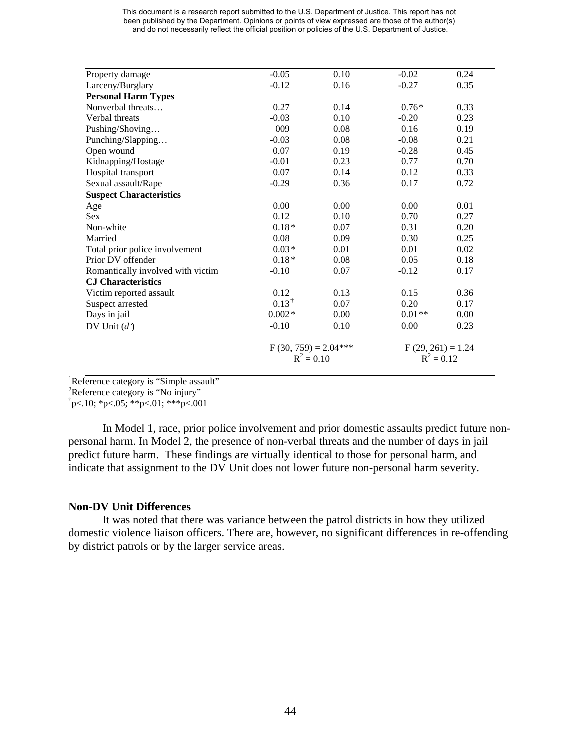| | | | | |
|---|---|---|---|---|
| Property damage | -0.05 | 0.10 | -0.02 | 0.24 |
| Larceny/Burglary | -0.12 | 0.16 | -0.27 | 0.35 |
| **Personal Harm Types** | | | | |
| Nonverbal threats… | 0.27 | 0.14 | 0.76* | 0.33 |
| Verbal threats | -0.03 | 0.10 | -0.20 | 0.23 |
| Pushing/Shoving… | 009 | 0.08 | 0.16 | 0.19 |
| Punching/Slapping… | -0.03 | 0.08 | -0.08 | 0.21 |
| Open wound | 0.07 | 0.19 | -0.28 | 0.45 |
| Kidnapping/Hostage | -0.01 | 0.23 | 0.77 | 0.70 |
| Hospital transport | 0.07 | 0.14 | 0.12 | 0.33 |
| Sexual assault/Rape | -0.29 | 0.36 | 0.17 | 0.72 |
| **Suspect Characteristics** | | | | |
| Age | 0.00 | 0.00 | 0.00 | 0.01 |
| Sex | 0.12 | 0.10 | 0.70 | 0.27 |
| Non-white | 0.18* | 0.07 | 0.31 | 0.20 |
| Married | 0.08 | 0.09 | 0.30 | 0.25 |
| Total prior police involvement | 0.03* | 0.01 | 0.01 | 0.02 |
| Prior DV offender | 0.18* | 0.08 | 0.05 | 0.18 |
| Romantically involved with victim | -0.10 | 0.07 | -0.12 | 0.17 |
| **CJ Characteristics** | | | | |
| Victim reported assault | 0.12 | 0.13 | 0.15 | 0.36 |
| Suspect arrested | 0.13† | 0.07 | 0.20 | 0.17 |
| Days in jail | 0.002* | 0.00 | 0.01** | 0.00 |
| DV Unit (*d'*) | -0.10 | 0.10 | 0.00 | 0.23 |
| | $F(30, 759) = 2.04$*** $R^2 = 0.10$ | | $F(29, 261) = 1.24$ $R^2 = 0.12$ | |

[1]Reference category is "Simple assault"
[2]Reference category is "No injury"
†p<.10; *p<.05; **p<.01; ***p<.001

In Model 1, race, prior police involvement and prior domestic assaults predict future non-personal harm. In Model 2, the presence of non-verbal threats and the number of days in jail predict future harm. These findings are virtually identical to those for personal harm, and indicate that assignment to the DV Unit does not lower future non-personal harm severity.

### Non-DV Unit Differences

It was noted that there was variance between the patrol districts in how they utilized domestic violence liaison officers. There are, however, no significant differences in re-offending by district patrols or by the larger service areas.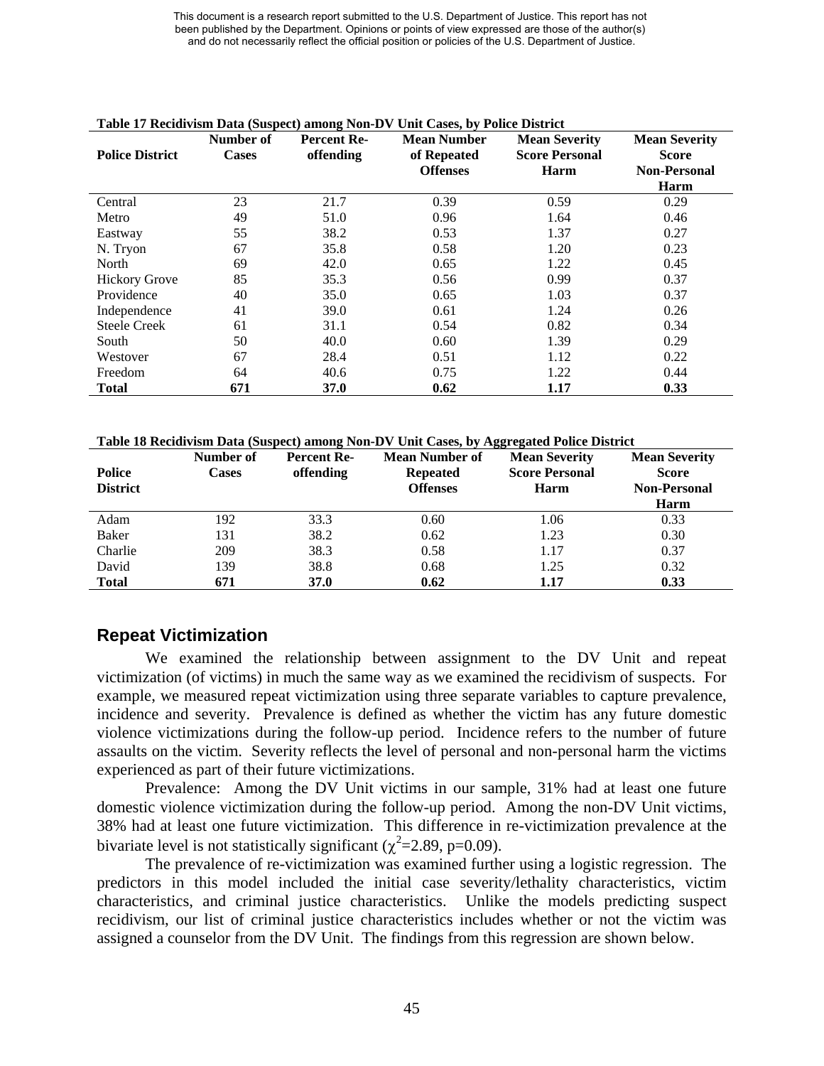This document is a research report submitted to the U.S. Department of Justice. This report has not been published by the Department. Opinions or points of view expressed are those of the author(s) and do not necessarily reflect the official position or policies of the U.S. Department of Justice.

**Table 17 Recidivism Data (Suspect) among Non-DV Unit Cases, by Police District**

| Police District | Number of Cases | Percent Re-offending | Mean Number of Repeated Offenses | Mean Severity Score Personal Harm | Mean Severity Score Non-Personal Harm |
|---|---|---|---|---|---|
| Central | 23 | 21.7 | 0.39 | 0.59 | 0.29 |
| Metro | 49 | 51.0 | 0.96 | 1.64 | 0.46 |
| Eastway | 55 | 38.2 | 0.53 | 1.37 | 0.27 |
| N. Tryon | 67 | 35.8 | 0.58 | 1.20 | 0.23 |
| North | 69 | 42.0 | 0.65 | 1.22 | 0.45 |
| Hickory Grove | 85 | 35.3 | 0.56 | 0.99 | 0.37 |
| Providence | 40 | 35.0 | 0.65 | 1.03 | 0.37 |
| Independence | 41 | 39.0 | 0.61 | 1.24 | 0.26 |
| Steele Creek | 61 | 31.1 | 0.54 | 0.82 | 0.34 |
| South | 50 | 40.0 | 0.60 | 1.39 | 0.29 |
| Westover | 67 | 28.4 | 0.51 | 1.12 | 0.22 |
| Freedom | 64 | 40.6 | 0.75 | 1.22 | 0.44 |
| **Total** | **671** | **37.0** | **0.62** | **1.17** | **0.33** |

**Table 18 Recidivism Data (Suspect) among Non-DV Unit Cases, by Aggregated Police District**

| Police District | Number of Cases | Percent Re-offending | Mean Number of Repeated Offenses | Mean Severity Score Personal Harm | Mean Severity Score Non-Personal Harm |
|---|---|---|---|---|---|
| Adam | 192 | 33.3 | 0.60 | 1.06 | 0.33 |
| Baker | 131 | 38.2 | 0.62 | 1.23 | 0.30 |
| Charlie | 209 | 38.3 | 0.58 | 1.17 | 0.37 |
| David | 139 | 38.8 | 0.68 | 1.25 | 0.32 |
| **Total** | **671** | **37.0** | **0.62** | **1.17** | **0.33** |

## Repeat Victimization

We examined the relationship between assignment to the DV Unit and repeat victimization (of victims) in much the same way as we examined the recidivism of suspects. For example, we measured repeat victimization using three separate variables to capture prevalence, incidence and severity. Prevalence is defined as whether the victim has any future domestic violence victimizations during the follow-up period. Incidence refers to the number of future assaults on the victim. Severity reflects the level of personal and non-personal harm the victims experienced as part of their future victimizations.

Prevalence: Among the DV Unit victims in our sample, 31% had at least one future domestic violence victimization during the follow-up period. Among the non-DV Unit victims, 38% had at least one future victimization. This difference in re-victimization prevalence at the bivariate level is not statistically significant ($\chi^2$=2.89, p=0.09).

The prevalence of re-victimization was examined further using a logistic regression. The predictors in this model included the initial case severity/lethality characteristics, victim characteristics, and criminal justice characteristics. Unlike the models predicting suspect recidivism, our list of criminal justice characteristics includes whether or not the victim was assigned a counselor from the DV Unit. The findings from this regression are shown below.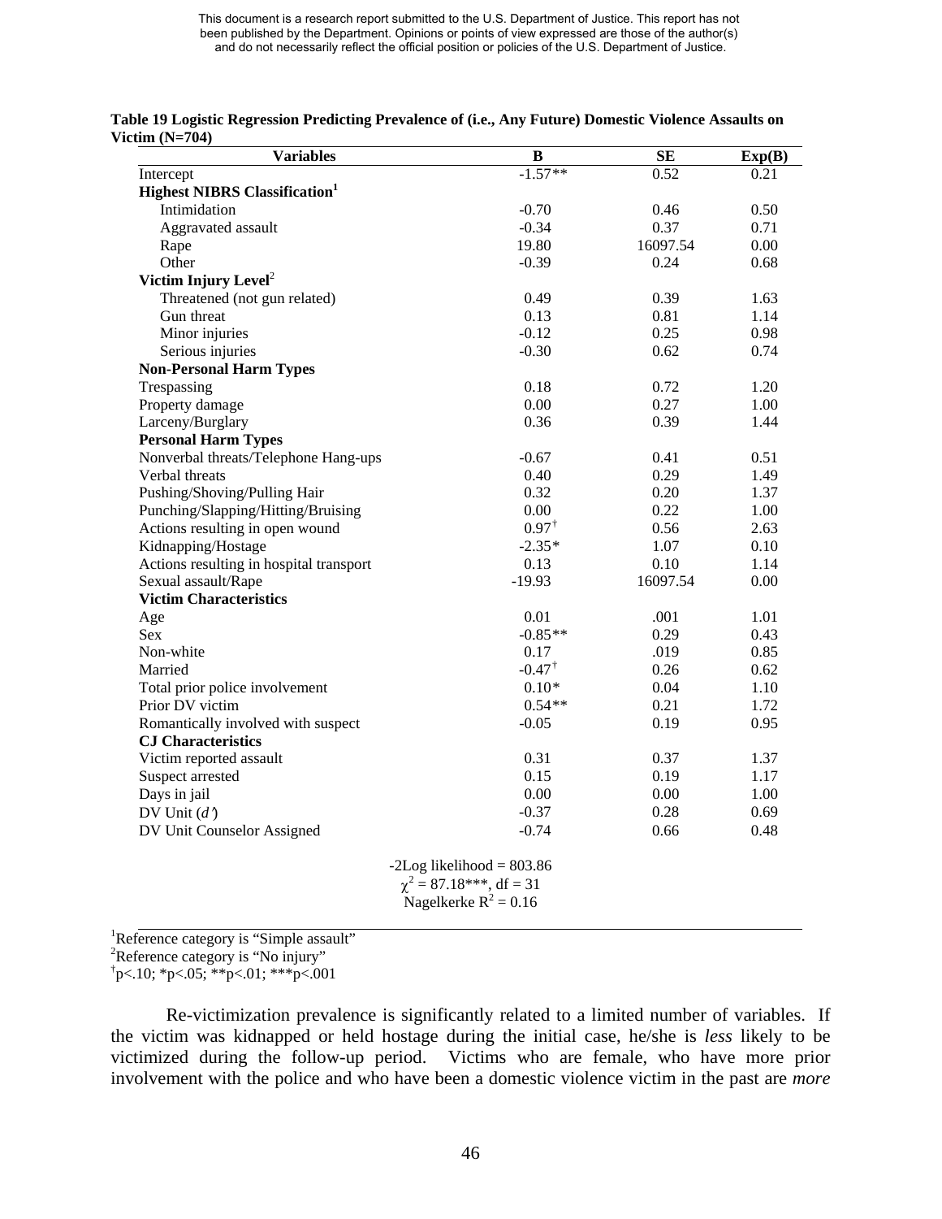This document is a research report submitted to the U.S. Department of Justice. This report has not been published by the Department. Opinions or points of view expressed are those of the author(s) and do not necessarily reflect the official position or policies of the U.S. Department of Justice.

**Table 19 Logistic Regression Predicting Prevalence of (i.e., Any Future) Domestic Violence Assaults on Victim (N=704)**

| Variables | B | SE | Exp(B) |
|---|---|---|---|
| Intercept | -1.57** | 0.52 | 0.21 |
| **Highest NIBRS Classification[1]** | | | |
| Intimidation | -0.70 | 0.46 | 0.50 |
| Aggravated assault | -0.34 | 0.37 | 0.71 |
| Rape | 19.80 | 16097.54 | 0.00 |
| Other | -0.39 | 0.24 | 0.68 |
| **Victim Injury Level[2]** | | | |
| Threatened (not gun related) | 0.49 | 0.39 | 1.63 |
| Gun threat | 0.13 | 0.81 | 1.14 |
| Minor injuries | -0.12 | 0.25 | 0.98 |
| Serious injuries | -0.30 | 0.62 | 0.74 |
| **Non-Personal Harm Types** | | | |
| Trespassing | 0.18 | 0.72 | 1.20 |
| Property damage | 0.00 | 0.27 | 1.00 |
| Larceny/Burglary | 0.36 | 0.39 | 1.44 |
| **Personal Harm Types** | | | |
| Nonverbal threats/Telephone Hang-ups | -0.67 | 0.41 | 0.51 |
| Verbal threats | 0.40 | 0.29 | 1.49 |
| Pushing/Shoving/Pulling Hair | 0.32 | 0.20 | 1.37 |
| Punching/Slapping/Hitting/Bruising | 0.00 | 0.22 | 1.00 |
| Actions resulting in open wound | 0.97† | 0.56 | 2.63 |
| Kidnapping/Hostage | -2.35* | 1.07 | 0.10 |
| Actions resulting in hospital transport | 0.13 | 0.10 | 1.14 |
| Sexual assault/Rape | -19.93 | 16097.54 | 0.00 |
| **Victim Characteristics** | | | |
| Age | 0.01 | .001 | 1.01 |
| Sex | -0.85** | 0.29 | 0.43 |
| Non-white | 0.17 | .019 | 0.85 |
| Married | -0.47† | 0.26 | 0.62 |
| Total prior police involvement | 0.10* | 0.04 | 1.10 |
| Prior DV victim | 0.54** | 0.21 | 1.72 |
| Romantically involved with suspect | -0.05 | 0.19 | 0.95 |
| **CJ Characteristics** | | | |
| Victim reported assault | 0.31 | 0.37 | 1.37 |
| Suspect arrested | 0.15 | 0.19 | 1.17 |
| Days in jail | 0.00 | 0.00 | 1.00 |
| DV Unit (*d'*) | -0.37 | 0.28 | 0.69 |
| DV Unit Counselor Assigned | -0.74 | 0.66 | 0.48 |

-2Log likelihood = 803.86
$\chi^2 = 87.18$***, df = 31
Nagelkerke $R^2 = 0.16$

[1]Reference category is "Simple assault"
[2]Reference category is "No injury"
†p<.10; *p<.05; **p<.01; ***p<.001

Re-victimization prevalence is significantly related to a limited number of variables. If the victim was kidnapped or held hostage during the initial case, he/she is *less* likely to be victimized during the follow-up period. Victims who are female, who have more prior involvement with the police and who have been a domestic violence victim in the past are *more*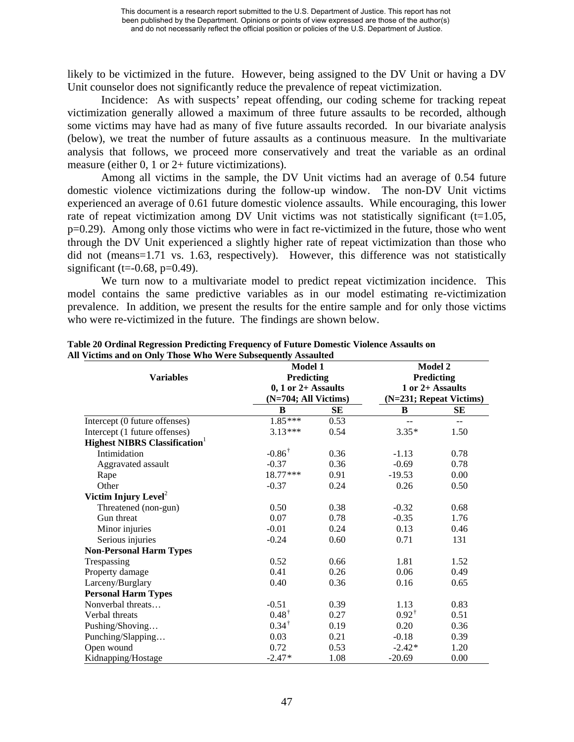likely to be victimized in the future. However, being assigned to the DV Unit or having a DV Unit counselor does not significantly reduce the prevalence of repeat victimization.

Incidence: As with suspects' repeat offending, our coding scheme for tracking repeat victimization generally allowed a maximum of three future assaults to be recorded, although some victims may have had as many of five future assaults recorded. In our bivariate analysis (below), we treat the number of future assaults as a continuous measure. In the multivariate analysis that follows, we proceed more conservatively and treat the variable as an ordinal measure (either 0, 1 or 2+ future victimizations).

Among all victims in the sample, the DV Unit victims had an average of 0.54 future domestic violence victimizations during the follow-up window. The non-DV Unit victims experienced an average of 0.61 future domestic violence assaults. While encouraging, this lower rate of repeat victimization among DV Unit victims was not statistically significant ($t=1.05$, $p=0.29$). Among only those victims who were in fact re-victimized in the future, those who went through the DV Unit experienced a slightly higher rate of repeat victimization than those who did not (means=1.71 vs. 1.63, respectively). However, this difference was not statistically significant ($t=-0.68$, $p=0.49$).

We turn now to a multivariate model to predict repeat victimization incidence. This model contains the same predictive variables as in our model estimating re-victimization prevalence. In addition, we present the results for the entire sample and for only those victims who were re-victimized in the future. The findings are shown below.

**Table 20 Ordinal Regression Predicting Frequency of Future Domestic Violence Assaults on All Victims and on Only Those Who Were Subsequently Assaulted**

| Variables | Model 1 Predicting 0, 1 or 2+ Assaults (N=704; All Victims) | | Model 2 Predicting 1 or 2+ Assaults (N=231; Repeat Victims) | |
|---|---|---|---|---|
| | B | SE | B | SE |
| Intercept (0 future offenses) | 1.85*** | 0.53 | -- | -- |
| Intercept (1 future offenses) | 3.13*** | 0.54 | 3.35* | 1.50 |
| **Highest NIBRS Classification**[1] | | | | |
| Intimidation | -0.86† | 0.36 | -1.13 | 0.78 |
| Aggravated assault | -0.37 | 0.36 | -0.69 | 0.78 |
| Rape | 18.77*** | 0.91 | -19.53 | 0.00 |
| Other | -0.37 | 0.24 | 0.26 | 0.50 |
| **Victim Injury Level**[2] | | | | |
| Threatened (non-gun) | 0.50 | 0.38 | -0.32 | 0.68 |
| Gun threat | 0.07 | 0.78 | -0.35 | 1.76 |
| Minor injuries | -0.01 | 0.24 | 0.13 | 0.46 |
| Serious injuries | -0.24 | 0.60 | 0.71 | 131 |
| **Non-Personal Harm Types** | | | | |
| Trespassing | 0.52 | 0.66 | 1.81 | 1.52 |
| Property damage | 0.41 | 0.26 | 0.06 | 0.49 |
| Larceny/Burglary | 0.40 | 0.36 | 0.16 | 0.65 |
| **Personal Harm Types** | | | | |
| Nonverbal threats… | -0.51 | 0.39 | 1.13 | 0.83 |
| Verbal threats | 0.48† | 0.27 | 0.92† | 0.51 |
| Pushing/Shoving… | 0.34† | 0.19 | 0.20 | 0.36 |
| Punching/Slapping… | 0.03 | 0.21 | -0.18 | 0.39 |
| Open wound | 0.72 | 0.53 | -2.42* | 1.20 |
| Kidnapping/Hostage | -2.47* | 1.08 | -20.69 | 0.00 |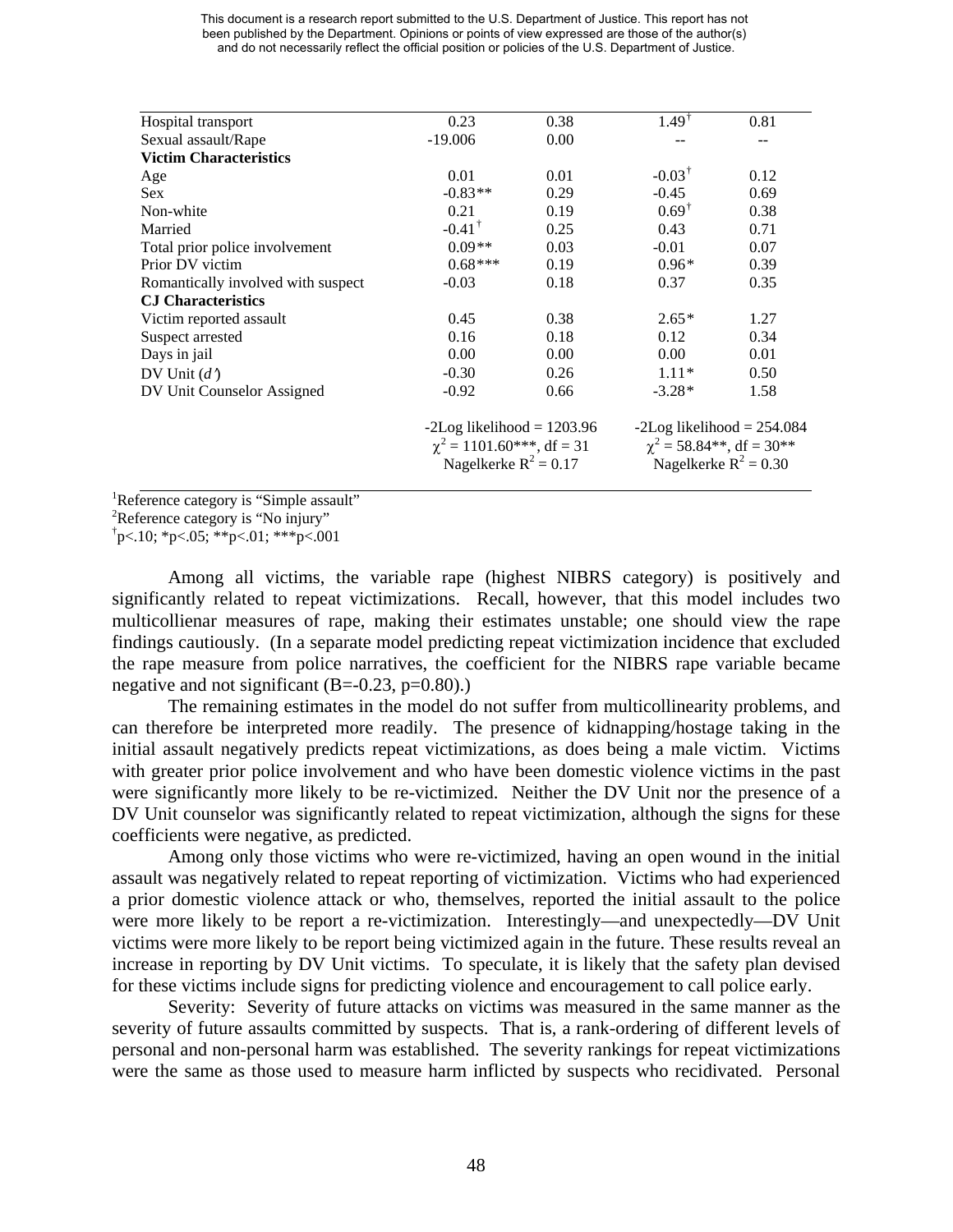| | | | | |
|---|---|---|---|---|
| Hospital transport | 0.23 | 0.38 | 1.49[†] | 0.81 |
| Sexual assault/Rape | -19.006 | 0.00 | -- | -- |
| **Victim Characteristics** | | | | |
| Age | 0.01 | 0.01 | -0.03[†] | 0.12 |
| Sex | -0.83** | 0.29 | -0.45 | 0.69 |
| Non-white | 0.21 | 0.19 | 0.69[†] | 0.38 |
| Married | -0.41[†] | 0.25 | 0.43 | 0.71 |
| Total prior police involvement | 0.09** | 0.03 | -0.01 | 0.07 |
| Prior DV victim | 0.68*** | 0.19 | 0.96* | 0.39 |
| Romantically involved with suspect | -0.03 | 0.18 | 0.37 | 0.35 |
| **CJ Characteristics** | | | | |
| Victim reported assault | 0.45 | 0.38 | 2.65* | 1.27 |
| Suspect arrested | 0.16 | 0.18 | 0.12 | 0.34 |
| Days in jail | 0.00 | 0.00 | 0.00 | 0.01 |
| DV Unit (*d'*) | -0.30 | 0.26 | 1.11* | 0.50 |
| DV Unit Counselor Assigned | -0.92 | 0.66 | -3.28* | 1.58 |
| | -2Log likelihood = 1203.96<br>$\chi^2$ = 1101.60***, df = 31<br>Nagelkerke $R^2$ = 0.17 | | -2Log likelihood = 254.084<br>$\chi^2$ = 58.84**, df = 30**<br>Nagelkerke $R^2$ = 0.30 | |

[1]Reference category is "Simple assault"
[2]Reference category is "No injury"
[†]p<.10; *p<.05; **p<.01; ***p<.001

Among all victims, the variable rape (highest NIBRS category) is positively and significantly related to repeat victimizations. Recall, however, that this model includes two multicollienar measures of rape, making their estimates unstable; one should view the rape findings cautiously. (In a separate model predicting repeat victimization incidence that excluded the rape measure from police narratives, the coefficient for the NIBRS rape variable became negative and not significant (B=-0.23, p=0.80).)

The remaining estimates in the model do not suffer from multicollinearity problems, and can therefore be interpreted more readily. The presence of kidnapping/hostage taking in the initial assault negatively predicts repeat victimizations, as does being a male victim. Victims with greater prior police involvement and who have been domestic violence victims in the past were significantly more likely to be re-victimized. Neither the DV Unit nor the presence of a DV Unit counselor was significantly related to repeat victimization, although the signs for these coefficients were negative, as predicted.

Among only those victims who were re-victimized, having an open wound in the initial assault was negatively related to repeat reporting of victimization. Victims who had experienced a prior domestic violence attack or who, themselves, reported the initial assault to the police were more likely to be report a re-victimization. Interestingly—and unexpectedly—DV Unit victims were more likely to be report being victimized again in the future. These results reveal an increase in reporting by DV Unit victims. To speculate, it is likely that the safety plan devised for these victims include signs for predicting violence and encouragement to call police early.

Severity: Severity of future attacks on victims was measured in the same manner as the severity of future assaults committed by suspects. That is, a rank-ordering of different levels of personal and non-personal harm was established. The severity rankings for repeat victimizations were the same as those used to measure harm inflicted by suspects who recidivated. Personal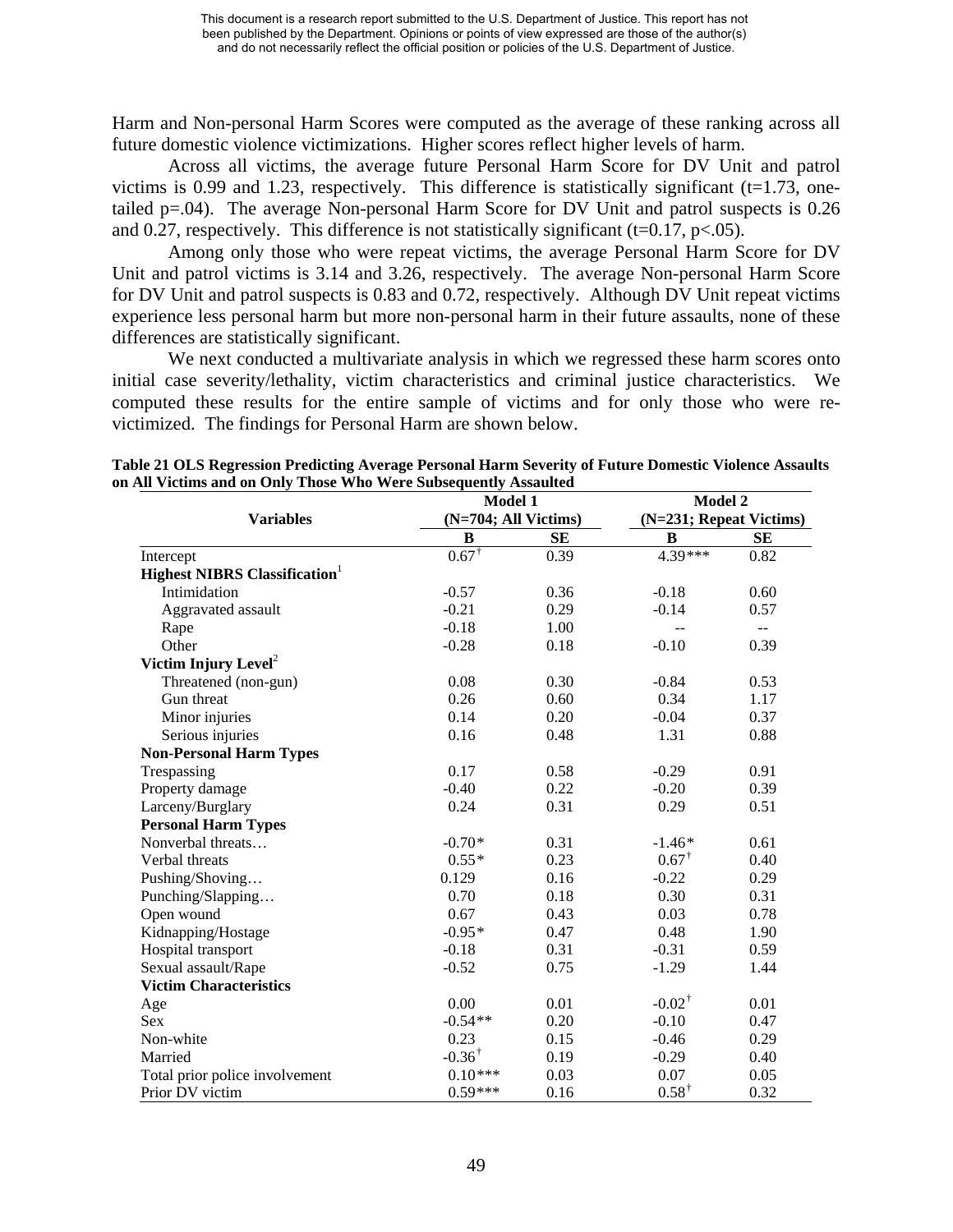Harm and Non-personal Harm Scores were computed as the average of these ranking across all future domestic violence victimizations. Higher scores reflect higher levels of harm.

Across all victims, the average future Personal Harm Score for DV Unit and patrol victims is 0.99 and 1.23, respectively. This difference is statistically significant (t=1.73, one-tailed p=.04). The average Non-personal Harm Score for DV Unit and patrol suspects is 0.26 and 0.27, respectively. This difference is not statistically significant (t=0.17, p<.05).

Among only those who were repeat victims, the average Personal Harm Score for DV Unit and patrol victims is 3.14 and 3.26, respectively. The average Non-personal Harm Score for DV Unit and patrol suspects is 0.83 and 0.72, respectively. Although DV Unit repeat victims experience less personal harm but more non-personal harm in their future assaults, none of these differences are statistically significant.

We next conducted a multivariate analysis in which we regressed these harm scores onto initial case severity/lethality, victim characteristics and criminal justice characteristics. We computed these results for the entire sample of victims and for only those who were re-victimized. The findings for Personal Harm are shown below.

**Table 21 OLS Regression Predicting Average Personal Harm Severity of Future Domestic Violence Assaults on All Victims and on Only Those Who Were Subsequently Assaulted**

| Variables | Model 1 (N=704; All Victims) | | Model 2 (N=231; Repeat Victims) | |
|---|---|---|---|---|
| | **B** | **SE** | **B** | **SE** |
| Intercept | 0.67† | 0.39 | 4.39*** | 0.82 |
| **Highest NIBRS Classification**[1] | | | | |
| Intimidation | -0.57 | 0.36 | -0.18 | 0.60 |
| Aggravated assault | -0.21 | 0.29 | -0.14 | 0.57 |
| Rape | -0.18 | 1.00 | -- | -- |
| Other | -0.28 | 0.18 | -0.10 | 0.39 |
| **Victim Injury Level**[2] | | | | |
| Threatened (non-gun) | 0.08 | 0.30 | -0.84 | 0.53 |
| Gun threat | 0.26 | 0.60 | 0.34 | 1.17 |
| Minor injuries | 0.14 | 0.20 | -0.04 | 0.37 |
| Serious injuries | 0.16 | 0.48 | 1.31 | 0.88 |
| **Non-Personal Harm Types** | | | | |
| Trespassing | 0.17 | 0.58 | -0.29 | 0.91 |
| Property damage | -0.40 | 0.22 | -0.20 | 0.39 |
| Larceny/Burglary | 0.24 | 0.31 | 0.29 | 0.51 |
| **Personal Harm Types** | | | | |
| Nonverbal threats… | -0.70* | 0.31 | -1.46* | 0.61 |
| Verbal threats | 0.55* | 0.23 | 0.67† | 0.40 |
| Pushing/Shoving… | 0.129 | 0.16 | -0.22 | 0.29 |
| Punching/Slapping… | 0.70 | 0.18 | 0.30 | 0.31 |
| Open wound | 0.67 | 0.43 | 0.03 | 0.78 |
| Kidnapping/Hostage | -0.95* | 0.47 | 0.48 | 1.90 |
| Hospital transport | -0.18 | 0.31 | -0.31 | 0.59 |
| Sexual assault/Rape | -0.52 | 0.75 | -1.29 | 1.44 |
| **Victim Characteristics** | | | | |
| Age | 0.00 | 0.01 | -0.02† | 0.01 |
| Sex | -0.54** | 0.20 | -0.10 | 0.47 |
| Non-white | 0.23 | 0.15 | -0.46 | 0.29 |
| Married | -0.36† | 0.19 | -0.29 | 0.40 |
| Total prior police involvement | 0.10*** | 0.03 | 0.07 | 0.05 |
| Prior DV victim | 0.59*** | 0.16 | 0.58† | 0.32 |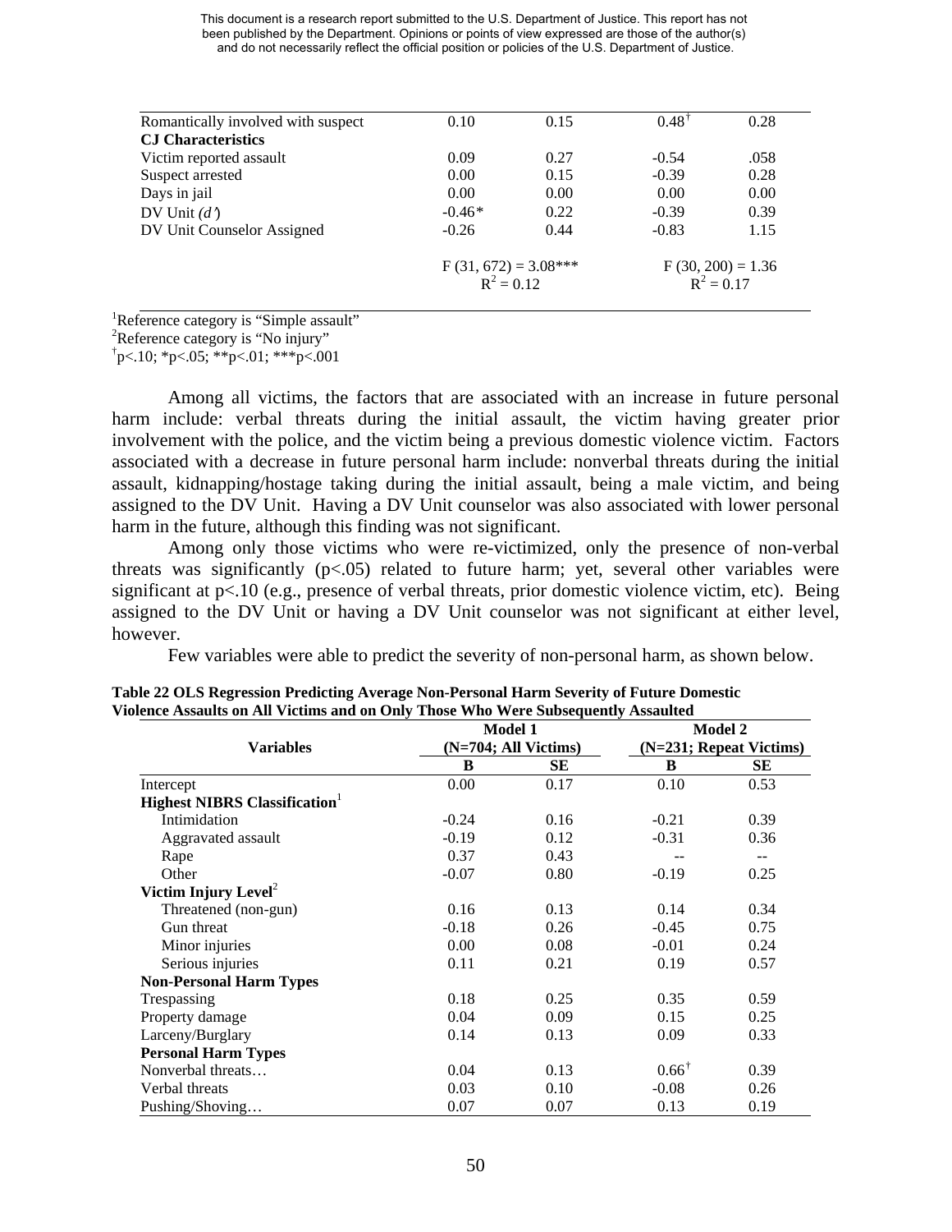This document is a research report submitted to the U.S. Department of Justice. This report has not been published by the Department. Opinions or points of view expressed are those of the author(s) and do not necessarily reflect the official position or policies of the U.S. Department of Justice.

| | | | | |
|---|---|---|---|---|
| Romantically involved with suspect | 0.10 | 0.15 | 0.48† | 0.28 |
| **CJ Characteristics** | | | | |
| Victim reported assault | 0.09 | 0.27 | -0.54 | .058 |
| Suspect arrested | 0.00 | 0.15 | -0.39 | 0.28 |
| Days in jail | 0.00 | 0.00 | 0.00 | 0.00 |
| DV Unit *(d')* | -0.46* | 0.22 | -0.39 | 0.39 |
| DV Unit Counselor Assigned | -0.26 | 0.44 | -0.83 | 1.15 |
| | $F(31, 672) = 3.08$*** $R^2 = 0.12$ | | $F(30, 200) = 1.36$ $R^2 = 0.17$ | |

[1]Reference category is "Simple assault"
[2]Reference category is "No injury"
†p<.10; *p<.05; **p<.01; ***p<.001

Among all victims, the factors that are associated with an increase in future personal harm include: verbal threats during the initial assault, the victim having greater prior involvement with the police, and the victim being a previous domestic violence victim. Factors associated with a decrease in future personal harm include: nonverbal threats during the initial assault, kidnapping/hostage taking during the initial assault, being a male victim, and being assigned to the DV Unit. Having a DV Unit counselor was also associated with lower personal harm in the future, although this finding was not significant.

Among only those victims who were re-victimized, only the presence of non-verbal threats was significantly (p<.05) related to future harm; yet, several other variables were significant at p<.10 (e.g., presence of verbal threats, prior domestic violence victim, etc). Being assigned to the DV Unit or having a DV Unit counselor was not significant at either level, however.

Few variables were able to predict the severity of non-personal harm, as shown below.

**Table 22 OLS Regression Predicting Average Non-Personal Harm Severity of Future Domestic Violence Assaults on All Victims and on Only Those Who Were Subsequently Assaulted**

| Variables | Model 1 (N=704; All Victims) | | Model 2 (N=231; Repeat Victims) | |
|---|---|---|---|---|
| | **B** | **SE** | **B** | **SE** |
| Intercept | 0.00 | 0.17 | 0.10 | 0.53 |
| **Highest NIBRS Classification**[1] | | | | |
| Intimidation | -0.24 | 0.16 | -0.21 | 0.39 |
| Aggravated assault | -0.19 | 0.12 | -0.31 | 0.36 |
| Rape | 0.37 | 0.43 | -- | -- |
| Other | -0.07 | 0.80 | -0.19 | 0.25 |
| **Victim Injury Level**[2] | | | | |
| Threatened (non-gun) | 0.16 | 0.13 | 0.14 | 0.34 |
| Gun threat | -0.18 | 0.26 | -0.45 | 0.75 |
| Minor injuries | 0.00 | 0.08 | -0.01 | 0.24 |
| Serious injuries | 0.11 | 0.21 | 0.19 | 0.57 |
| **Non-Personal Harm Types** | | | | |
| Trespassing | 0.18 | 0.25 | 0.35 | 0.59 |
| Property damage | 0.04 | 0.09 | 0.15 | 0.25 |
| Larceny/Burglary | 0.14 | 0.13 | 0.09 | 0.33 |
| **Personal Harm Types** | | | | |
| Nonverbal threats… | 0.04 | 0.13 | 0.66† | 0.39 |
| Verbal threats | 0.03 | 0.10 | -0.08 | 0.26 |
| Pushing/Shoving… | 0.07 | 0.07 | 0.13 | 0.19 |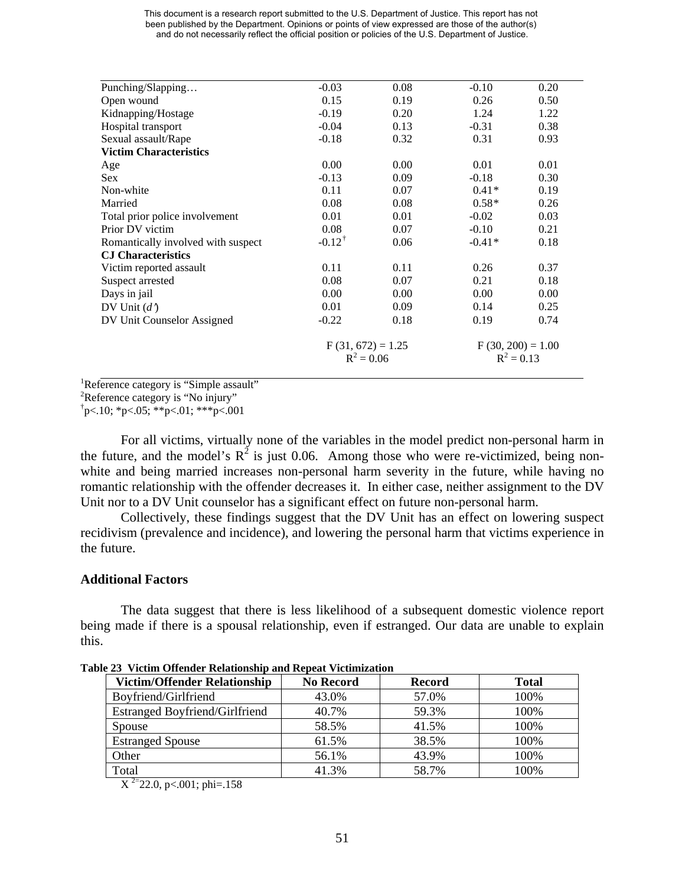| | | | | |
|---|---|---|---|---|
| Punching/Slapping… | -0.03 | 0.08 | -0.10 | 0.20 |
| Open wound | 0.15 | 0.19 | 0.26 | 0.50 |
| Kidnapping/Hostage | -0.19 | 0.20 | 1.24 | 1.22 |
| Hospital transport | -0.04 | 0.13 | -0.31 | 0.38 |
| Sexual assault/Rape | -0.18 | 0.32 | 0.31 | 0.93 |
| **Victim Characteristics** | | | | |
| Age | 0.00 | 0.00 | 0.01 | 0.01 |
| Sex | -0.13 | 0.09 | -0.18 | 0.30 |
| Non-white | 0.11 | 0.07 | 0.41* | 0.19 |
| Married | 0.08 | 0.08 | 0.58* | 0.26 |
| Total prior police involvement | 0.01 | 0.01 | -0.02 | 0.03 |
| Prior DV victim | 0.08 | 0.07 | -0.10 | 0.21 |
| Romantically involved with suspect | -0.12† | 0.06 | -0.41* | 0.18 |
| **CJ Characteristics** | | | | |
| Victim reported assault | 0.11 | 0.11 | 0.26 | 0.37 |
| Suspect arrested | 0.08 | 0.07 | 0.21 | 0.18 |
| Days in jail | 0.00 | 0.00 | 0.00 | 0.00 |
| DV Unit (*d'*) | 0.01 | 0.09 | 0.14 | 0.25 |
| DV Unit Counselor Assigned | -0.22 | 0.18 | 0.19 | 0.74 |
| | $F(31, 672) = 1.25$ | | $F(30, 200) = 1.00$ | |
| | $R^2 = 0.06$ | | $R^2 = 0.13$ | |

[1]Reference category is "Simple assault"
[2]Reference category is "No injury"
†p<.10; *p<.05; **p<.01; ***p<.001

For all victims, virtually none of the variables in the model predict non-personal harm in the future, and the model's $R^2$ is just 0.06. Among those who were re-victimized, being non-white and being married increases non-personal harm severity in the future, while having no romantic relationship with the offender decreases it. In either case, neither assignment to the DV Unit nor to a DV Unit counselor has a significant effect on future non-personal harm.

Collectively, these findings suggest that the DV Unit has an effect on lowering suspect recidivism (prevalence and incidence), and lowering the personal harm that victims experience in the future.

### Additional Factors

The data suggest that there is less likelihood of a subsequent domestic violence report being made if there is a spousal relationship, even if estranged. Our data are unable to explain this.

**Table 23 Victim Offender Relationship and Repeat Victimization**

| Victim/Offender Relationship | No Record | Record | Total |
|---|---|---|---|
| Boyfriend/Girlfriend | 43.0% | 57.0% | 100% |
| Estranged Boyfriend/Girlfriend | 40.7% | 59.3% | 100% |
| Spouse | 58.5% | 41.5% | 100% |
| Estranged Spouse | 61.5% | 38.5% | 100% |
| Other | 56.1% | 43.9% | 100% |
| Total | 41.3% | 58.7% | 100% |

$X^2 = 22.0$, $p < .001$; phi=.158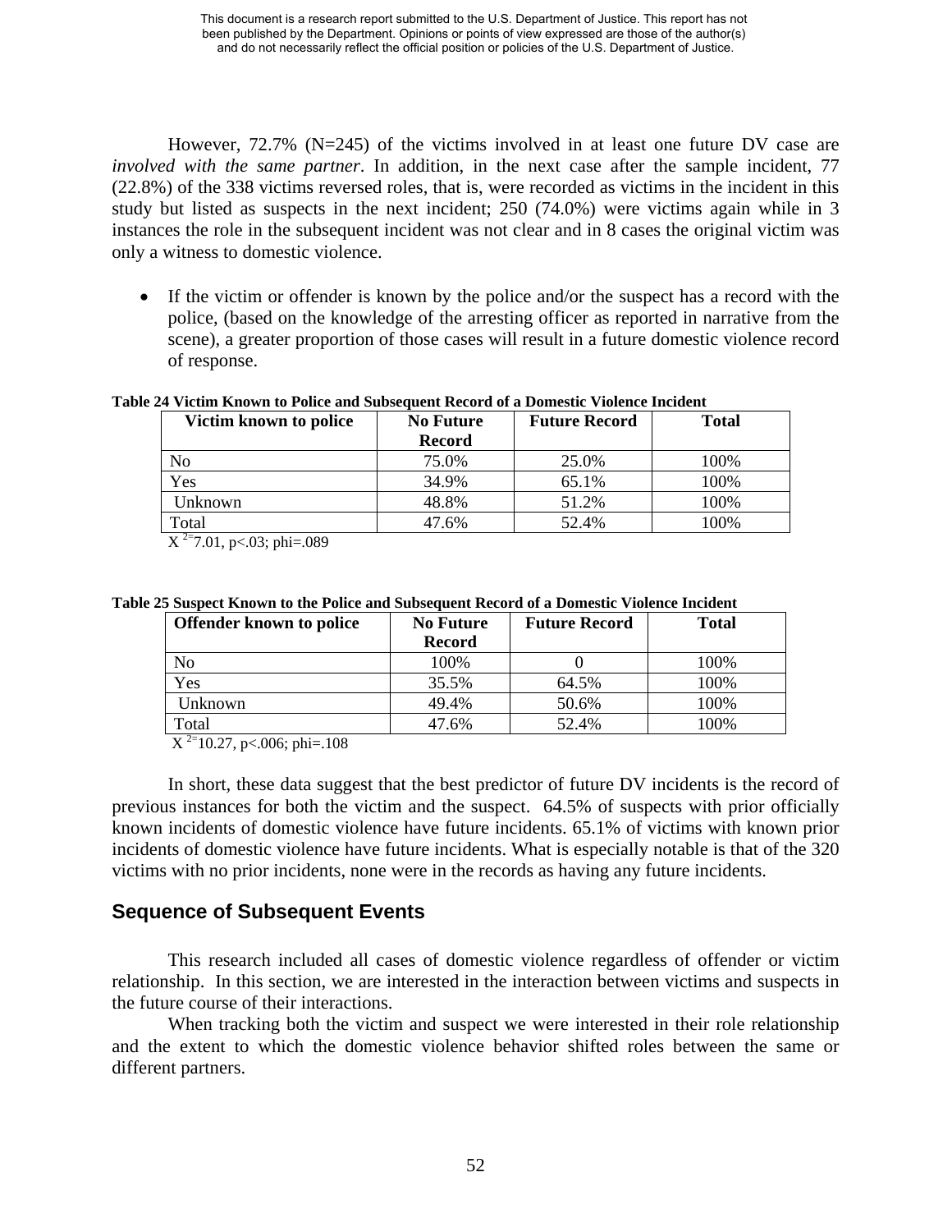However, 72.7% (N=245) of the victims involved in at least one future DV case are *involved with the same partner*. In addition, in the next case after the sample incident, 77 (22.8%) of the 338 victims reversed roles, that is, were recorded as victims in the incident in this study but listed as suspects in the next incident; 250 (74.0%) were victims again while in 3 instances the role in the subsequent incident was not clear and in 8 cases the original victim was only a witness to domestic violence.

- If the victim or offender is known by the police and/or the suspect has a record with the police, (based on the knowledge of the arresting officer as reported in narrative from the scene), a greater proportion of those cases will result in a future domestic violence record of response.

**Table 24 Victim Known to Police and Subsequent Record of a Domestic Violence Incident**

| Victim known to police | No Future Record | Future Record | Total |
|---|---|---|---|
| No | 75.0% | 25.0% | 100% |
| Yes | 34.9% | 65.1% | 100% |
| Unknown | 48.8% | 51.2% | 100% |
| Total | 47.6% | 52.4% | 100% |

$X^2$=7.01, p<.03; phi=.089

**Table 25 Suspect Known to the Police and Subsequent Record of a Domestic Violence Incident**

| Offender known to police | No Future Record | Future Record | Total |
|---|---|---|---|
| No | 100% | 0 | 100% |
| Yes | 35.5% | 64.5% | 100% |
| Unknown | 49.4% | 50.6% | 100% |
| Total | 47.6% | 52.4% | 100% |

$X^2$=10.27, p<.006; phi=.108

In short, these data suggest that the best predictor of future DV incidents is the record of previous instances for both the victim and the suspect. 64.5% of suspects with prior officially known incidents of domestic violence have future incidents. 65.1% of victims with known prior incidents of domestic violence have future incidents. What is especially notable is that of the 320 victims with no prior incidents, none were in the records as having any future incidents.

## Sequence of Subsequent Events

This research included all cases of domestic violence regardless of offender or victim relationship. In this section, we are interested in the interaction between victims and suspects in the future course of their interactions.

When tracking both the victim and suspect we were interested in their role relationship and the extent to which the domestic violence behavior shifted roles between the same or different partners.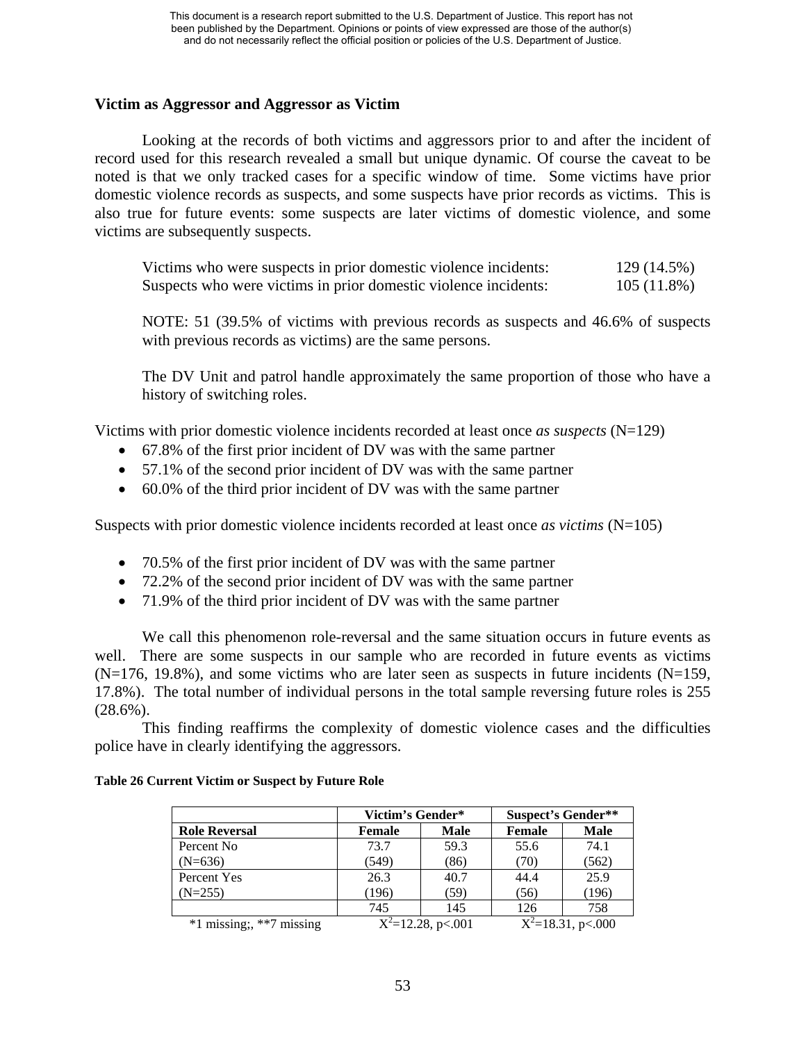This document is a research report submitted to the U.S. Department of Justice. This report has not been published by the Department. Opinions or points of view expressed are those of the author(s) and do not necessarily reflect the official position or policies of the U.S. Department of Justice.

### Victim as Aggressor and Aggressor as Victim

Looking at the records of both victims and aggressors prior to and after the incident of record used for this research revealed a small but unique dynamic. Of course the caveat to be noted is that we only tracked cases for a specific window of time. Some victims have prior domestic violence records as suspects, and some suspects have prior records as victims. This is also true for future events: some suspects are later victims of domestic violence, and some victims are subsequently suspects.

Victims who were suspects in prior domestic violence incidents: 129 (14.5%)
Suspects who were victims in prior domestic violence incidents: 105 (11.8%)

NOTE: 51 (39.5% of victims with previous records as suspects and 46.6% of suspects with previous records as victims) are the same persons.

The DV Unit and patrol handle approximately the same proportion of those who have a history of switching roles.

Victims with prior domestic violence incidents recorded at least once *as suspects* (N=129)

- 67.8% of the first prior incident of DV was with the same partner
- 57.1% of the second prior incident of DV was with the same partner
- 60.0% of the third prior incident of DV was with the same partner

Suspects with prior domestic violence incidents recorded at least once *as victims* (N=105)

- 70.5% of the first prior incident of DV was with the same partner
- 72.2% of the second prior incident of DV was with the same partner
- 71.9% of the third prior incident of DV was with the same partner

We call this phenomenon role-reversal and the same situation occurs in future events as well. There are some suspects in our sample who are recorded in future events as victims (N=176, 19.8%), and some victims who are later seen as suspects in future incidents (N=159, 17.8%). The total number of individual persons in the total sample reversing future roles is 255 (28.6%).

This finding reaffirms the complexity of domestic violence cases and the difficulties police have in clearly identifying the aggressors.

**Table 26 Current Victim or Suspect by Future Role**

| | Victim's Gender* | | Suspect's Gender** | |
|---|---|---|---|---|
| **Role Reversal** | **Female** | **Male** | **Female** | **Male** |
| Percent No | 73.7 | 59.3 | 55.6 | 74.1 |
| (N=636) | (549) | (86) | (70) | (562) |
| Percent Yes | 26.3 | 40.7 | 44.4 | 25.9 |
| (N=255) | (196) | (59) | (56) | (196) |
| | 745 | 145 | 126 | 758 |
| *1 missing;, **7 missing | $X^2$=12.28, p<.001 | | $X^2$=18.31, p<.000 | |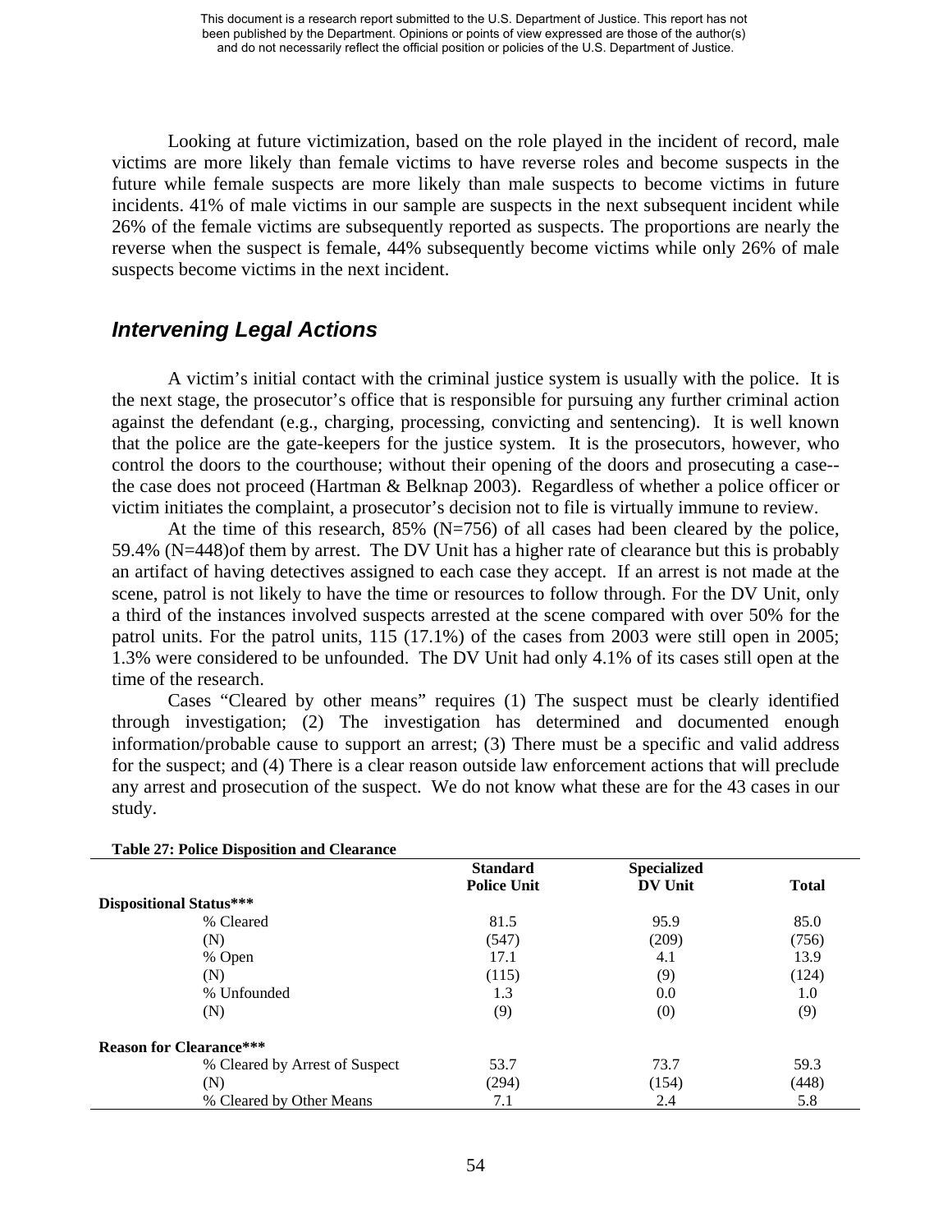Looking at future victimization, based on the role played in the incident of record, male victims are more likely than female victims to have reverse roles and become suspects in the future while female suspects are more likely than male suspects to become victims in future incidents. 41% of male victims in our sample are suspects in the next subsequent incident while 26% of the female victims are subsequently reported as suspects. The proportions are nearly the reverse when the suspect is female, 44% subsequently become victims while only 26% of male suspects become victims in the next incident.

## *Intervening Legal Actions*

A victim's initial contact with the criminal justice system is usually with the police. It is the next stage, the prosecutor's office that is responsible for pursuing any further criminal action against the defendant (e.g., charging, processing, convicting and sentencing). It is well known that the police are the gate-keepers for the justice system. It is the prosecutors, however, who control the doors to the courthouse; without their opening of the doors and prosecuting a case--the case does not proceed (Hartman & Belknap 2003). Regardless of whether a police officer or victim initiates the complaint, a prosecutor's decision not to file is virtually immune to review.

At the time of this research, 85% (N=756) of all cases had been cleared by the police, 59.4% (N=448)of them by arrest. The DV Unit has a higher rate of clearance but this is probably an artifact of having detectives assigned to each case they accept. If an arrest is not made at the scene, patrol is not likely to have the time or resources to follow through. For the DV Unit, only a third of the instances involved suspects arrested at the scene compared with over 50% for the patrol units. For the patrol units, 115 (17.1%) of the cases from 2003 were still open in 2005; 1.3% were considered to be unfounded. The DV Unit had only 4.1% of its cases still open at the time of the research.

Cases "Cleared by other means" requires (1) The suspect must be clearly identified through investigation; (2) The investigation has determined and documented enough information/probable cause to support an arrest; (3) There must be a specific and valid address for the suspect; and (4) There is a clear reason outside law enforcement actions that will preclude any arrest and prosecution of the suspect. We do not know what these are for the 43 cases in our study.

**Table 27: Police Disposition and Clearance**

| | Standard Police Unit | Specialized DV Unit | Total |
|---|---|---|---|
| **Dispositional Status*** ** | | | |
| % Cleared | 81.5 | 95.9 | 85.0 |
| (N) | (547) | (209) | (756) |
| % Open | 17.1 | 4.1 | 13.9 |
| (N) | (115) | (9) | (124) |
| % Unfounded | 1.3 | 0.0 | 1.0 |
| (N) | (9) | (0) | (9) |
| **Reason for Clearance*** ** | | | |
| % Cleared by Arrest of Suspect | 53.7 | 73.7 | 59.3 |
| (N) | (294) | (154) | (448) |
| % Cleared by Other Means | 7.1 | 2.4 | 5.8 |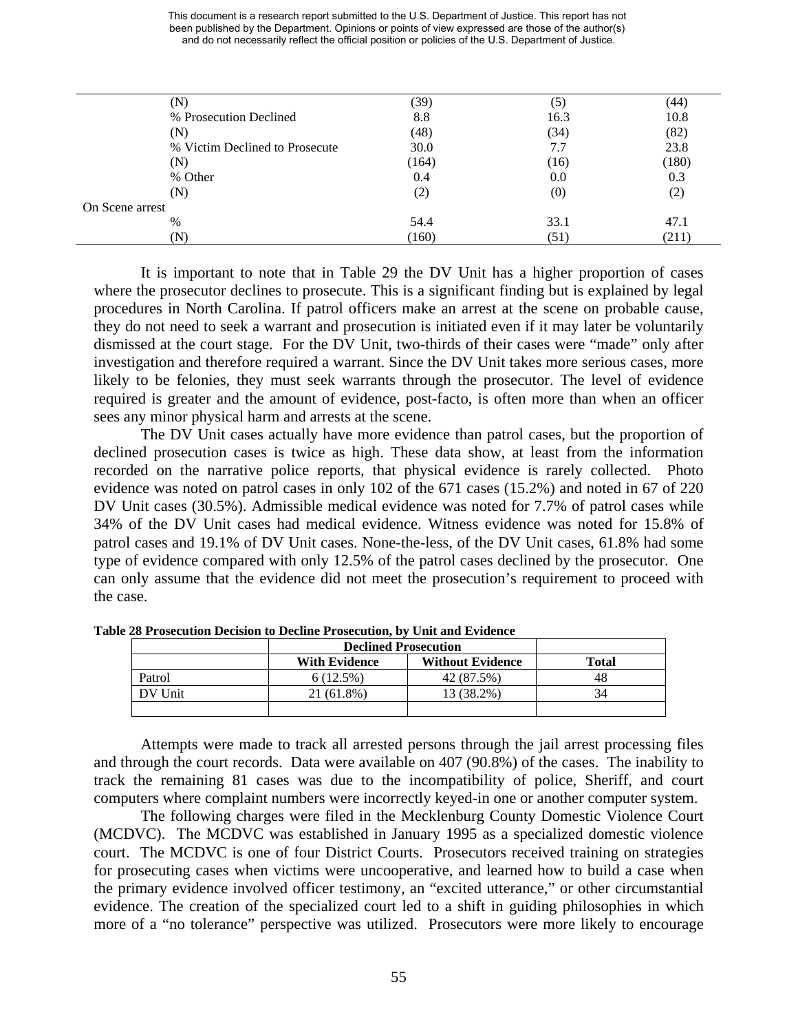| | | | |
|---|---|---|---|
| (N) | (39) | (5) | (44) |
| % Prosecution Declined | 8.8 | 16.3 | 10.8 |
| (N) | (48) | (34) | (82) |
| % Victim Declined to Prosecute | 30.0 | 7.7 | 23.8 |
| (N) | (164) | (16) | (180) |
| % Other | 0.4 | 0.0 | 0.3 |
| (N) | (2) | (0) | (2) |
| On Scene arrest | | | |
| % | 54.4 | 33.1 | 47.1 |
| (N) | (160) | (51) | (211) |

It is important to note that in Table 29 the DV Unit has a higher proportion of cases where the prosecutor declines to prosecute. This is a significant finding but is explained by legal procedures in North Carolina. If patrol officers make an arrest at the scene on probable cause, they do not need to seek a warrant and prosecution is initiated even if it may later be voluntarily dismissed at the court stage. For the DV Unit, two-thirds of their cases were "made" only after investigation and therefore required a warrant. Since the DV Unit takes more serious cases, more likely to be felonies, they must seek warrants through the prosecutor. The level of evidence required is greater and the amount of evidence, post-facto, is often more than when an officer sees any minor physical harm and arrests at the scene.

The DV Unit cases actually have more evidence than patrol cases, but the proportion of declined prosecution cases is twice as high. These data show, at least from the information recorded on the narrative police reports, that physical evidence is rarely collected. Photo evidence was noted on patrol cases in only 102 of the 671 cases (15.2%) and noted in 67 of 220 DV Unit cases (30.5%). Admissible medical evidence was noted for 7.7% of patrol cases while 34% of the DV Unit cases had medical evidence. Witness evidence was noted for 15.8% of patrol cases and 19.1% of DV Unit cases. None-the-less, of the DV Unit cases, 61.8% had some type of evidence compared with only 12.5% of the patrol cases declined by the prosecutor. One can only assume that the evidence did not meet the prosecution's requirement to proceed with the case.

**Table 28 Prosecution Decision to Decline Prosecution, by Unit and Evidence**

| | Declined Prosecution | | |
|---|---|---|---|
| | With Evidence | Without Evidence | Total |
| Patrol | 6 (12.5%) | 42 (87.5%) | 48 |
| DV Unit | 21 (61.8%) | 13 (38.2%) | 34 |
| | | | |

Attempts were made to track all arrested persons through the jail arrest processing files and through the court records. Data were available on 407 (90.8%) of the cases. The inability to track the remaining 81 cases was due to the incompatibility of police, Sheriff, and court computers where complaint numbers were incorrectly keyed-in one or another computer system.

The following charges were filed in the Mecklenburg County Domestic Violence Court (MCDVC). The MCDVC was established in January 1995 as a specialized domestic violence court. The MCDVC is one of four District Courts. Prosecutors received training on strategies for prosecuting cases when victims were uncooperative, and learned how to build a case when the primary evidence involved officer testimony, an "excited utterance," or other circumstantial evidence. The creation of the specialized court led to a shift in guiding philosophies in which more of a "no tolerance" perspective was utilized. Prosecutors were more likely to encourage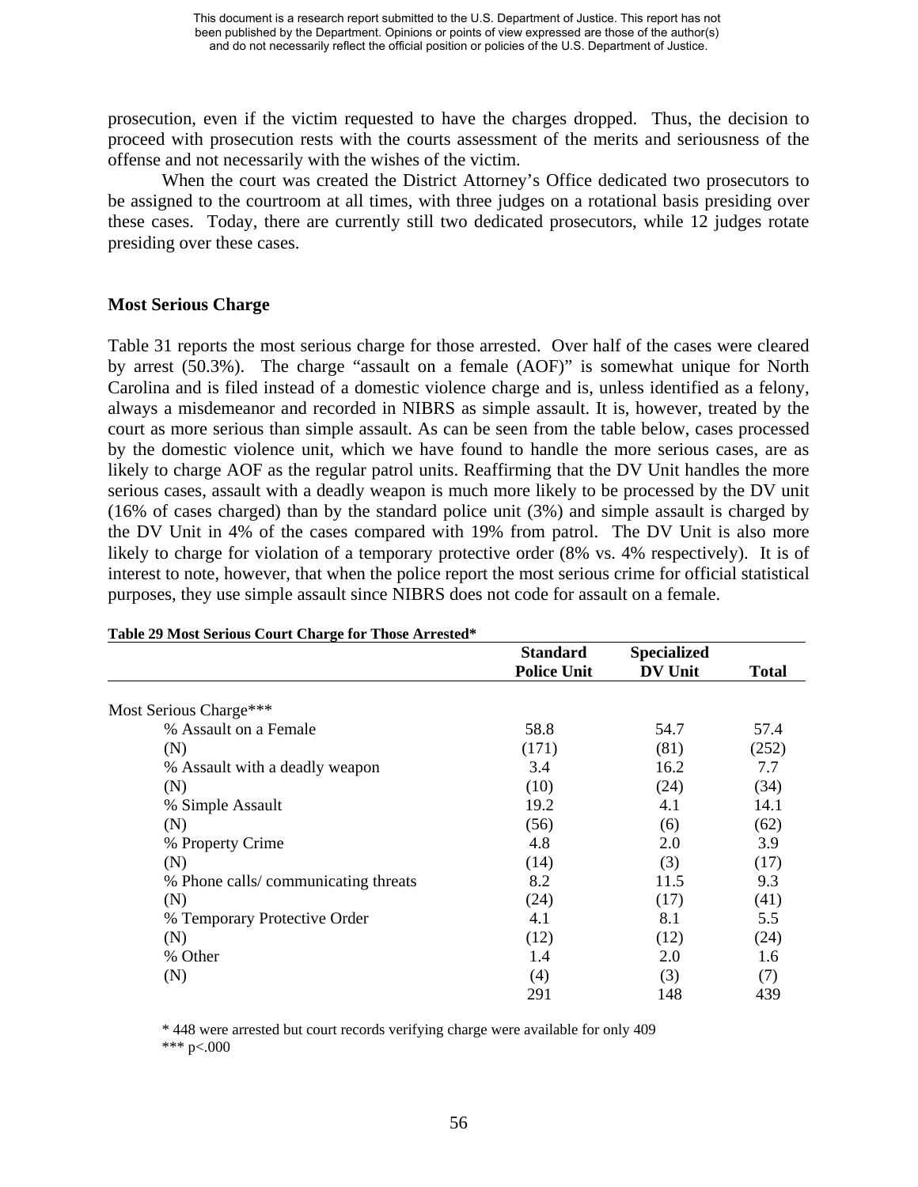prosecution, even if the victim requested to have the charges dropped. Thus, the decision to proceed with prosecution rests with the courts assessment of the merits and seriousness of the offense and not necessarily with the wishes of the victim.

When the court was created the District Attorney's Office dedicated two prosecutors to be assigned to the courtroom at all times, with three judges on a rotational basis presiding over these cases. Today, there are currently still two dedicated prosecutors, while 12 judges rotate presiding over these cases.

### Most Serious Charge

Table 31 reports the most serious charge for those arrested. Over half of the cases were cleared by arrest (50.3%). The charge "assault on a female (AOF)" is somewhat unique for North Carolina and is filed instead of a domestic violence charge and is, unless identified as a felony, always a misdemeanor and recorded in NIBRS as simple assault. It is, however, treated by the court as more serious than simple assault. As can be seen from the table below, cases processed by the domestic violence unit, which we have found to handle the more serious cases, are as likely to charge AOF as the regular patrol units. Reaffirming that the DV Unit handles the more serious cases, assault with a deadly weapon is much more likely to be processed by the DV unit (16% of cases charged) than by the standard police unit (3%) and simple assault is charged by the DV Unit in 4% of the cases compared with 19% from patrol. The DV Unit is also more likely to charge for violation of a temporary protective order (8% vs. 4% respectively). It is of interest to note, however, that when the police report the most serious crime for official statistical purposes, they use simple assault since NIBRS does not code for assault on a female.

**Table 29 Most Serious Court Charge for Those Arrested***

| | Standard Police Unit | Specialized DV Unit | Total |
|---|---|---|---|
| Most Serious Charge*** | | | |
| % Assault on a Female | 58.8 | 54.7 | 57.4 |
| (N) | (171) | (81) | (252) |
| % Assault with a deadly weapon | 3.4 | 16.2 | 7.7 |
| (N) | (10) | (24) | (34) |
| % Simple Assault | 19.2 | 4.1 | 14.1 |
| (N) | (56) | (6) | (62) |
| % Property Crime | 4.8 | 2.0 | 3.9 |
| (N) | (14) | (3) | (17) |
| % Phone calls/ communicating threats | 8.2 | 11.5 | 9.3 |
| (N) | (24) | (17) | (41) |
| % Temporary Protective Order | 4.1 | 8.1 | 5.5 |
| (N) | (12) | (12) | (24) |
| % Other | 1.4 | 2.0 | 1.6 |
| (N) | (4) | (3) | (7) |
| | 291 | 148 | 439 |

\* 448 were arrested but court records verifying charge were available for only 409

*** p<.000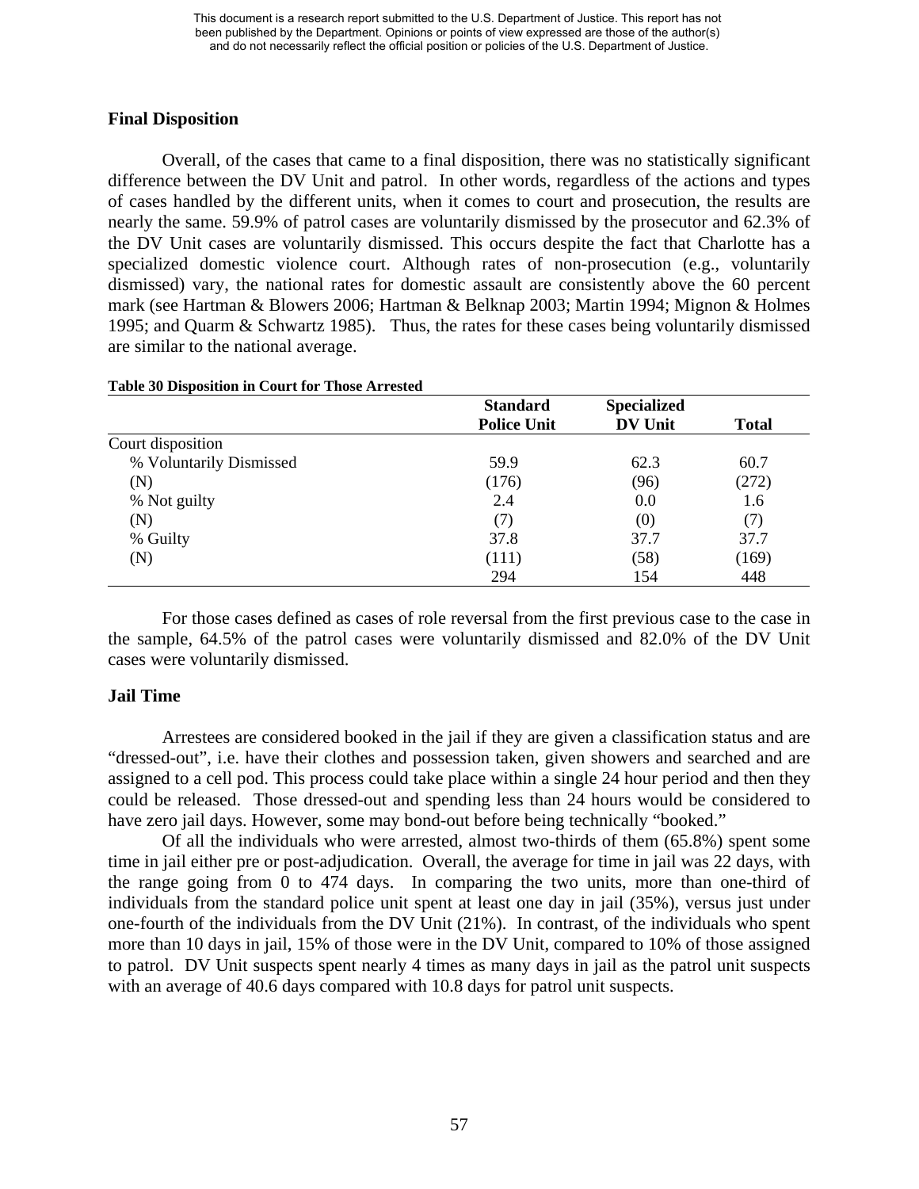### Final Disposition

Overall, of the cases that came to a final disposition, there was no statistically significant difference between the DV Unit and patrol. In other words, regardless of the actions and types of cases handled by the different units, when it comes to court and prosecution, the results are nearly the same. 59.9% of patrol cases are voluntarily dismissed by the prosecutor and 62.3% of the DV Unit cases are voluntarily dismissed. This occurs despite the fact that Charlotte has a specialized domestic violence court. Although rates of non-prosecution (e.g., voluntarily dismissed) vary, the national rates for domestic assault are consistently above the 60 percent mark (see Hartman & Blowers 2006; Hartman & Belknap 2003; Martin 1994; Mignon & Holmes 1995; and Quarm & Schwartz 1985). Thus, the rates for these cases being voluntarily dismissed are similar to the national average.

**Table 30 Disposition in Court for Those Arrested**

| | Standard Police Unit | Specialized DV Unit | Total |
|---|---|---|---|
| Court disposition | | | |
| % Voluntarily Dismissed | 59.9 | 62.3 | 60.7 |
| (N) | (176) | (96) | (272) |
| % Not guilty | 2.4 | 0.0 | 1.6 |
| (N) | (7) | (0) | (7) |
| % Guilty | 37.8 | 37.7 | 37.7 |
| (N) | (111) | (58) | (169) |
| | 294 | 154 | 448 |

For those cases defined as cases of role reversal from the first previous case to the case in the sample, 64.5% of the patrol cases were voluntarily dismissed and 82.0% of the DV Unit cases were voluntarily dismissed.

### Jail Time

Arrestees are considered booked in the jail if they are given a classification status and are "dressed-out", i.e. have their clothes and possession taken, given showers and searched and are assigned to a cell pod. This process could take place within a single 24 hour period and then they could be released. Those dressed-out and spending less than 24 hours would be considered to have zero jail days. However, some may bond-out before being technically "booked."

Of all the individuals who were arrested, almost two-thirds of them (65.8%) spent some time in jail either pre or post-adjudication. Overall, the average for time in jail was 22 days, with the range going from 0 to 474 days. In comparing the two units, more than one-third of individuals from the standard police unit spent at least one day in jail (35%), versus just under one-fourth of the individuals from the DV Unit (21%). In contrast, of the individuals who spent more than 10 days in jail, 15% of those were in the DV Unit, compared to 10% of those assigned to patrol. DV Unit suspects spent nearly 4 times as many days in jail as the patrol unit suspects with an average of 40.6 days compared with 10.8 days for patrol unit suspects.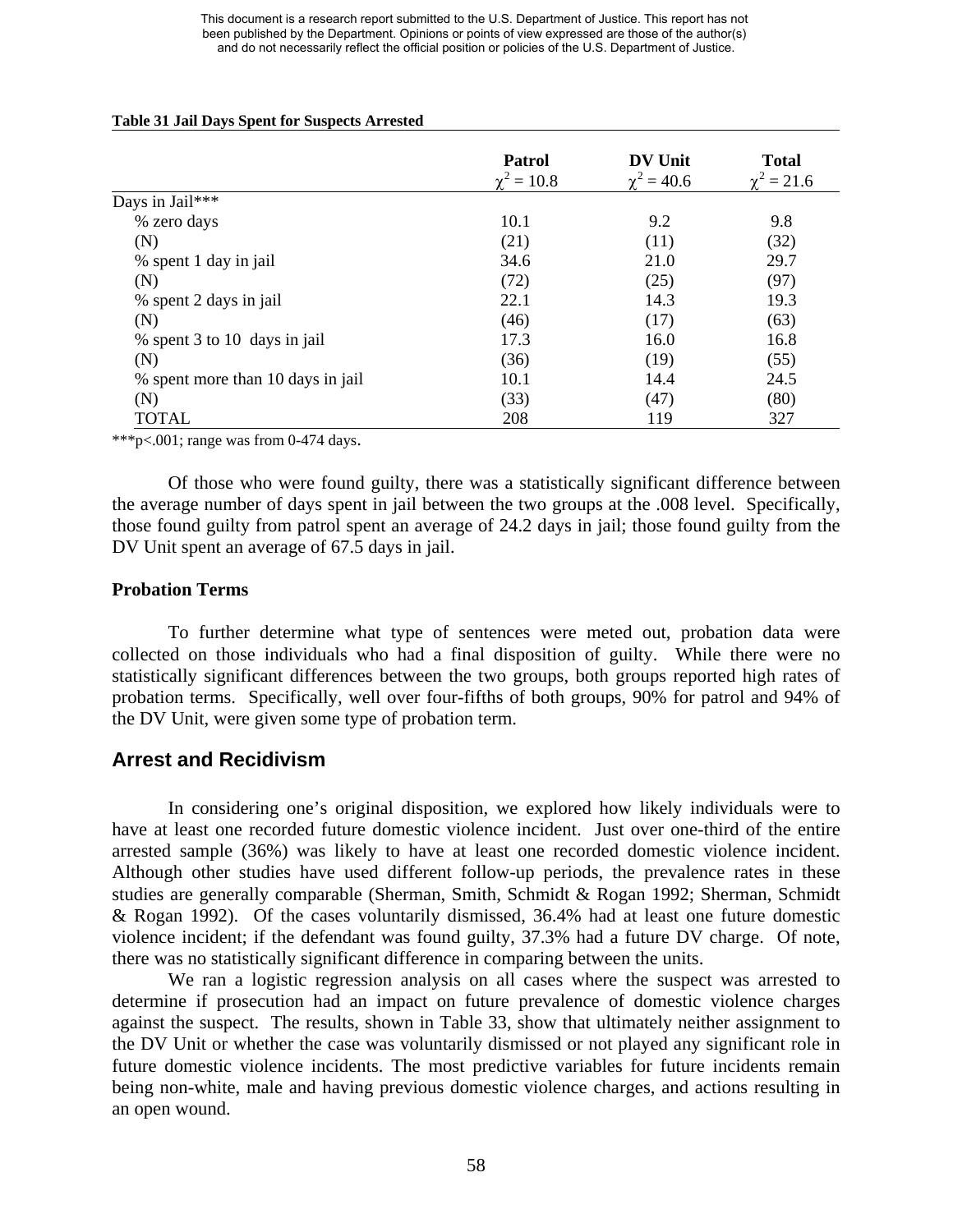This document is a research report submitted to the U.S. Department of Justice. This report has not been published by the Department. Opinions or points of view expressed are those of the author(s) and do not necessarily reflect the official position or policies of the U.S. Department of Justice.

**Table 31 Jail Days Spent for Suspects Arrested**

| | Patrol $\chi^2 = 10.8$ | DV Unit $\chi^2 = 40.6$ | Total $\chi^2 = 21.6$ |
|---|---|---|---|
| Days in Jail*** | | | |
| % zero days | 10.1 | 9.2 | 9.8 |
| (N) | (21) | (11) | (32) |
| % spent 1 day in jail | 34.6 | 21.0 | 29.7 |
| (N) | (72) | (25) | (97) |
| % spent 2 days in jail | 22.1 | 14.3 | 19.3 |
| (N) | (46) | (17) | (63) |
| % spent 3 to 10 days in jail | 17.3 | 16.0 | 16.8 |
| (N) | (36) | (19) | (55) |
| % spent more than 10 days in jail | 10.1 | 14.4 | 24.5 |
| (N) | (33) | (47) | (80) |
| TOTAL | 208 | 119 | 327 |

***p<.001; range was from 0-474 days.

Of those who were found guilty, there was a statistically significant difference between the average number of days spent in jail between the two groups at the .008 level. Specifically, those found guilty from patrol spent an average of 24.2 days in jail; those found guilty from the DV Unit spent an average of 67.5 days in jail.

### Probation Terms

To further determine what type of sentences were meted out, probation data were collected on those individuals who had a final disposition of guilty. While there were no statistically significant differences between the two groups, both groups reported high rates of probation terms. Specifically, well over four-fifths of both groups, 90% for patrol and 94% of the DV Unit, were given some type of probation term.

## Arrest and Recidivism

In considering one's original disposition, we explored how likely individuals were to have at least one recorded future domestic violence incident. Just over one-third of the entire arrested sample (36%) was likely to have at least one recorded domestic violence incident. Although other studies have used different follow-up periods, the prevalence rates in these studies are generally comparable (Sherman, Smith, Schmidt & Rogan 1992; Sherman, Schmidt & Rogan 1992). Of the cases voluntarily dismissed, 36.4% had at least one future domestic violence incident; if the defendant was found guilty, 37.3% had a future DV charge. Of note, there was no statistically significant difference in comparing between the units.

We ran a logistic regression analysis on all cases where the suspect was arrested to determine if prosecution had an impact on future prevalence of domestic violence charges against the suspect. The results, shown in Table 33, show that ultimately neither assignment to the DV Unit or whether the case was voluntarily dismissed or not played any significant role in future domestic violence incidents. The most predictive variables for future incidents remain being non-white, male and having previous domestic violence charges, and actions resulting in an open wound.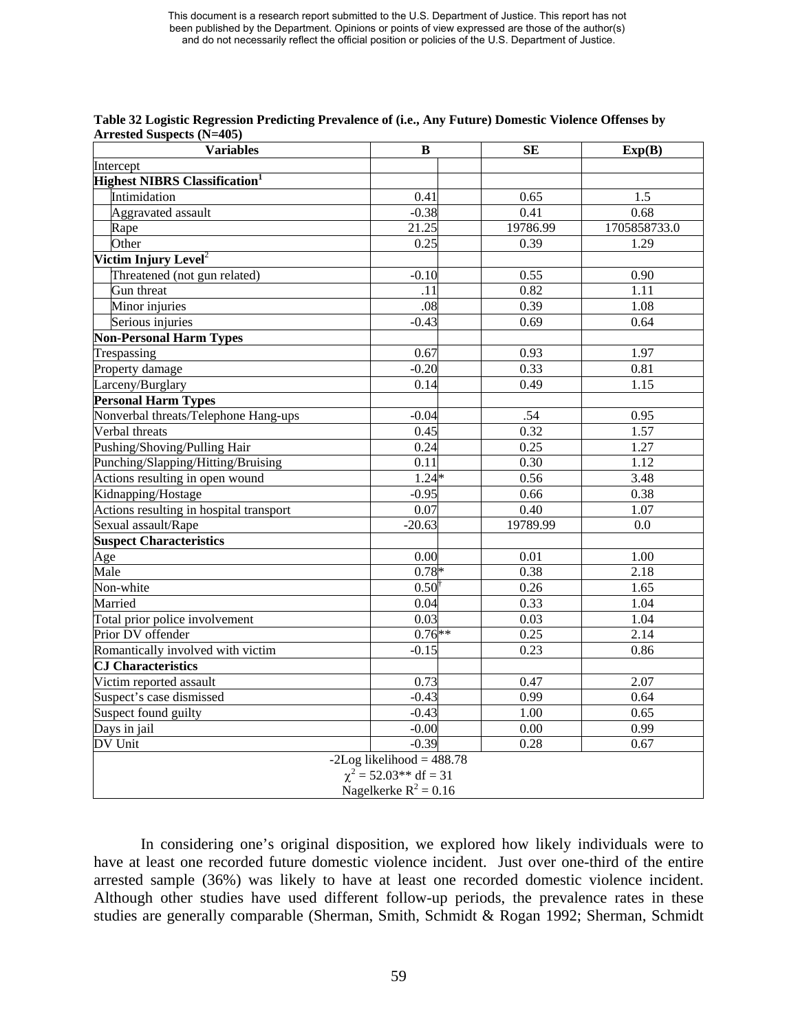This document is a research report submitted to the U.S. Department of Justice. This report has not been published by the Department. Opinions or points of view expressed are those of the author(s) and do not necessarily reflect the official position or policies of the U.S. Department of Justice.

**Table 32 Logistic Regression Predicting Prevalence of (i.e., Any Future) Domestic Violence Offenses by Arrested Suspects (N=405)**

| Variables | B | | SE | Exp(B) |
|---|---|---|---|---|
| Intercept | | | | |
| **Highest NIBRS Classification[1]** | | | | |
| Intimidation | 0.41 | | 0.65 | 1.5 |
| Aggravated assault | -0.38 | | 0.41 | 0.68 |
| Rape | 21.25 | | 19786.99 | 1705858733.0 |
| Other | 0.25 | | 0.39 | 1.29 |
| **Victim Injury Level[2]** | | | | |
| Threatened (not gun related) | -0.10 | | 0.55 | 0.90 |
| Gun threat | .11 | | 0.82 | 1.11 |
| Minor injuries | .08 | | 0.39 | 1.08 |
| Serious injuries | -0.43 | | 0.69 | 0.64 |
| **Non-Personal Harm Types** | | | | |
| Trespassing | 0.67 | | 0.93 | 1.97 |
| Property damage | -0.20 | | 0.33 | 0.81 |
| Larceny/Burglary | 0.14 | | 0.49 | 1.15 |
| **Personal Harm Types** | | | | |
| Nonverbal threats/Telephone Hang-ups | -0.04 | | .54 | 0.95 |
| Verbal threats | 0.45 | | 0.32 | 1.57 |
| Pushing/Shoving/Pulling Hair | 0.24 | | 0.25 | 1.27 |
| Punching/Slapping/Hitting/Bruising | 0.11 | | 0.30 | 1.12 |
| Actions resulting in open wound | 1.24 | * | 0.56 | 3.48 |
| Kidnapping/Hostage | -0.95 | | 0.66 | 0.38 |
| Actions resulting in hospital transport | 0.07 | | 0.40 | 1.07 |
| Sexual assault/Rape | -20.63 | | 19789.99 | 0.0 |
| **Suspect Characteristics** | | | | |
| Age | 0.00 | | 0.01 | 1.00 |
| Male | 0.78 | * | 0.38 | 2.18 |
| Non-white | 0.50 | † | 0.26 | 1.65 |
| Married | 0.04 | | 0.33 | 1.04 |
| Total prior police involvement | 0.03 | | 0.03 | 1.04 |
| Prior DV offender | 0.76 | ** | 0.25 | 2.14 |
| Romantically involved with victim | -0.15 | | 0.23 | 0.86 |
| **CJ Characteristics** | | | | |
| Victim reported assault | 0.73 | | 0.47 | 2.07 |
| Suspect's case dismissed | -0.43 | | 0.99 | 0.64 |
| Suspect found guilty | -0.43 | | 1.00 | 0.65 |
| Days in jail | -0.00 | | 0.00 | 0.99 |
| DV Unit | -0.39 | | 0.28 | 0.67 |
| -2Log likelihood = 488.78<br>$\chi^2 = 52.03$** df = 31<br>Nagelkerke $R^2 = 0.16$ | | | | |

In considering one's original disposition, we explored how likely individuals were to have at least one recorded future domestic violence incident. Just over one-third of the entire arrested sample (36%) was likely to have at least one recorded domestic violence incident. Although other studies have used different follow-up periods, the prevalence rates in these studies are generally comparable (Sherman, Smith, Schmidt & Rogan 1992; Sherman, Schmidt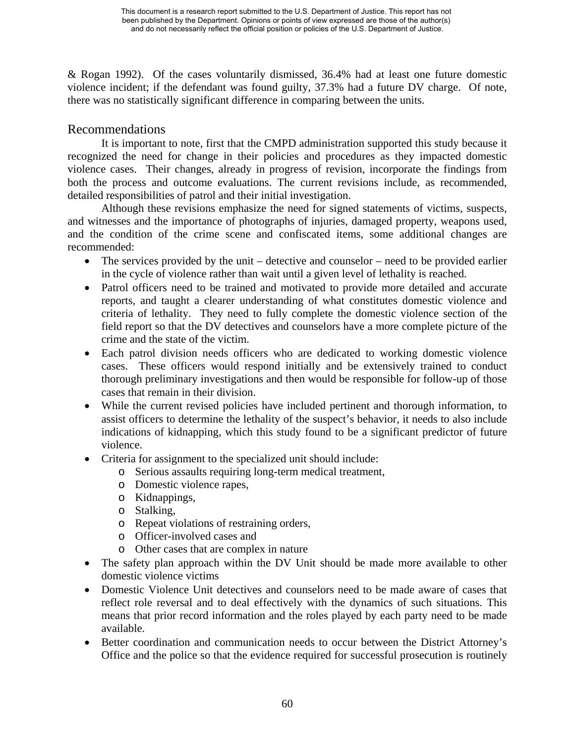& Rogan 1992). Of the cases voluntarily dismissed, 36.4% had at least one future domestic violence incident; if the defendant was found guilty, 37.3% had a future DV charge. Of note, there was no statistically significant difference in comparing between the units.

## Recommendations

It is important to note, first that the CMPD administration supported this study because it recognized the need for change in their policies and procedures as they impacted domestic violence cases. Their changes, already in progress of revision, incorporate the findings from both the process and outcome evaluations. The current revisions include, as recommended, detailed responsibilities of patrol and their initial investigation.

Although these revisions emphasize the need for signed statements of victims, suspects, and witnesses and the importance of photographs of injuries, damaged property, weapons used, and the condition of the crime scene and confiscated items, some additional changes are recommended:

- The services provided by the unit – detective and counselor – need to be provided earlier in the cycle of violence rather than wait until a given level of lethality is reached.
- Patrol officers need to be trained and motivated to provide more detailed and accurate reports, and taught a clearer understanding of what constitutes domestic violence and criteria of lethality. They need to fully complete the domestic violence section of the field report so that the DV detectives and counselors have a more complete picture of the crime and the state of the victim.
- Each patrol division needs officers who are dedicated to working domestic violence cases. These officers would respond initially and be extensively trained to conduct thorough preliminary investigations and then would be responsible for follow-up of those cases that remain in their division.
- While the current revised policies have included pertinent and thorough information, to assist officers to determine the lethality of the suspect's behavior, it needs to also include indications of kidnapping, which this study found to be a significant predictor of future violence.
- Criteria for assignment to the specialized unit should include:
  - Serious assaults requiring long-term medical treatment,
  - Domestic violence rapes,
  - Kidnappings,
  - Stalking,
  - Repeat violations of restraining orders,
  - Officer-involved cases and
  - Other cases that are complex in nature
- The safety plan approach within the DV Unit should be made more available to other domestic violence victims
- Domestic Violence Unit detectives and counselors need to be made aware of cases that reflect role reversal and to deal effectively with the dynamics of such situations. This means that prior record information and the roles played by each party need to be made available.
- Better coordination and communication needs to occur between the District Attorney's Office and the police so that the evidence required for successful prosecution is routinely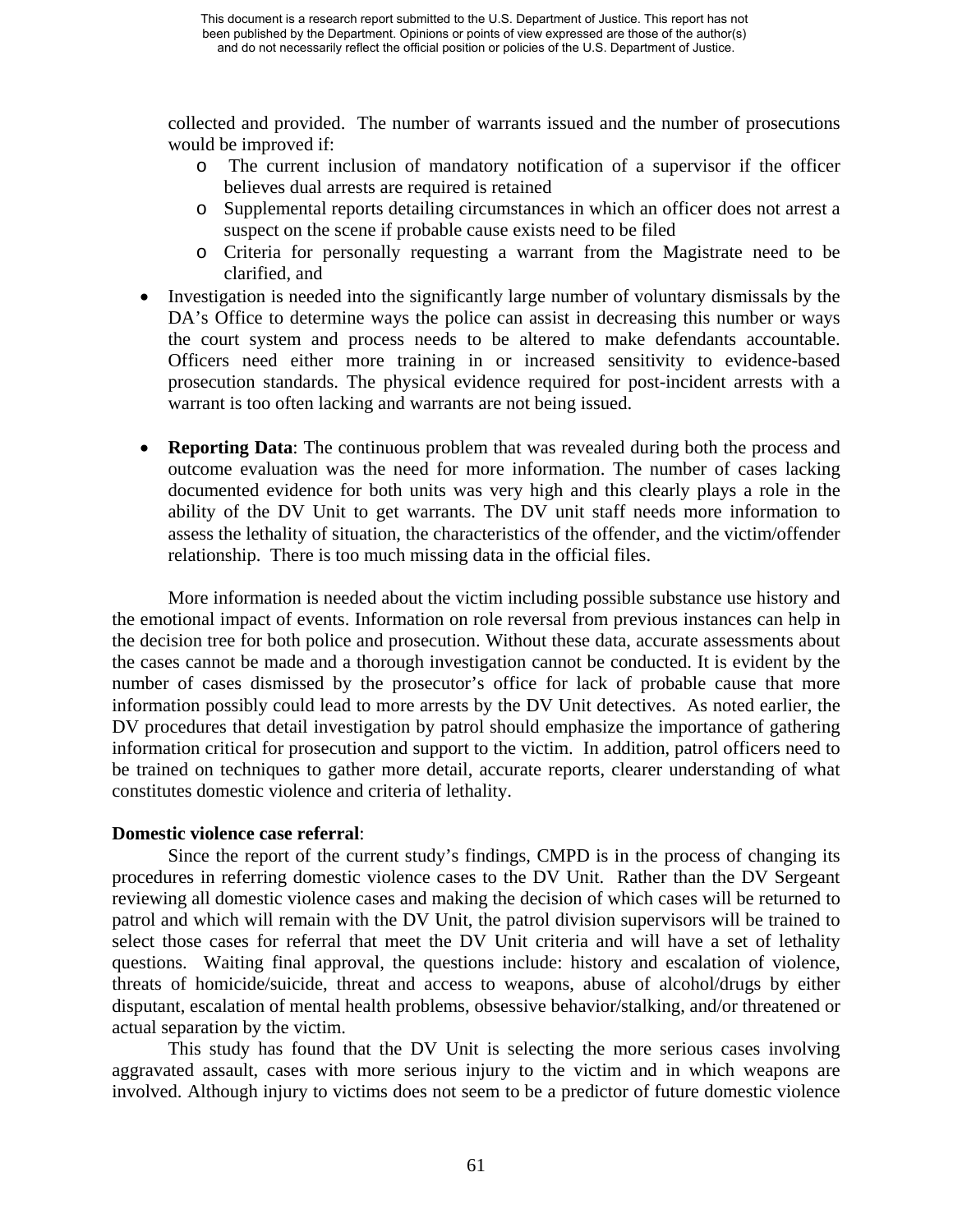collected and provided. The number of warrants issued and the number of prosecutions would be improved if:

- The current inclusion of mandatory notification of a supervisor if the officer believes dual arrests are required is retained
- Supplemental reports detailing circumstances in which an officer does not arrest a suspect on the scene if probable cause exists need to be filed
- Criteria for personally requesting a warrant from the Magistrate need to be clarified, and

- Investigation is needed into the significantly large number of voluntary dismissals by the DA's Office to determine ways the police can assist in decreasing this number or ways the court system and process needs to be altered to make defendants accountable. Officers need either more training in or increased sensitivity to evidence-based prosecution standards. The physical evidence required for post-incident arrests with a warrant is too often lacking and warrants are not being issued.

- **Reporting Data**: The continuous problem that was revealed during both the process and outcome evaluation was the need for more information. The number of cases lacking documented evidence for both units was very high and this clearly plays a role in the ability of the DV Unit to get warrants. The DV unit staff needs more information to assess the lethality of situation, the characteristics of the offender, and the victim/offender relationship. There is too much missing data in the official files.

More information is needed about the victim including possible substance use history and the emotional impact of events. Information on role reversal from previous instances can help in the decision tree for both police and prosecution. Without these data, accurate assessments about the cases cannot be made and a thorough investigation cannot be conducted. It is evident by the number of cases dismissed by the prosecutor's office for lack of probable cause that more information possibly could lead to more arrests by the DV Unit detectives. As noted earlier, the DV procedures that detail investigation by patrol should emphasize the importance of gathering information critical for prosecution and support to the victim. In addition, patrol officers need to be trained on techniques to gather more detail, accurate reports, clearer understanding of what constitutes domestic violence and criteria of lethality.

**Domestic violence case referral**:

Since the report of the current study's findings, CMPD is in the process of changing its procedures in referring domestic violence cases to the DV Unit. Rather than the DV Sergeant reviewing all domestic violence cases and making the decision of which cases will be returned to patrol and which will remain with the DV Unit, the patrol division supervisors will be trained to select those cases for referral that meet the DV Unit criteria and will have a set of lethality questions. Waiting final approval, the questions include: history and escalation of violence, threats of homicide/suicide, threat and access to weapons, abuse of alcohol/drugs by either disputant, escalation of mental health problems, obsessive behavior/stalking, and/or threatened or actual separation by the victim.

This study has found that the DV Unit is selecting the more serious cases involving aggravated assault, cases with more serious injury to the victim and in which weapons are involved. Although injury to victims does not seem to be a predictor of future domestic violence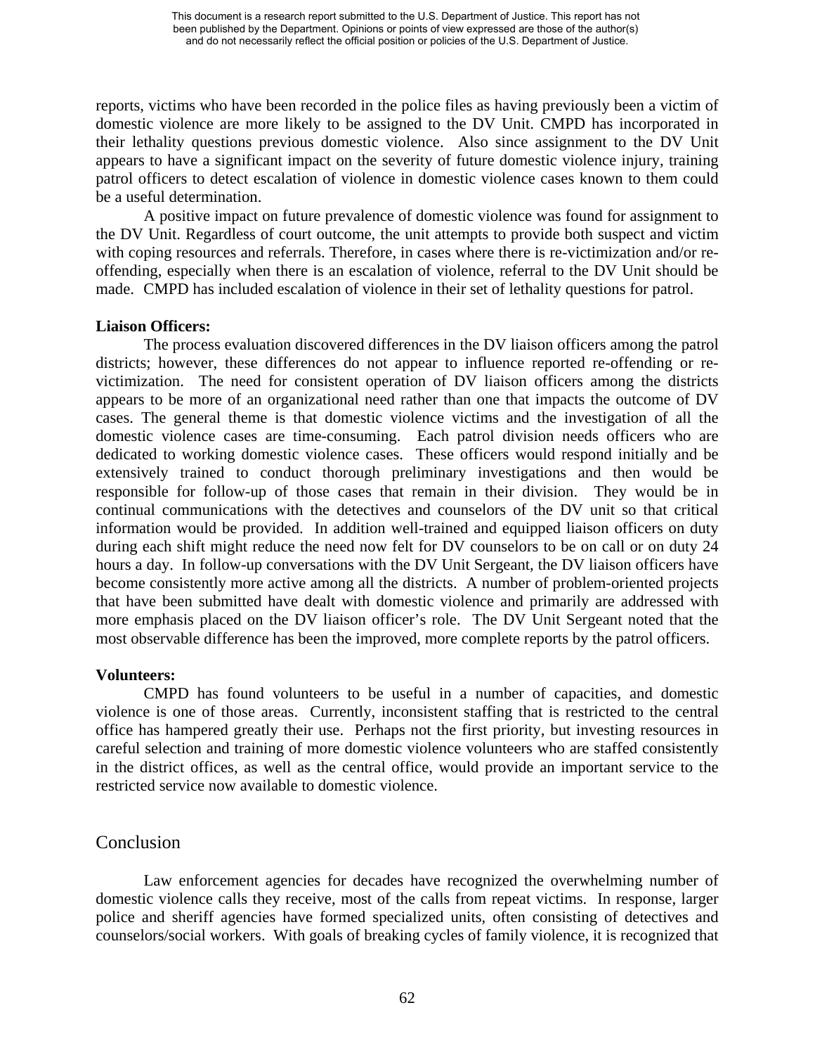reports, victims who have been recorded in the police files as having previously been a victim of domestic violence are more likely to be assigned to the DV Unit. CMPD has incorporated in their lethality questions previous domestic violence. Also since assignment to the DV Unit appears to have a significant impact on the severity of future domestic violence injury, training patrol officers to detect escalation of violence in domestic violence cases known to them could be a useful determination.

A positive impact on future prevalence of domestic violence was found for assignment to the DV Unit. Regardless of court outcome, the unit attempts to provide both suspect and victim with coping resources and referrals. Therefore, in cases where there is re-victimization and/or re-offending, especially when there is an escalation of violence, referral to the DV Unit should be made. CMPD has included escalation of violence in their set of lethality questions for patrol.

**Liaison Officers:**

The process evaluation discovered differences in the DV liaison officers among the patrol districts; however, these differences do not appear to influence reported re-offending or re-victimization. The need for consistent operation of DV liaison officers among the districts appears to be more of an organizational need rather than one that impacts the outcome of DV cases. The general theme is that domestic violence victims and the investigation of all the domestic violence cases are time-consuming. Each patrol division needs officers who are dedicated to working domestic violence cases. These officers would respond initially and be extensively trained to conduct thorough preliminary investigations and then would be responsible for follow-up of those cases that remain in their division. They would be in continual communications with the detectives and counselors of the DV unit so that critical information would be provided. In addition well-trained and equipped liaison officers on duty during each shift might reduce the need now felt for DV counselors to be on call or on duty 24 hours a day. In follow-up conversations with the DV Unit Sergeant, the DV liaison officers have become consistently more active among all the districts. A number of problem-oriented projects that have been submitted have dealt with domestic violence and primarily are addressed with more emphasis placed on the DV liaison officer's role. The DV Unit Sergeant noted that the most observable difference has been the improved, more complete reports by the patrol officers.

**Volunteers:**

CMPD has found volunteers to be useful in a number of capacities, and domestic violence is one of those areas. Currently, inconsistent staffing that is restricted to the central office has hampered greatly their use. Perhaps not the first priority, but investing resources in careful selection and training of more domestic violence volunteers who are staffed consistently in the district offices, as well as the central office, would provide an important service to the restricted service now available to domestic violence.

## Conclusion

Law enforcement agencies for decades have recognized the overwhelming number of domestic violence calls they receive, most of the calls from repeat victims. In response, larger police and sheriff agencies have formed specialized units, often consisting of detectives and counselors/social workers. With goals of breaking cycles of family violence, it is recognized that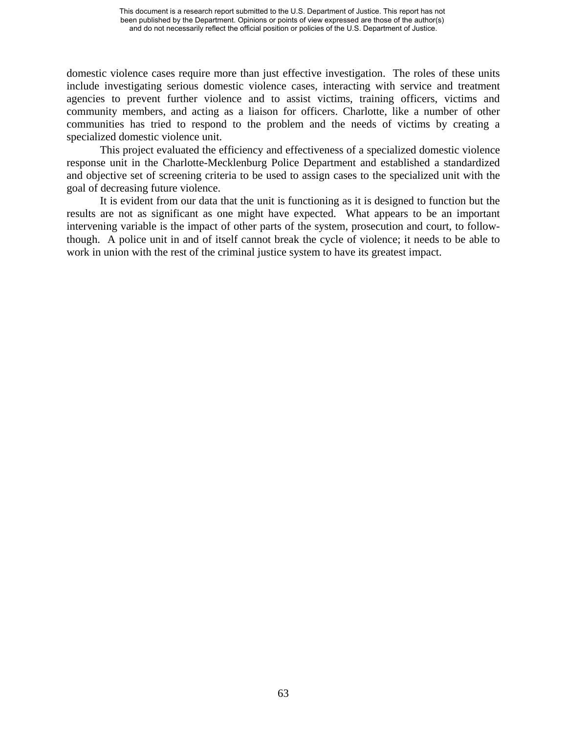domestic violence cases require more than just effective investigation. The roles of these units include investigating serious domestic violence cases, interacting with service and treatment agencies to prevent further violence and to assist victims, training officers, victims and community members, and acting as a liaison for officers. Charlotte, like a number of other communities has tried to respond to the problem and the needs of victims by creating a specialized domestic violence unit.

This project evaluated the efficiency and effectiveness of a specialized domestic violence response unit in the Charlotte-Mecklenburg Police Department and established a standardized and objective set of screening criteria to be used to assign cases to the specialized unit with the goal of decreasing future violence.

It is evident from our data that the unit is functioning as it is designed to function but the results are not as significant as one might have expected. What appears to be an important intervening variable is the impact of other parts of the system, prosecution and court, to follow-though. A police unit in and of itself cannot break the cycle of violence; it needs to be able to work in union with the rest of the criminal justice system to have its greatest impact.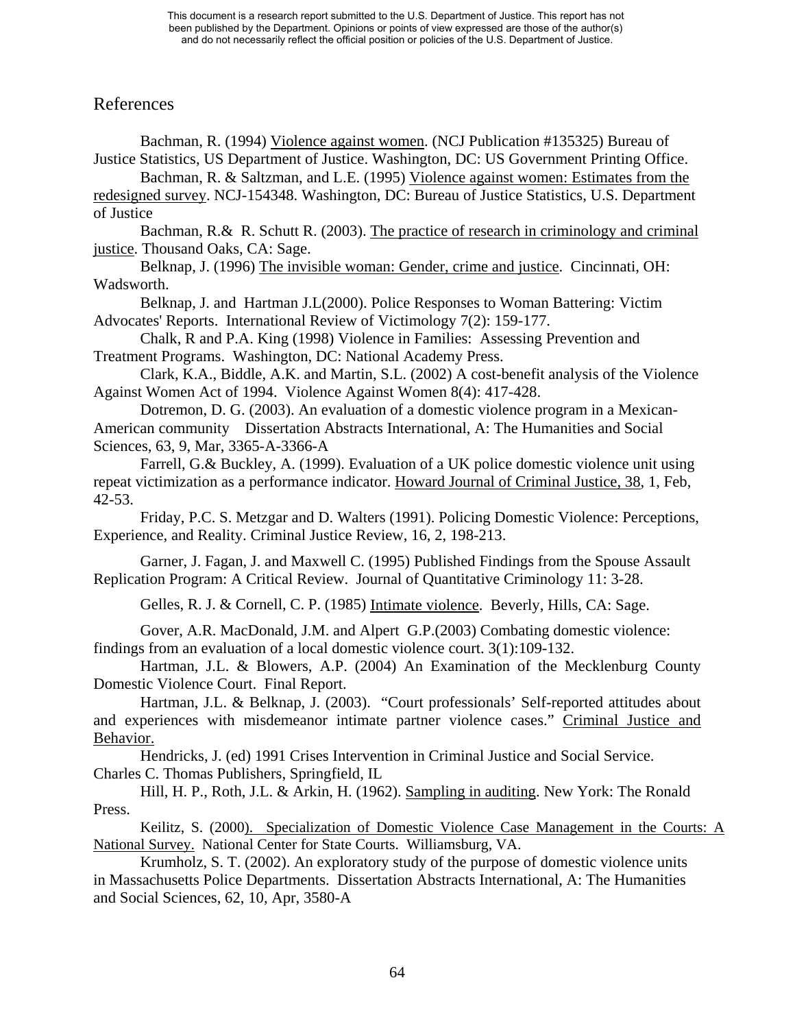# References

Bachman, R. (1994) Violence against women. (NCJ Publication #135325) Bureau of Justice Statistics, US Department of Justice. Washington, DC: US Government Printing Office.

Bachman, R. & Saltzman, and L.E. (1995) Violence against women: Estimates from the redesigned survey. NCJ-154348. Washington, DC: Bureau of Justice Statistics, U.S. Department of Justice

Bachman, R.& R. Schutt R. (2003). The practice of research in criminology and criminal justice. Thousand Oaks, CA: Sage.

Belknap, J. (1996) The invisible woman: Gender, crime and justice. Cincinnati, OH: Wadsworth.

Belknap, J. and Hartman J.L(2000). Police Responses to Woman Battering: Victim Advocates' Reports. International Review of Victimology 7(2): 159-177.

Chalk, R and P.A. King (1998) Violence in Families: Assessing Prevention and Treatment Programs. Washington, DC: National Academy Press.

Clark, K.A., Biddle, A.K. and Martin, S.L. (2002) A cost-benefit analysis of the Violence Against Women Act of 1994. Violence Against Women 8(4): 417-428.

Dotremon, D. G. (2003). An evaluation of a domestic violence program in a Mexican-American community Dissertation Abstracts International, A: The Humanities and Social Sciences, 63, 9, Mar, 3365-A-3366-A

Farrell, G.& Buckley, A. (1999). Evaluation of a UK police domestic violence unit using repeat victimization as a performance indicator. Howard Journal of Criminal Justice, 38, 1, Feb, 42-53.

Friday, P.C. S. Metzgar and D. Walters (1991). Policing Domestic Violence: Perceptions, Experience, and Reality. Criminal Justice Review, 16, 2, 198-213.

Garner, J. Fagan, J. and Maxwell C. (1995) Published Findings from the Spouse Assault Replication Program: A Critical Review. Journal of Quantitative Criminology 11: 3-28.

Gelles, R. J. & Cornell, C. P. (1985) Intimate violence. Beverly, Hills, CA: Sage.

Gover, A.R. MacDonald, J.M. and Alpert G.P.(2003) Combating domestic violence: findings from an evaluation of a local domestic violence court. 3(1):109-132.

Hartman, J.L. & Blowers, A.P. (2004) An Examination of the Mecklenburg County Domestic Violence Court. Final Report.

Hartman, J.L. & Belknap, J. (2003). "Court professionals' Self-reported attitudes about and experiences with misdemeanor intimate partner violence cases." Criminal Justice and Behavior.

Hendricks, J. (ed) 1991 Crises Intervention in Criminal Justice and Social Service. Charles C. Thomas Publishers, Springfield, IL

Hill, H. P., Roth, J.L. & Arkin, H. (1962). Sampling in auditing. New York: The Ronald Press.

Keilitz, S. (2000). Specialization of Domestic Violence Case Management in the Courts: A National Survey. National Center for State Courts. Williamsburg, VA.

Krumholz, S. T. (2002). An exploratory study of the purpose of domestic violence units in Massachusetts Police Departments. Dissertation Abstracts International, A: The Humanities and Social Sciences, 62, 10, Apr, 3580-A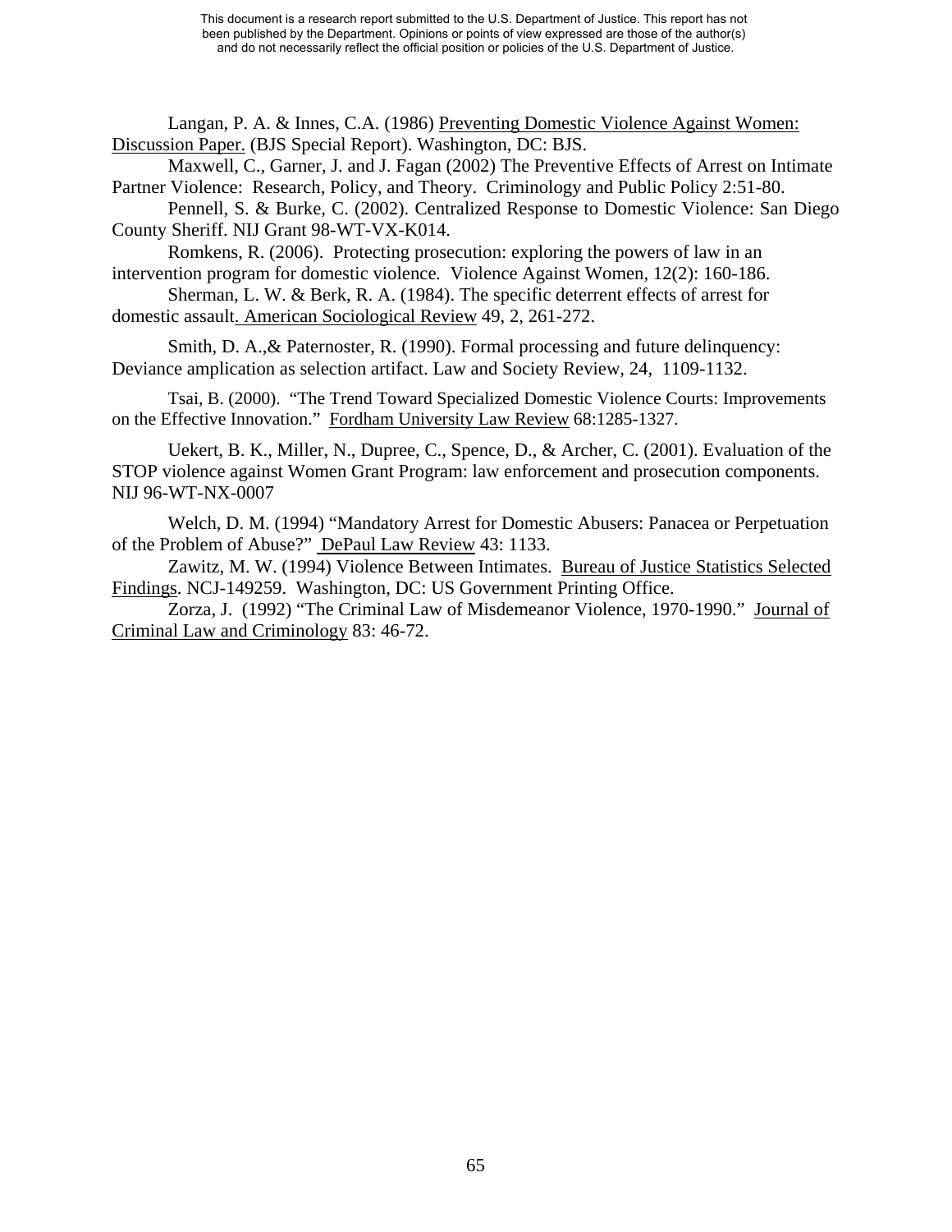Langan, P. A. & Innes, C.A. (1986) Preventing Domestic Violence Against Women: Discussion Paper. (BJS Special Report). Washington, DC: BJS.

Maxwell, C., Garner, J. and J. Fagan (2002) The Preventive Effects of Arrest on Intimate Partner Violence: Research, Policy, and Theory. Criminology and Public Policy 2:51-80.

Pennell, S. & Burke, C. (2002). Centralized Response to Domestic Violence: San Diego County Sheriff. NIJ Grant 98-WT-VX-K014.

Romkens, R. (2006). Protecting prosecution: exploring the powers of law in an intervention program for domestic violence. Violence Against Women, 12(2): 160-186.

Sherman, L. W. & Berk, R. A. (1984). The specific deterrent effects of arrest for domestic assault. American Sociological Review 49, 2, 261-272.

Smith, D. A.,& Paternoster, R. (1990). Formal processing and future delinquency: Deviance amplication as selection artifact. Law and Society Review, 24, 1109-1132.

Tsai, B. (2000). "The Trend Toward Specialized Domestic Violence Courts: Improvements on the Effective Innovation." Fordham University Law Review 68:1285-1327.

Uekert, B. K., Miller, N., Dupree, C., Spence, D., & Archer, C. (2001). Evaluation of the STOP violence against Women Grant Program: law enforcement and prosecution components. NIJ 96-WT-NX-0007

Welch, D. M. (1994) "Mandatory Arrest for Domestic Abusers: Panacea or Perpetuation of the Problem of Abuse?" DePaul Law Review 43: 1133.

Zawitz, M. W. (1994) Violence Between Intimates. Bureau of Justice Statistics Selected Findings. NCJ-149259. Washington, DC: US Government Printing Office.

Zorza, J. (1992) "The Criminal Law of Misdemeanor Violence, 1970-1990." Journal of Criminal Law and Criminology 83: 46-72.